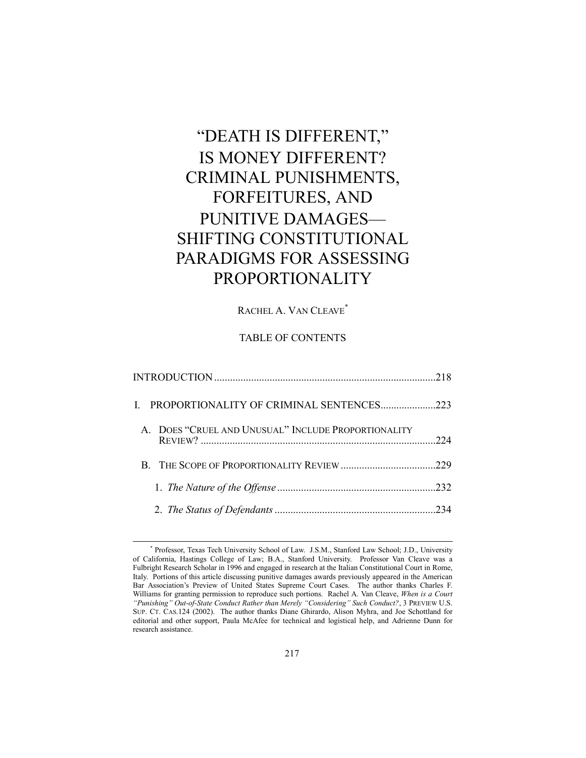# "DEATH IS DIFFERENT," IS MONEY DIFFERENT? CRIMINAL PUNISHMENTS, FORFEITURES, AND PUNITIVE DAMAGES—SHIFTING CONSTITUTIONAL PARADIGMS FOR ASSESSING PROPORTIONALITY

RACHEL A. VAN CLEAVE[*]

TABLE OF CONTENTS

INTRODUCTION ..................................................................................218

I. PROPORTIONALITY OF CRIMINAL SENTENCES.....................223

A. DOES "CRUEL AND UNUSUAL" INCLUDE PROPORTIONALITY REVIEW? ........................................................................................224

B. THE SCOPE OF PROPORTIONALITY REVIEW ....................................229

1. *The Nature of the Offense* ...........................................................232

2. *The Status of Defendants* ............................................................234

---

[*] Professor, Texas Tech University School of Law. J.S.M., Stanford Law School; J.D., University of California, Hastings College of Law; B.A., Stanford University. Professor Van Cleave was a Fulbright Research Scholar in 1996 and engaged in research at the Italian Constitutional Court in Rome, Italy. Portions of this article discussing punitive damages awards previously appeared in the American Bar Association's Preview of United States Supreme Court Cases. The author thanks Charles F. Williams for granting permission to reproduce such portions. Rachel A. Van Cleave, *When is a Court "Punishing" Out-of-State Conduct Rather than Merely "Considering" Such Conduct?*, 3 PREVIEW U.S. SUP. CT. CAS.124 (2002). The author thanks Diane Ghirardo, Alison Myhra, and Joe Schottland for editorial and other support, Paula McAfee for technical and logistical help, and Adrienne Dunn for research assistance.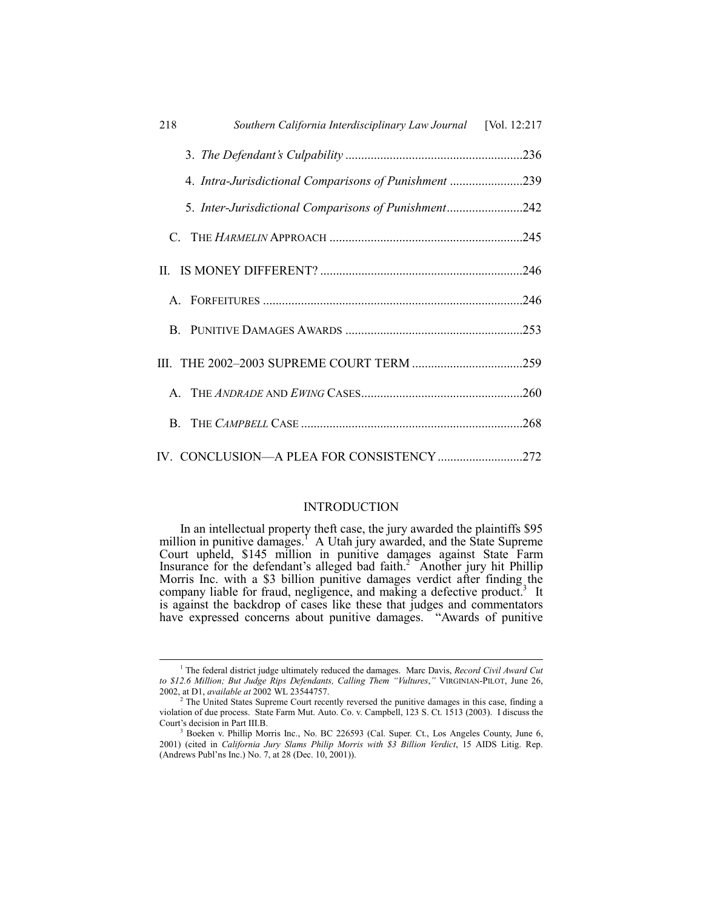3. *The Defendant's Culpability* ........................................................236

4. *Intra-Jurisdictional Comparisons of Punishment* .......................239

5. *Inter-Jurisdictional Comparisons of Punishment*........................242

C. THE *HARMELIN* APPROACH ............................................................245

II. IS MONEY DIFFERENT? ................................................................246

A. FORFEITURES .................................................................................246

B. PUNITIVE DAMAGES AWARDS .......................................................253

III. THE 2002–2003 SUPREME COURT TERM ...................................259

A. THE *ANDRADE* AND *EWING* CASES..................................................260

B. THE *CAMPBELL* CASE .....................................................................268

IV. CONCLUSION—A PLEA FOR CONSISTENCY ...........................272

## INTRODUCTION

In an intellectual property theft case, the jury awarded the plaintiffs $95 million in punitive damages.[1] A Utah jury awarded, and the State Supreme Court upheld, $145 million in punitive damages against State Farm Insurance for the defendant's alleged bad faith.[2] Another jury hit Phillip Morris Inc. with a $3 billion punitive damages verdict after finding the company liable for fraud, negligence, and making a defective product.[3] It is against the backdrop of cases like these that judges and commentators have expressed concerns about punitive damages. "Awards of punitive

---

[1] The federal district judge ultimately reduced the damages. Marc Davis, *Record Civil Award Cut to $12.6 Million; But Judge Rips Defendants, Calling Them "Vultures*,*"* VIRGINIAN-PILOT, June 26, 2002, at D1, *available at* 2002 WL 23544757.

[2] The United States Supreme Court recently reversed the punitive damages in this case, finding a violation of due process. State Farm Mut. Auto. Co. v. Campbell, 123 S. Ct. 1513 (2003). I discuss the Court's decision in Part III.B.

[3] Boeken v. Phillip Morris Inc., No. BC 226593 (Cal. Super. Ct., Los Angeles County, June 6, 2001) (cited in *California Jury Slams Philip Morris with $3 Billion Verdict*, 15 AIDS Litig. Rep. (Andrews Publ'ns Inc.) No. 7, at 28 (Dec. 10, 2001)).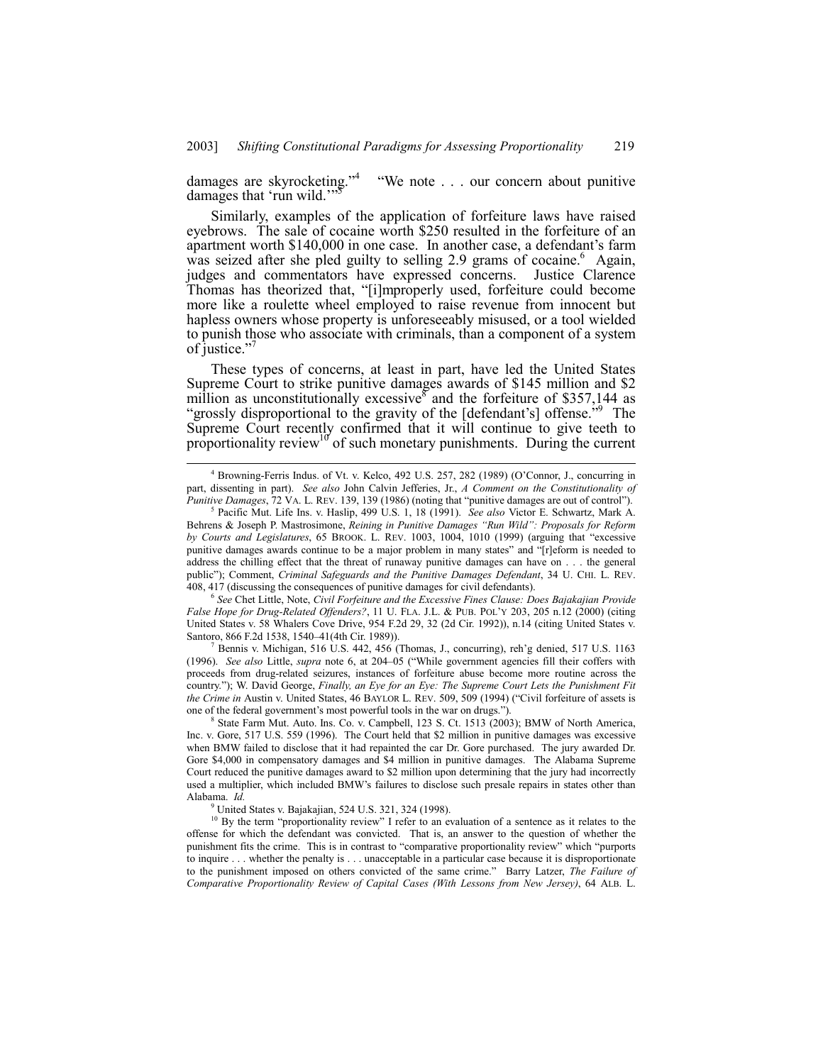damages are skyrocketing."[4] "We note . . . our concern about punitive damages that 'run wild.'"[5]

Similarly, examples of the application of forfeiture laws have raised eyebrows. The sale of cocaine worth $250 resulted in the forfeiture of an apartment worth $140,000 in one case. In another case, a defendant's farm was seized after she pled guilty to selling 2.9 grams of cocaine.[6] Again, judges and commentators have expressed concerns. Justice Clarence Thomas has theorized that, "[i]mproperly used, forfeiture could become more like a roulette wheel employed to raise revenue from innocent but hapless owners whose property is unforeseeably misused, or a tool wielded to punish those who associate with criminals, than a component of a system of justice."[7]

These types of concerns, at least in part, have led the United States Supreme Court to strike punitive damages awards of $145 million and $2 million as unconstitutionally excessive[8] and the forfeiture of $357,144 as "grossly disproportional to the gravity of the [defendant's] offense."[9] The Supreme Court recently confirmed that it will continue to give teeth to proportionality review[10] of such monetary punishments. During the current

---

[4] Browning-Ferris Indus. of Vt. v. Kelco, 492 U.S. 257, 282 (1989) (O'Connor, J., concurring in part, dissenting in part). *See also* John Calvin Jefferies, Jr., *A Comment on the Constitutionality of Punitive Damages*, 72 VA. L. REV. 139, 139 (1986) (noting that "punitive damages are out of control").

[5] Pacific Mut. Life Ins. v. Haslip, 499 U.S. 1, 18 (1991). *See also* Victor E. Schwartz, Mark A. Behrens & Joseph P. Mastrosimone, *Reining in Punitive Damages "Run Wild": Proposals for Reform by Courts and Legislatures*, 65 BROOK. L. REV. 1003, 1004, 1010 (1999) (arguing that "excessive punitive damages awards continue to be a major problem in many states" and "[r]eform is needed to address the chilling effect that the threat of runaway punitive damages can have on . . . the general public"); Comment, *Criminal Safeguards and the Punitive Damages Defendant*, 34 U. CHI. L. REV. 408, 417 (discussing the consequences of punitive damages for civil defendants).

[6] *See* Chet Little, Note, *Civil Forfeiture and the Excessive Fines Clause: Does Bajakajian Provide False Hope for Drug-Related Offenders?*, 11 U. FLA. J.L. & PUB. POL'Y 203, 205 n.12 (2000) (citing United States v. 58 Whalers Cove Drive, 954 F.2d 29, 32 (2d Cir. 1992)), n.14 (citing United States v. Santoro, 866 F.2d 1538, 1540–41(4th Cir. 1989)).

[7] Bennis v. Michigan, 516 U.S. 442, 456 (Thomas, J., concurring), reh'g denied, 517 U.S. 1163 (1996). *See also* Little, *supra* note 6, at 204–05 ("While government agencies fill their coffers with proceeds from drug-related seizures, instances of forfeiture abuse become more routine across the country."); W. David George, *Finally, an Eye for an Eye: The Supreme Court Lets the Punishment Fit the Crime in* Austin v. United States, 46 BAYLOR L. REV. 509, 509 (1994) ("Civil forfeiture of assets is one of the federal government's most powerful tools in the war on drugs.").

[8] State Farm Mut. Auto. Ins. Co. v. Campbell, 123 S. Ct. 1513 (2003); BMW of North America, Inc. v. Gore, 517 U.S. 559 (1996). The Court held that $2 million in punitive damages was excessive when BMW failed to disclose that it had repainted the car Dr. Gore purchased. The jury awarded Dr. Gore $4,000 in compensatory damages and $4 million in punitive damages. The Alabama Supreme Court reduced the punitive damages award to $2 million upon determining that the jury had incorrectly used a multiplier, which included BMW's failures to disclose such presale repairs in states other than Alabama. *Id.*

[9] United States v. Bajakajian, 524 U.S. 321, 324 (1998).

[10] By the term "proportionality review" I refer to an evaluation of a sentence as it relates to the offense for which the defendant was convicted. That is, an answer to the question of whether the punishment fits the crime. This is in contrast to "comparative proportionality review" which "purports to inquire . . . whether the penalty is . . . unacceptable in a particular case because it is disproportionate to the punishment imposed on others convicted of the same crime." Barry Latzer, *The Failure of Comparative Proportionality Review of Capital Cases (With Lessons from New Jersey)*, 64 ALB. L.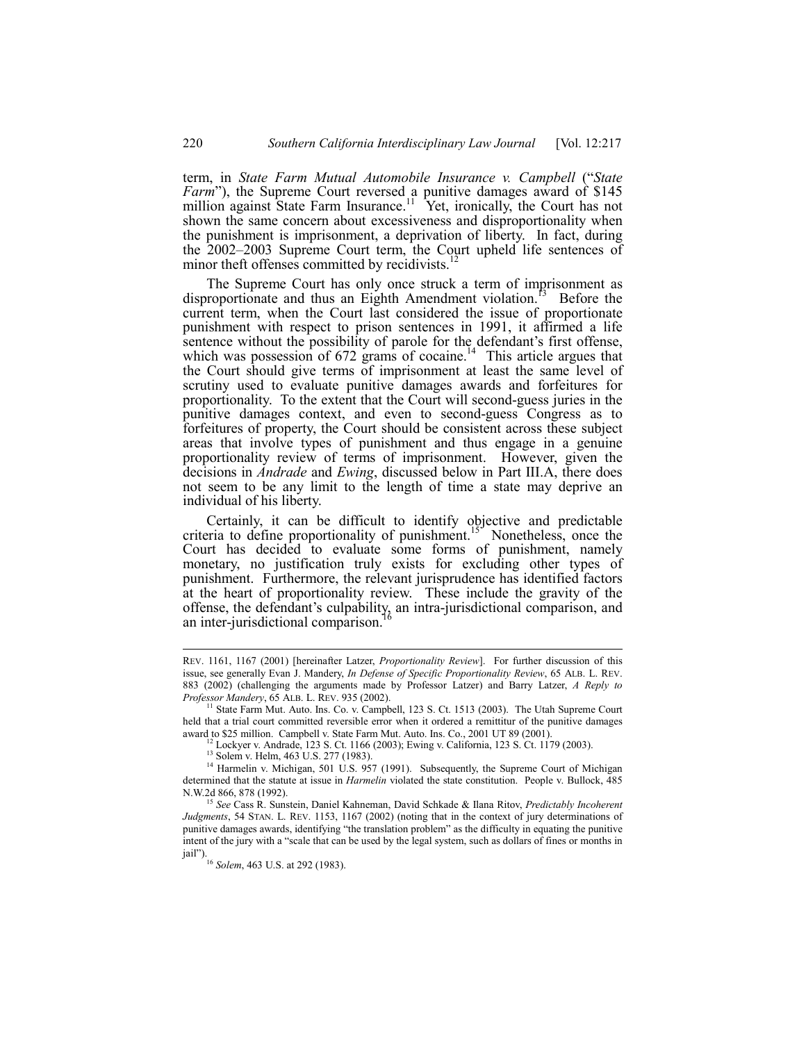term, in *State Farm Mutual Automobile Insurance v. Campbell* ("*State Farm*"), the Supreme Court reversed a punitive damages award of $145 million against State Farm Insurance.[11] Yet, ironically, the Court has not shown the same concern about excessiveness and disproportionality when the punishment is imprisonment, a deprivation of liberty. In fact, during the 2002–2003 Supreme Court term, the Court upheld life sentences of minor theft offenses committed by recidivists.[12]

The Supreme Court has only once struck a term of imprisonment as disproportionate and thus an Eighth Amendment violation.[13] Before the current term, when the Court last considered the issue of proportionate punishment with respect to prison sentences in 1991, it affirmed a life sentence without the possibility of parole for the defendant's first offense, which was possession of 672 grams of cocaine.[14] This article argues that the Court should give terms of imprisonment at least the same level of scrutiny used to evaluate punitive damages awards and forfeitures for proportionality. To the extent that the Court will second-guess juries in the punitive damages context, and even to second-guess Congress as to forfeitures of property, the Court should be consistent across these subject areas that involve types of punishment and thus engage in a genuine proportionality review of terms of imprisonment. However, given the decisions in *Andrade* and *Ewing*, discussed below in Part III.A, there does not seem to be any limit to the length of time a state may deprive an individual of his liberty.

Certainly, it can be difficult to identify objective and predictable criteria to define proportionality of punishment.[15] Nonetheless, once the Court has decided to evaluate some forms of punishment, namely monetary, no justification truly exists for excluding other types of punishment. Furthermore, the relevant jurisprudence has identified factors at the heart of proportionality review. These include the gravity of the offense, the defendant's culpability, an intra-jurisdictional comparison, and an inter-jurisdictional comparison.[16]

---

REV. 1161, 1167 (2001) [hereinafter Latzer, *Proportionality Review*]. For further discussion of this issue, see generally Evan J. Mandery, *In Defense of Specific Proportionality Review*, 65 ALB. L. REV. 883 (2002) (challenging the arguments made by Professor Latzer) and Barry Latzer, *A Reply to Professor Mandery*, 65 ALB. L. REV. 935 (2002).

[11] State Farm Mut. Auto. Ins. Co. v. Campbell, 123 S. Ct. 1513 (2003). The Utah Supreme Court held that a trial court committed reversible error when it ordered a remittitur of the punitive damages award to $25 million. Campbell v. State Farm Mut. Auto. Ins. Co., 2001 UT 89 (2001).

[12] Lockyer v. Andrade, 123 S. Ct. 1166 (2003); Ewing v. California, 123 S. Ct. 1179 (2003).

[13] Solem v. Helm, 463 U.S. 277 (1983).

[14] Harmelin v. Michigan, 501 U.S. 957 (1991). Subsequently, the Supreme Court of Michigan determined that the statute at issue in *Harmelin* violated the state constitution. People v. Bullock, 485 N.W.2d 866, 878 (1992).

[15] *See* Cass R. Sunstein, Daniel Kahneman, David Schkade & Ilana Ritov, *Predictably Incoherent Judgments*, 54 STAN. L. REV. 1153, 1167 (2002) (noting that in the context of jury determinations of punitive damages awards, identifying "the translation problem" as the difficulty in equating the punitive intent of the jury with a "scale that can be used by the legal system, such as dollars of fines or months in jail").

[16] *Solem*, 463 U.S. at 292 (1983).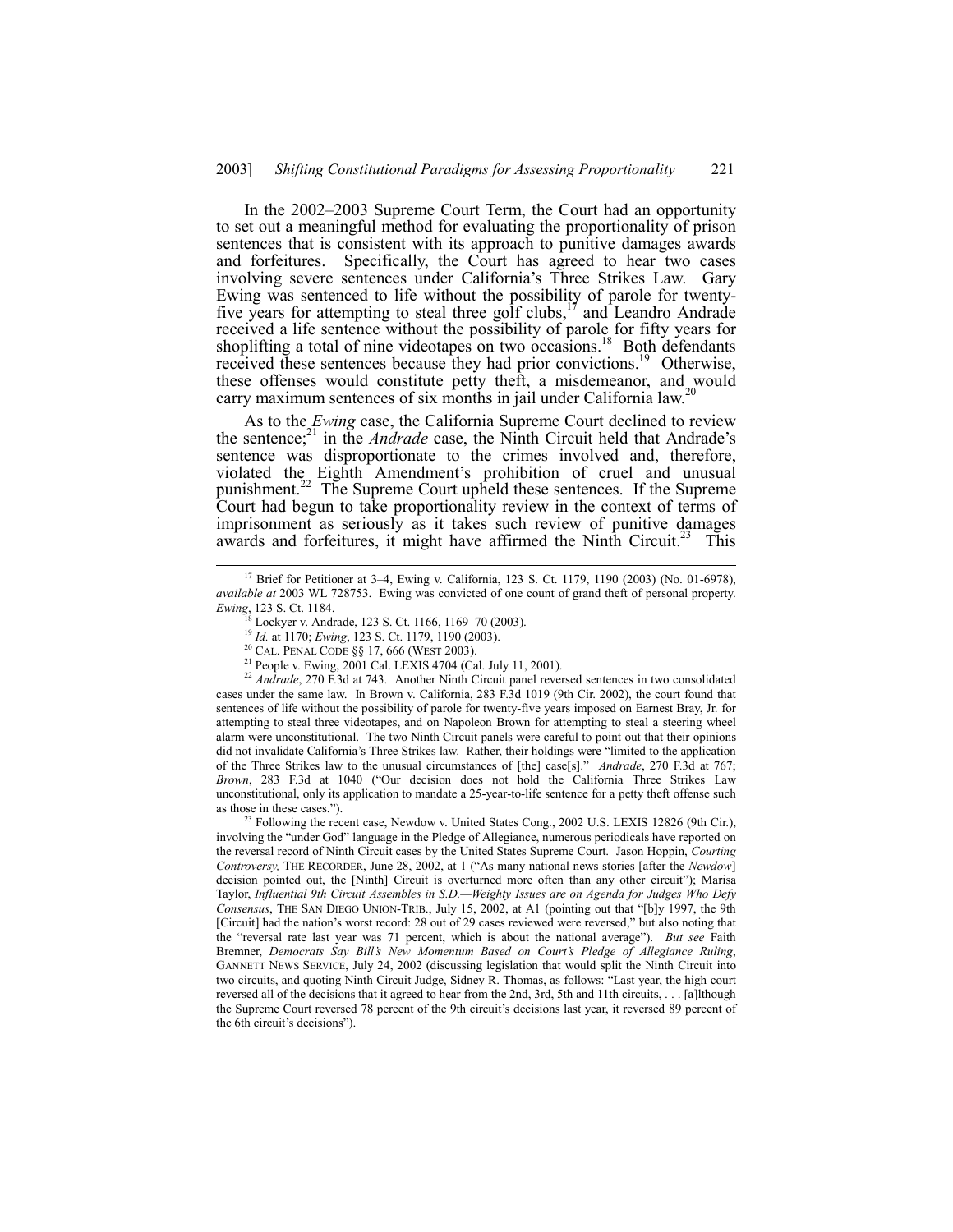In the 2002–2003 Supreme Court Term, the Court had an opportunity to set out a meaningful method for evaluating the proportionality of prison sentences that is consistent with its approach to punitive damages awards and forfeitures. Specifically, the Court has agreed to hear two cases involving severe sentences under California's Three Strikes Law. Gary Ewing was sentenced to life without the possibility of parole for twenty-five years for attempting to steal three golf clubs,[17] and Leandro Andrade received a life sentence without the possibility of parole for fifty years for shoplifting a total of nine videotapes on two occasions.[18] Both defendants received these sentences because they had prior convictions.[19] Otherwise, these offenses would constitute petty theft, a misdemeanor, and would carry maximum sentences of six months in jail under California law.[20]

As to the *Ewing* case, the California Supreme Court declined to review the sentence;[21] in the *Andrade* case, the Ninth Circuit held that Andrade's sentence was disproportionate to the crimes involved and, therefore, violated the Eighth Amendment's prohibition of cruel and unusual punishment.[22] The Supreme Court upheld these sentences. If the Supreme Court had begun to take proportionality review in the context of terms of imprisonment as seriously as it takes such review of punitive damages awards and forfeitures, it might have affirmed the Ninth Circuit.[23] This

[17] Brief for Petitioner at 3–4, Ewing v. California, 123 S. Ct. 1179, 1190 (2003) (No. 01-6978), *available at* 2003 WL 728753. Ewing was convicted of one count of grand theft of personal property. *Ewing*, 123 S. Ct. 1184.

[18] Lockyer v. Andrade, 123 S. Ct. 1166, 1169–70 (2003).

[19] *Id.* at 1170; *Ewing*, 123 S. Ct. 1179, 1190 (2003).

[20] CAL. PENAL CODE §§ 17, 666 (WEST 2003).

[21] People v. Ewing, 2001 Cal. LEXIS 4704 (Cal. July 11, 2001).

[22] *Andrade*, 270 F.3d at 743. Another Ninth Circuit panel reversed sentences in two consolidated cases under the same law. In Brown v. California, 283 F.3d 1019 (9th Cir. 2002), the court found that sentences of life without the possibility of parole for twenty-five years imposed on Earnest Bray, Jr. for attempting to steal three videotapes, and on Napoleon Brown for attempting to steal a steering wheel alarm were unconstitutional. The two Ninth Circuit panels were careful to point out that their opinions did not invalidate California's Three Strikes law. Rather, their holdings were "limited to the application of the Three Strikes law to the unusual circumstances of [the] case[s]." *Andrade*, 270 F.3d at 767; *Brown*, 283 F.3d at 1040 ("Our decision does not hold the California Three Strikes Law unconstitutional, only its application to mandate a 25-year-to-life sentence for a petty theft offense such as those in these cases.").

[23] Following the recent case, Newdow v. United States Cong., 2002 U.S. LEXIS 12826 (9th Cir.), involving the "under God" language in the Pledge of Allegiance, numerous periodicals have reported on the reversal record of Ninth Circuit cases by the United States Supreme Court. Jason Hoppin, *Courting Controversy,* THE RECORDER, June 28, 2002, at 1 ("As many national news stories [after the *Newdow*] decision pointed out, the [Ninth] Circuit is overturned more often than any other circuit"); Marisa Taylor, *Influential 9th Circuit Assembles in S.D.—Weighty Issues are on Agenda for Judges Who Defy Consensus*, THE SAN DIEGO UNION-TRIB., July 15, 2002, at A1 (pointing out that "[b]y 1997, the 9th [Circuit] had the nation's worst record: 28 out of 29 cases reviewed were reversed," but also noting that the "reversal rate last year was 71 percent, which is about the national average"). *But see* Faith Bremner, *Democrats Say Bill's New Momentum Based on Court's Pledge of Allegiance Ruling*, GANNETT NEWS SERVICE, July 24, 2002 (discussing legislation that would split the Ninth Circuit into two circuits, and quoting Ninth Circuit Judge, Sidney R. Thomas, as follows: "Last year, the high court reversed all of the decisions that it agreed to hear from the 2nd, 3rd, 5th and 11th circuits, . . . [a]lthough the Supreme Court reversed 78 percent of the 9th circuit's decisions last year, it reversed 89 percent of the 6th circuit's decisions").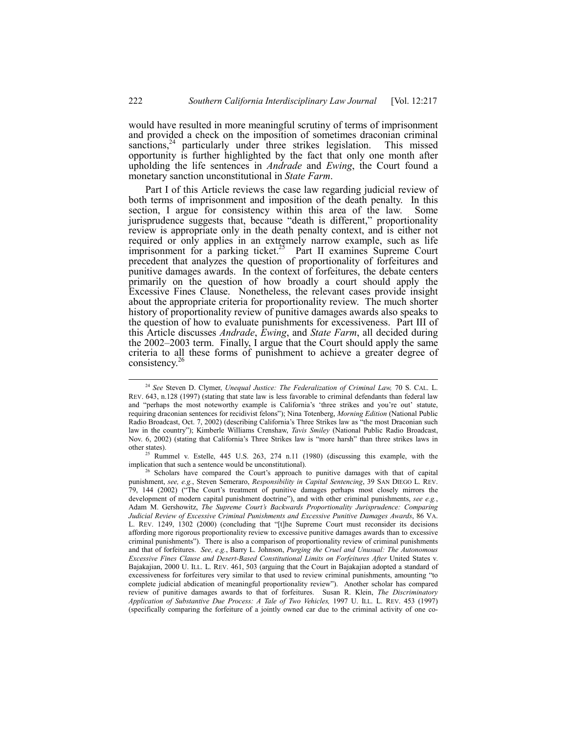would have resulted in more meaningful scrutiny of terms of imprisonment and provided a check on the imposition of sometimes draconian criminal sanctions,[24] particularly under three strikes legislation. This missed opportunity is further highlighted by the fact that only one month after upholding the life sentences in *Andrade* and *Ewing*, the Court found a monetary sanction unconstitutional in *State Farm*.

Part I of this Article reviews the case law regarding judicial review of both terms of imprisonment and imposition of the death penalty. In this section, I argue for consistency within this area of the law. Some jurisprudence suggests that, because "death is different," proportionality review is appropriate only in the death penalty context, and is either not required or only applies in an extremely narrow example, such as life imprisonment for a parking ticket.[25] Part II examines Supreme Court precedent that analyzes the question of proportionality of forfeitures and punitive damages awards. In the context of forfeitures, the debate centers primarily on the question of how broadly a court should apply the Excessive Fines Clause. Nonetheless, the relevant cases provide insight about the appropriate criteria for proportionality review. The much shorter history of proportionality review of punitive damages awards also speaks to the question of how to evaluate punishments for excessiveness. Part III of this Article discusses *Andrade*, *Ewing*, and *State Farm*, all decided during the 2002–2003 term. Finally, I argue that the Court should apply the same criteria to all these forms of punishment to achieve a greater degree of consistency.[26]

---

[24] *See* Steven D. Clymer, *Unequal Justice: The Federalization of Criminal Law,* 70 S. CAL. L. REV. 643, n.128 (1997) (stating that state law is less favorable to criminal defendants than federal law and "perhaps the most noteworthy example is California's 'three strikes and you're out' statute, requiring draconian sentences for recidivist felons"); Nina Totenberg, *Morning Edition* (National Public Radio Broadcast, Oct. 7, 2002) (describing California's Three Strikes law as "the most Draconian such law in the country"); Kimberle Williams Crenshaw, *Tavis Smiley* (National Public Radio Broadcast, Nov. 6, 2002) (stating that California's Three Strikes law is "more harsh" than three strikes laws in other states).

[25] Rummel v. Estelle, 445 U.S. 263, 274 n.11 (1980) (discussing this example, with the implication that such a sentence would be unconstitutional).

[26] Scholars have compared the Court's approach to punitive damages with that of capital punishment, *see, e.g.*, Steven Semeraro, *Responsibility in Capital Sentencing*, 39 SAN DIEGO L. REV. 79, 144 (2002) ("The Court's treatment of punitive damages perhaps most closely mirrors the development of modern capital punishment doctrine"), and with other criminal punishments, *see e.g.*, Adam M. Gershowitz, *The Supreme Court's Backwards Proportionality Jurisprudence: Comparing Judicial Review of Excessive Criminal Punishments and Excessive Punitive Damages Awards*, 86 VA. L. REV. 1249, 1302 (2000) (concluding that "[t]he Supreme Court must reconsider its decisions affording more rigorous proportionality review to excessive punitive damages awards than to excessive criminal punishments"). There is also a comparison of proportionality review of criminal punishments and that of forfeitures. *See, e.g.*, Barry L. Johnson, *Purging the Cruel and Unusual: The Autonomous Excessive Fines Clause and Desert-Based Constitutional Limits on Forfeitures After* United States v. Bajakajian, 2000 U. ILL. L. REV. 461, 503 (arguing that the Court in Bajakajian adopted a standard of excessiveness for forfeitures very similar to that used to review criminal punishments, amounting "to complete judicial abdication of meaningful proportionality review"). Another scholar has compared review of punitive damages awards to that of forfeitures. Susan R. Klein, *The Discriminatory Application of Substantive Due Process: A Tale of Two Vehicles,* 1997 U. ILL. L. REV. 453 (1997) (specifically comparing the forfeiture of a jointly owned car due to the criminal activity of one co-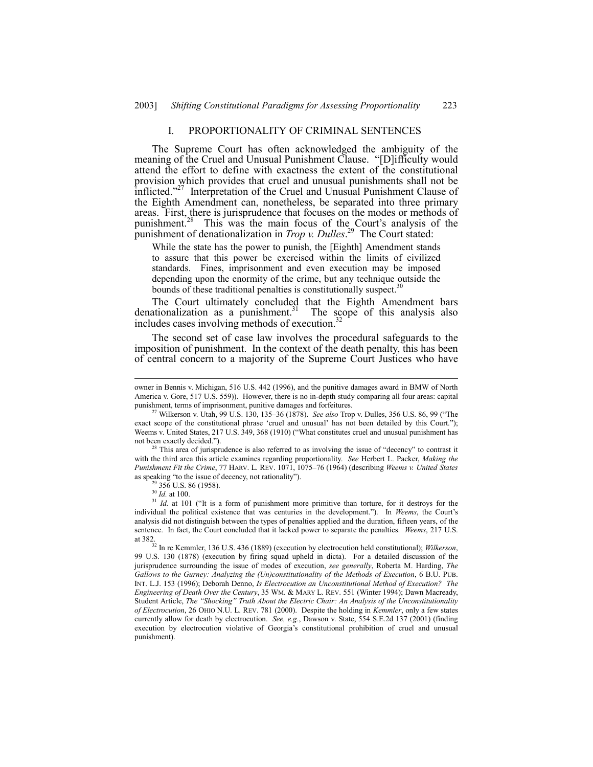## I. PROPORTIONALITY OF CRIMINAL SENTENCES

The Supreme Court has often acknowledged the ambiguity of the meaning of the Cruel and Unusual Punishment Clause. "[D]ifficulty would attend the effort to define with exactness the extent of the constitutional provision which provides that cruel and unusual punishments shall not be inflicted."[27] Interpretation of the Cruel and Unusual Punishment Clause of the Eighth Amendment can, nonetheless, be separated into three primary areas. First, there is jurisprudence that focuses on the modes or methods of punishment.[28] This was the main focus of the Court's analysis of the punishment of denationalization in *Trop v. Dulles*.[29] The Court stated:

> While the state has the power to punish, the [Eighth] Amendment stands to assure that this power be exercised within the limits of civilized standards. Fines, imprisonment and even execution may be imposed depending upon the enormity of the crime, but any technique outside the bounds of these traditional penalties is constitutionally suspect.[30]

The Court ultimately concluded that the Eighth Amendment bars denationalization as a punishment.[31] The scope of this analysis also includes cases involving methods of execution.[32]

The second set of case law involves the procedural safeguards to the imposition of punishment. In the context of the death penalty, this has been of central concern to a majority of the Supreme Court Justices who have

---

owner in Bennis v. Michigan, 516 U.S. 442 (1996), and the punitive damages award in BMW of North America v. Gore, 517 U.S. 559)). However, there is no in-depth study comparing all four areas: capital punishment, terms of imprisonment, punitive damages and forfeitures.

[27] Wilkerson v. Utah, 99 U.S. 130, 135–36 (1878). *See also* Trop v. Dulles, 356 U.S. 86, 99 ("The exact scope of the constitutional phrase 'cruel and unusual' has not been detailed by this Court."); Weems v. United States, 217 U.S. 349, 368 (1910) ("What constitutes cruel and unusual punishment has not been exactly decided.").

[28] This area of jurisprudence is also referred to as involving the issue of "decency" to contrast it with the third area this article examines regarding proportionality. *See* Herbert L. Packer, *Making the Punishment Fit the Crime*, 77 HARV. L. REV. 1071, 1075–76 (1964) (describing *Weems v. United States* as speaking "to the issue of decency, not rationality").

[29] 356 U.S. 86 (1958).

[30] *Id.* at 100.

[31] *Id.* at 101 ("It is a form of punishment more primitive than torture, for it destroys for the individual the political existence that was centuries in the development."). In *Weems*, the Court's analysis did not distinguish between the types of penalties applied and the duration, fifteen years, of the sentence. In fact, the Court concluded that it lacked power to separate the penalties. *Weems*, 217 U.S. at 382.

[32] In re Kemmler, 136 U.S. 436 (1889) (execution by electrocution held constitutional); *Wilkerson*, 99 U.S. 130 (1878) (execution by firing squad upheld in dicta). For a detailed discussion of the jurisprudence surrounding the issue of modes of execution, *see generally*, Roberta M. Harding, *The Gallows to the Gurney: Analyzing the (Un)constitutionality of the Methods of Execution*, 6 B.U. PUB. INT. L.J. 153 (1996); Deborah Denno, *Is Electrocution an Unconstitutional Method of Execution? The Engineering of Death Over the Century*, 35 WM. & MARY L. REV. 551 (Winter 1994); Dawn Macready, Student Article, *The "Shocking" Truth About the Electric Chair: An Analysis of the Unconstitutionality of Electrocution*, 26 OHIO N.U. L. REV. 781 (2000). Despite the holding in *Kemmler*, only a few states currently allow for death by electrocution. *See, e.g.*, Dawson v. State, 554 S.E.2d 137 (2001) (finding execution by electrocution violative of Georgia's constitutional prohibition of cruel and unusual punishment).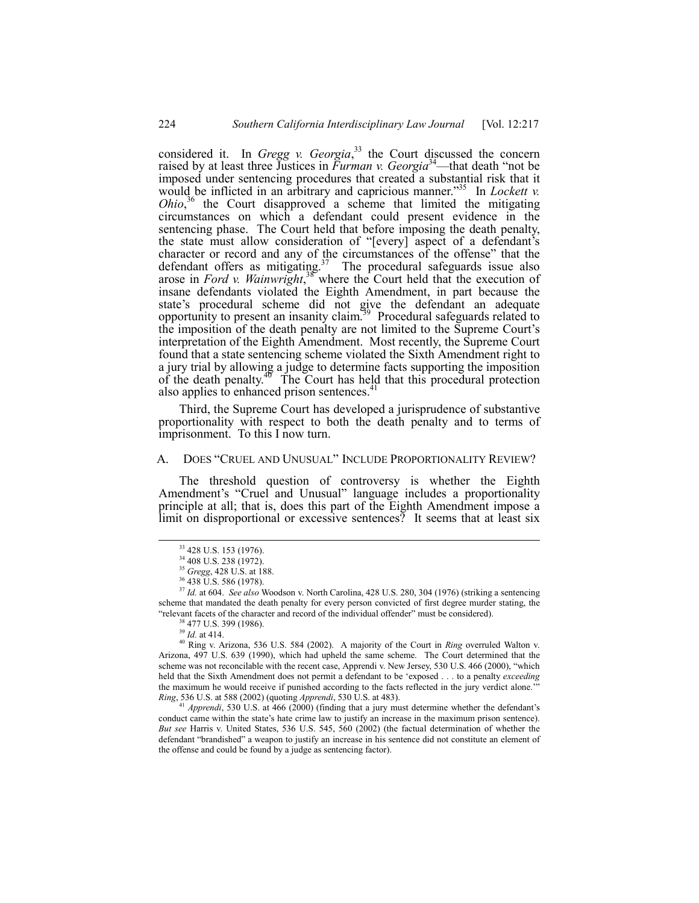considered it. In *Gregg v. Georgia*,[33] the Court discussed the concern raised by at least three Justices in *Furman v. Georgia*[34]—that death "not be imposed under sentencing procedures that created a substantial risk that it would be inflicted in an arbitrary and capricious manner."[35] In *Lockett v. Ohio*,[36] the Court disapproved a scheme that limited the mitigating circumstances on which a defendant could present evidence in the sentencing phase. The Court held that before imposing the death penalty, the state must allow consideration of "[every] aspect of a defendant's character or record and any of the circumstances of the offense" that the defendant offers as mitigating.[37] The procedural safeguards issue also arose in *Ford v. Wainwright*,[38] where the Court held that the execution of insane defendants violated the Eighth Amendment, in part because the state's procedural scheme did not give the defendant an adequate opportunity to present an insanity claim.[39] Procedural safeguards related to the imposition of the death penalty are not limited to the Supreme Court's interpretation of the Eighth Amendment. Most recently, the Supreme Court found that a state sentencing scheme violated the Sixth Amendment right to a jury trial by allowing a judge to determine facts supporting the imposition of the death penalty.[40] The Court has held that this procedural protection also applies to enhanced prison sentences.[41]

Third, the Supreme Court has developed a jurisprudence of substantive proportionality with respect to both the death penalty and to terms of imprisonment. To this I now turn.

## A. DOES "CRUEL AND UNUSUAL" INCLUDE PROPORTIONALITY REVIEW?

The threshold question of controversy is whether the Eighth Amendment's "Cruel and Unusual" language includes a proportionality principle at all; that is, does this part of the Eighth Amendment impose a limit on disproportional or excessive sentences? It seems that at least six

---

[33] 428 U.S. 153 (1976).

[34] 408 U.S. 238 (1972).

[35] *Gregg*, 428 U.S. at 188.

[36] 438 U.S. 586 (1978).

[37] *Id.* at 604. *See also* Woodson v. North Carolina, 428 U.S. 280, 304 (1976) (striking a sentencing scheme that mandated the death penalty for every person convicted of first degree murder stating, the "relevant facets of the character and record of the individual offender" must be considered).

[38] 477 U.S. 399 (1986).

[39] *Id.* at 414.

[40] Ring v. Arizona, 536 U.S. 584 (2002). A majority of the Court in *Ring* overruled Walton v. Arizona, 497 U.S. 639 (1990), which had upheld the same scheme. The Court determined that the scheme was not reconcilable with the recent case, Apprendi v. New Jersey, 530 U.S. 466 (2000), "which held that the Sixth Amendment does not permit a defendant to be 'exposed . . . to a penalty *exceeding* the maximum he would receive if punished according to the facts reflected in the jury verdict alone.'" *Ring*, 536 U.S. at 588 (2002) (quoting *Apprendi*, 530 U.S. at 483).

[41] *Apprendi*, 530 U.S. at 466 (2000) (finding that a jury must determine whether the defendant's conduct came within the state's hate crime law to justify an increase in the maximum prison sentence). *But see* Harris v. United States, 536 U.S. 545, 560 (2002) (the factual determination of whether the defendant "brandished" a weapon to justify an increase in his sentence did not constitute an element of the offense and could be found by a judge as sentencing factor).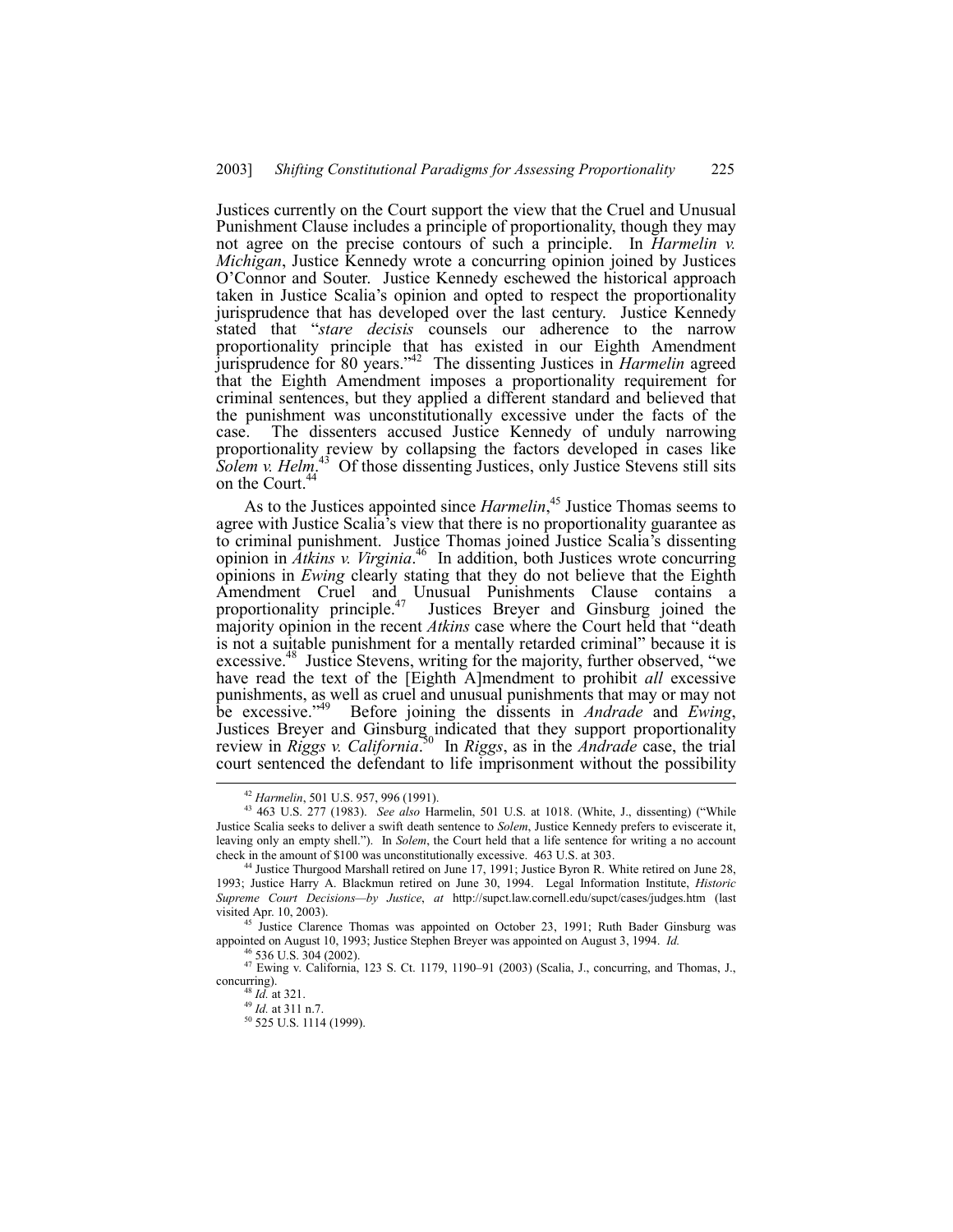Justices currently on the Court support the view that the Cruel and Unusual Punishment Clause includes a principle of proportionality, though they may not agree on the precise contours of such a principle. In *Harmelin v. Michigan*, Justice Kennedy wrote a concurring opinion joined by Justices O'Connor and Souter. Justice Kennedy eschewed the historical approach taken in Justice Scalia's opinion and opted to respect the proportionality jurisprudence that has developed over the last century. Justice Kennedy stated that "*stare decisis* counsels our adherence to the narrow proportionality principle that has existed in our Eighth Amendment jurisprudence for 80 years."[42] The dissenting Justices in *Harmelin* agreed that the Eighth Amendment imposes a proportionality requirement for criminal sentences, but they applied a different standard and believed that the punishment was unconstitutionally excessive under the facts of the case. The dissenters accused Justice Kennedy of unduly narrowing proportionality review by collapsing the factors developed in cases like *Solem v. Helm*.[43] Of those dissenting Justices, only Justice Stevens still sits on the Court.[44]

As to the Justices appointed since *Harmelin*,[45] Justice Thomas seems to agree with Justice Scalia's view that there is no proportionality guarantee as to criminal punishment. Justice Thomas joined Justice Scalia's dissenting opinion in *Atkins v. Virginia*.[46] In addition, both Justices wrote concurring opinions in *Ewing* clearly stating that they do not believe that the Eighth Amendment Cruel and Unusual Punishments Clause contains a proportionality principle.[47] Justices Breyer and Ginsburg joined the majority opinion in the recent *Atkins* case where the Court held that "death is not a suitable punishment for a mentally retarded criminal" because it is excessive.[48] Justice Stevens, writing for the majority, further observed, "we have read the text of the [Eighth A]mendment to prohibit *all* excessive punishments, as well as cruel and unusual punishments that may or may not be excessive."[49] Before joining the dissents in *Andrade* and *Ewing*, Justices Breyer and Ginsburg indicated that they support proportionality review in *Riggs v. California*.[50] In *Riggs*, as in the *Andrade* case, the trial court sentenced the defendant to life imprisonment without the possibility

---

[42] *Harmelin*, 501 U.S. 957, 996 (1991).

[43] 463 U.S. 277 (1983). *See also* Harmelin, 501 U.S. at 1018. (White, J., dissenting) ("While Justice Scalia seeks to deliver a swift death sentence to *Solem*, Justice Kennedy prefers to eviscerate it, leaving only an empty shell."). In *Solem*, the Court held that a life sentence for writing a no account check in the amount of $100 was unconstitutionally excessive. 463 U.S. at 303.

[44] Justice Thurgood Marshall retired on June 17, 1991; Justice Byron R. White retired on June 28, 1993; Justice Harry A. Blackmun retired on June 30, 1994. Legal Information Institute, *Historic Supreme Court Decisions—by Justice*, *at* http://supct.law.cornell.edu/supct/cases/judges.htm (last visited Apr. 10, 2003).

[45] Justice Clarence Thomas was appointed on October 23, 1991; Ruth Bader Ginsburg was appointed on August 10, 1993; Justice Stephen Breyer was appointed on August 3, 1994. *Id.*

[46] 536 U.S. 304 (2002).

[47] Ewing v. California, 123 S. Ct. 1179, 1190–91 (2003) (Scalia, J., concurring, and Thomas, J., concurring).

[48] *Id.* at 321.

[49] *Id.* at 311 n.7.

[50] 525 U.S. 1114 (1999).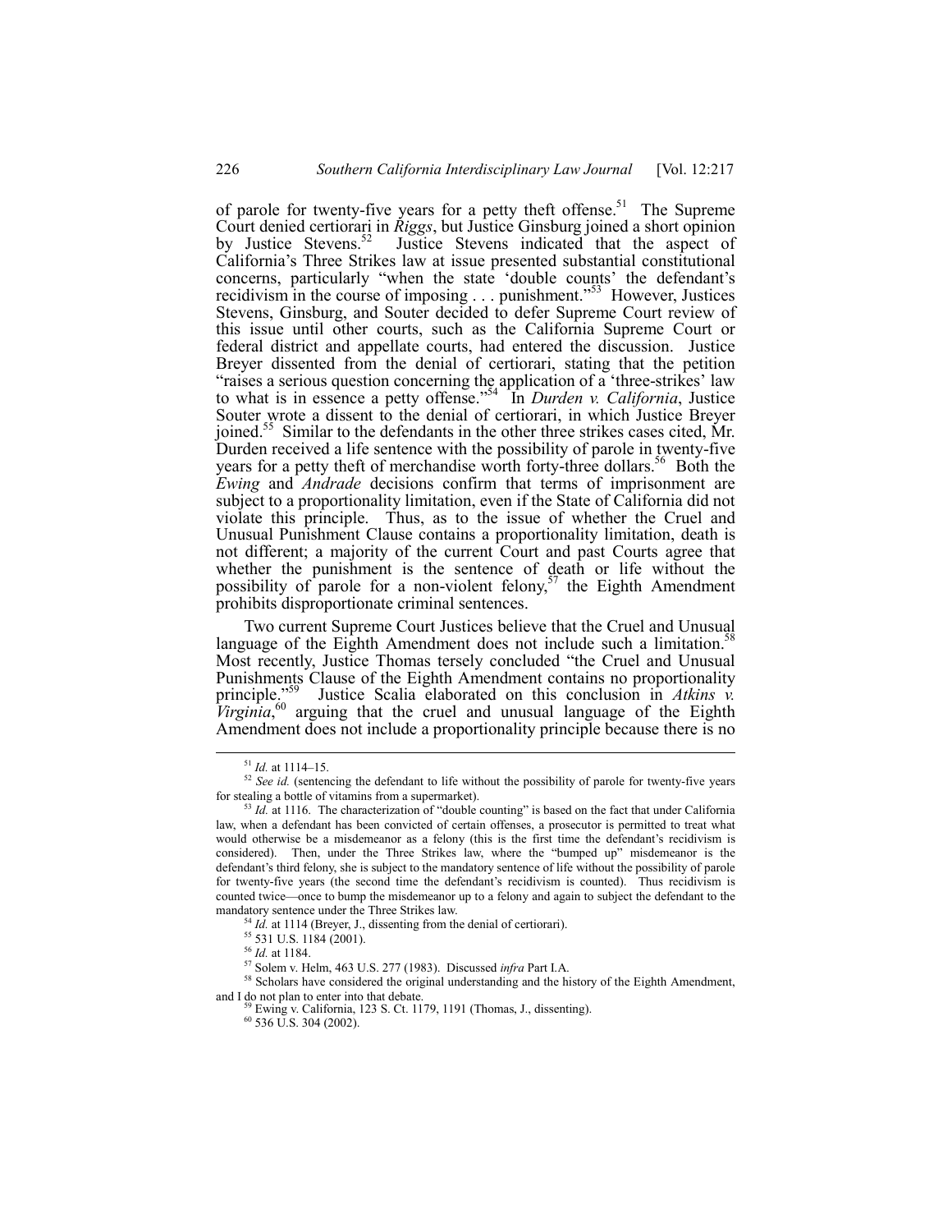of parole for twenty-five years for a petty theft offense.[51] The Supreme Court denied certiorari in *Riggs*, but Justice Ginsburg joined a short opinion by Justice Stevens.[52] Justice Stevens indicated that the aspect of California's Three Strikes law at issue presented substantial constitutional concerns, particularly "when the state 'double counts' the defendant's recidivism in the course of imposing . . . punishment."[53] However, Justices Stevens, Ginsburg, and Souter decided to defer Supreme Court review of this issue until other courts, such as the California Supreme Court or federal district and appellate courts, had entered the discussion. Justice Breyer dissented from the denial of certiorari, stating that the petition "raises a serious question concerning the application of a 'three-strikes' law to what is in essence a petty offense."[54] In *Durden v. California*, Justice Souter wrote a dissent to the denial of certiorari, in which Justice Breyer joined.[55] Similar to the defendants in the other three strikes cases cited, Mr. Durden received a life sentence with the possibility of parole in twenty-five years for a petty theft of merchandise worth forty-three dollars.[56] Both the *Ewing* and *Andrade* decisions confirm that terms of imprisonment are subject to a proportionality limitation, even if the State of California did not violate this principle. Thus, as to the issue of whether the Cruel and Unusual Punishment Clause contains a proportionality limitation, death is not different; a majority of the current Court and past Courts agree that whether the punishment is the sentence of death or life without the possibility of parole for a non-violent felony,[57] the Eighth Amendment prohibits disproportionate criminal sentences.

Two current Supreme Court Justices believe that the Cruel and Unusual language of the Eighth Amendment does not include such a limitation.[58] Most recently, Justice Thomas tersely concluded "the Cruel and Unusual Punishments Clause of the Eighth Amendment contains no proportionality principle."[59] Justice Scalia elaborated on this conclusion in *Atkins v. Virginia*,[60] arguing that the cruel and unusual language of the Eighth Amendment does not include a proportionality principle because there is no

---

[51] *Id.* at 1114–15.

[52] *See id.* (sentencing the defendant to life without the possibility of parole for twenty-five years for stealing a bottle of vitamins from a supermarket).

[53] *Id.* at 1116. The characterization of "double counting" is based on the fact that under California law, when a defendant has been convicted of certain offenses, a prosecutor is permitted to treat what would otherwise be a misdemeanor as a felony (this is the first time the defendant's recidivism is considered). Then, under the Three Strikes law, where the "bumped up" misdemeanor is the defendant's third felony, she is subject to the mandatory sentence of life without the possibility of parole for twenty-five years (the second time the defendant's recidivism is counted). Thus recidivism is counted twice—once to bump the misdemeanor up to a felony and again to subject the defendant to the mandatory sentence under the Three Strikes law.

[54] *Id.* at 1114 (Breyer, J., dissenting from the denial of certiorari).

[55] 531 U.S. 1184 (2001).

[56] *Id.* at 1184.

[57] Solem v. Helm, 463 U.S. 277 (1983). Discussed *infra* Part I.A.

[58] Scholars have considered the original understanding and the history of the Eighth Amendment, and I do not plan to enter into that debate.

[59] Ewing v. California, 123 S. Ct. 1179, 1191 (Thomas, J., dissenting).

[60] 536 U.S. 304 (2002).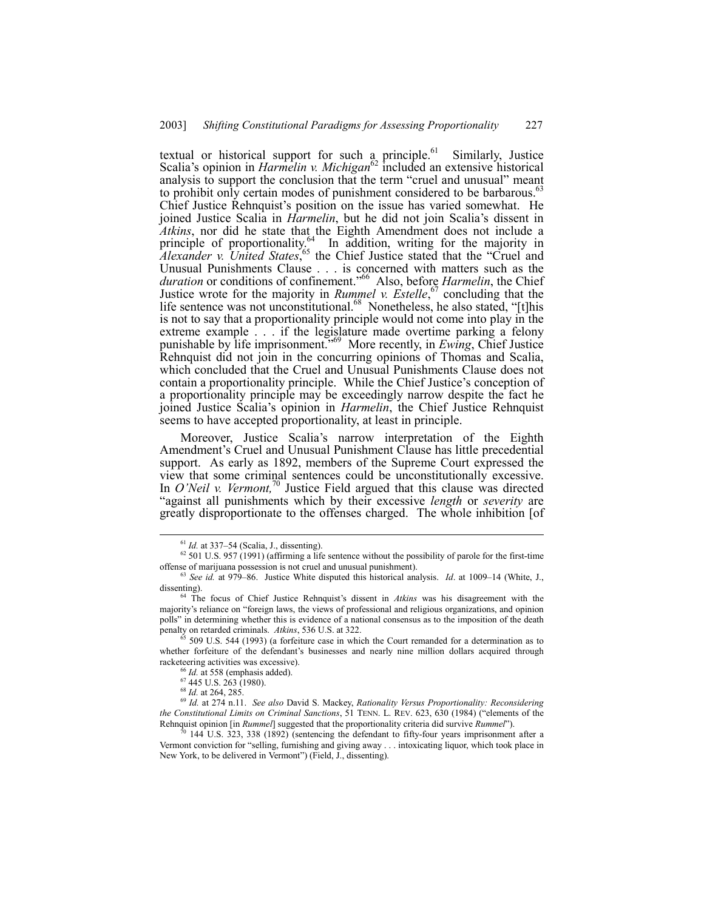textual or historical support for such a principle.[61] Similarly, Justice Scalia's opinion in *Harmelin v. Michigan*[62] included an extensive historical analysis to support the conclusion that the term "cruel and unusual" meant to prohibit only certain modes of punishment considered to be barbarous.[63] Chief Justice Rehnquist's position on the issue has varied somewhat. He joined Justice Scalia in *Harmelin*, but he did not join Scalia's dissent in *Atkins*, nor did he state that the Eighth Amendment does not include a principle of proportionality.[64] In addition, writing for the majority in *Alexander v. United States*,[65] the Chief Justice stated that the "Cruel and Unusual Punishments Clause . . . is concerned with matters such as the *duration* or conditions of confinement."[66] Also, before *Harmelin*, the Chief Justice wrote for the majority in *Rummel v. Estelle*,[67] concluding that the life sentence was not unconstitutional.[68] Nonetheless, he also stated, "[t]his is not to say that a proportionality principle would not come into play in the extreme example . . . if the legislature made overtime parking a felony punishable by life imprisonment."[69] More recently, in *Ewing*, Chief Justice Rehnquist did not join in the concurring opinions of Thomas and Scalia, which concluded that the Cruel and Unusual Punishments Clause does not contain a proportionality principle. While the Chief Justice's conception of a proportionality principle may be exceedingly narrow despite the fact he joined Justice Scalia's opinion in *Harmelin*, the Chief Justice Rehnquist seems to have accepted proportionality, at least in principle.

Moreover, Justice Scalia's narrow interpretation of the Eighth Amendment's Cruel and Unusual Punishment Clause has little precedential support. As early as 1892, members of the Supreme Court expressed the view that some criminal sentences could be unconstitutionally excessive. In *O'Neil v. Vermont,*[70] Justice Field argued that this clause was directed "against all punishments which by their excessive *length* or *severity* are greatly disproportionate to the offenses charged. The whole inhibition [of

---

[61] *Id.* at 337–54 (Scalia, J., dissenting).

[62] 501 U.S. 957 (1991) (affirming a life sentence without the possibility of parole for the first-time offense of marijuana possession is not cruel and unusual punishment).

[63] *See id.* at 979–86. Justice White disputed this historical analysis. *Id*. at 1009–14 (White, J., dissenting).

[64] The focus of Chief Justice Rehnquist's dissent in *Atkins* was his disagreement with the majority's reliance on "foreign laws, the views of professional and religious organizations, and opinion polls" in determining whether this is evidence of a national consensus as to the imposition of the death penalty on retarded criminals. *Atkins*, 536 U.S. at 322.

[65] 509 U.S. 544 (1993) (a forfeiture case in which the Court remanded for a determination as to whether forfeiture of the defendant's businesses and nearly nine million dollars acquired through racketeering activities was excessive).

[66] *Id.* at 558 (emphasis added).

[67] 445 U.S. 263 (1980).

[68] *Id.* at 264, 285.

[69] *Id.* at 274 n.11. *See also* David S. Mackey, *Rationality Versus Proportionality: Reconsidering the Constitutional Limits on Criminal Sanctions*, 51 TENN. L. REV. 623, 630 (1984) ("elements of the Rehnquist opinion [in *Rummel*] suggested that the proportionality criteria did survive *Rummel*").

[70] 144 U.S. 323, 338 (1892) (sentencing the defendant to fifty-four years imprisonment after a Vermont conviction for "selling, furnishing and giving away . . . intoxicating liquor, which took place in New York, to be delivered in Vermont") (Field, J., dissenting).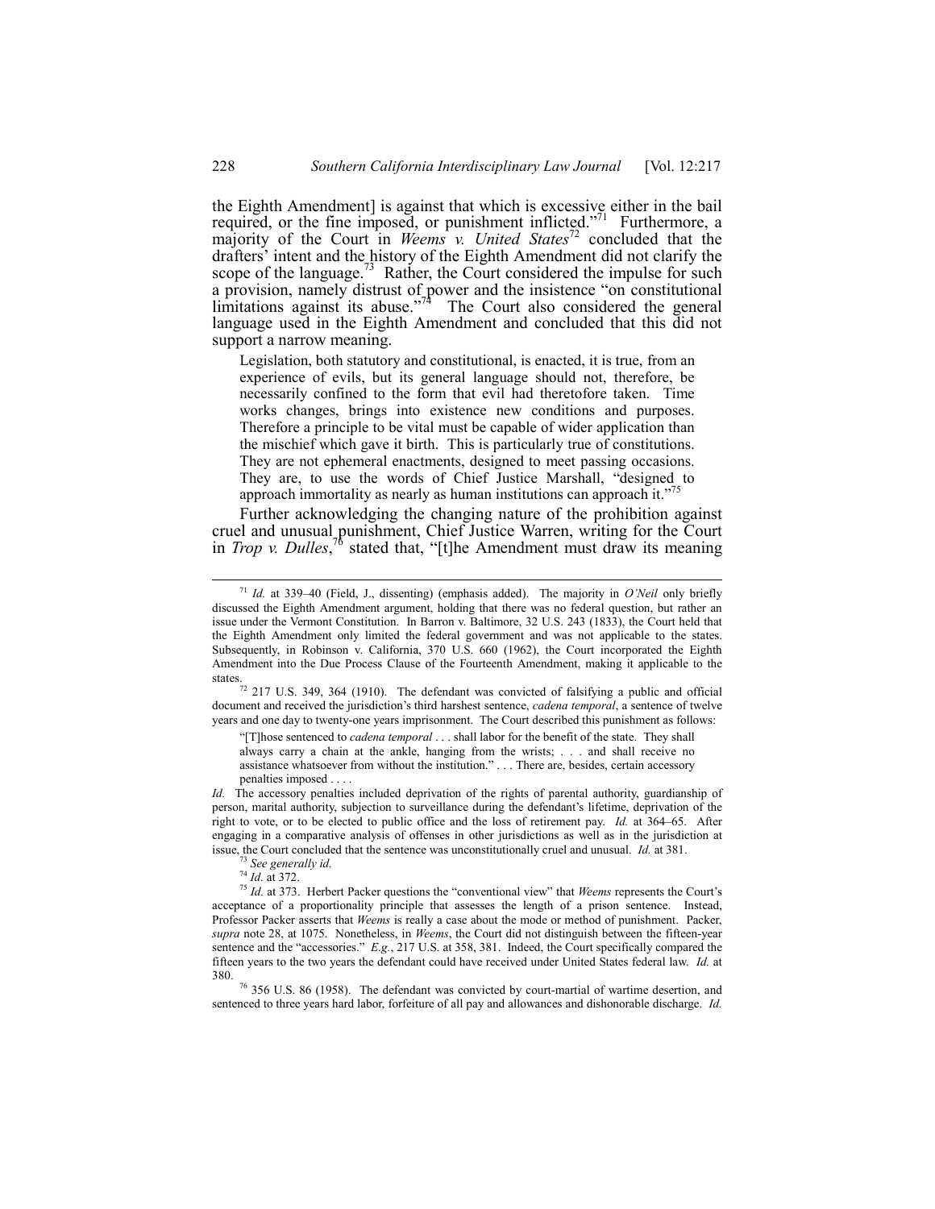the Eighth Amendment] is against that which is excessive either in the bail required, or the fine imposed, or punishment inflicted."[71] Furthermore, a majority of the Court in *Weems v. United States*[72] concluded that the drafters' intent and the history of the Eighth Amendment did not clarify the scope of the language.[73] Rather, the Court considered the impulse for such a provision, namely distrust of power and the insistence "on constitutional limitations against its abuse."[74] The Court also considered the general language used in the Eighth Amendment and concluded that this did not support a narrow meaning.

> Legislation, both statutory and constitutional, is enacted, it is true, from an experience of evils, but its general language should not, therefore, be necessarily confined to the form that evil had theretofore taken. Time works changes, brings into existence new conditions and purposes. Therefore a principle to be vital must be capable of wider application than the mischief which gave it birth. This is particularly true of constitutions. They are not ephemeral enactments, designed to meet passing occasions. They are, to use the words of Chief Justice Marshall, "designed to approach immortality as nearly as human institutions can approach it."[75]

Further acknowledging the changing nature of the prohibition against cruel and unusual punishment, Chief Justice Warren, writing for the Court in *Trop v. Dulles*,[76] stated that, "[t]he Amendment must draw its meaning

---

[71] *Id.* at 339–40 (Field, J., dissenting) (emphasis added). The majority in *O'Neil* only briefly discussed the Eighth Amendment argument, holding that there was no federal question, but rather an issue under the Vermont Constitution. In Barron v. Baltimore, 32 U.S. 243 (1833), the Court held that the Eighth Amendment only limited the federal government and was not applicable to the states. Subsequently, in Robinson v. California, 370 U.S. 660 (1962), the Court incorporated the Eighth Amendment into the Due Process Clause of the Fourteenth Amendment, making it applicable to the states.

[72] 217 U.S. 349, 364 (1910). The defendant was convicted of falsifying a public and official document and received the jurisdiction's third harshest sentence, *cadena temporal*, a sentence of twelve years and one day to twenty-one years imprisonment. The Court described this punishment as follows:

> "[T]hose sentenced to *cadena temporal* . . . shall labor for the benefit of the state. They shall always carry a chain at the ankle, hanging from the wrists; . . . and shall receive no assistance whatsoever from without the institution." . . . There are, besides, certain accessory penalties imposed . . . .

*Id.* The accessory penalties included deprivation of the rights of parental authority, guardianship of person, marital authority, subjection to surveillance during the defendant's lifetime, deprivation of the right to vote, or to be elected to public office and the loss of retirement pay. *Id.* at 364–65. After engaging in a comparative analysis of offenses in other jurisdictions as well as in the jurisdiction at issue, the Court concluded that the sentence was unconstitutionally cruel and unusual. *Id.* at 381.

[73] *See generally id.*

[74] *Id.* at 372.

[75] *Id.* at 373. Herbert Packer questions the "conventional view" that *Weems* represents the Court's acceptance of a proportionality principle that assesses the length of a prison sentence. Instead, Professor Packer asserts that *Weems* is really a case about the mode or method of punishment. Packer, *supra* note 28, at 1075. Nonetheless, in *Weems*, the Court did not distinguish between the fifteen-year sentence and the "accessories." *E.g.*, 217 U.S. at 358, 381. Indeed, the Court specifically compared the fifteen years to the two years the defendant could have received under United States federal law. *Id.* at 380.

[76] 356 U.S. 86 (1958). The defendant was convicted by court-martial of wartime desertion, and sentenced to three years hard labor, forfeiture of all pay and allowances and dishonorable discharge. *Id.*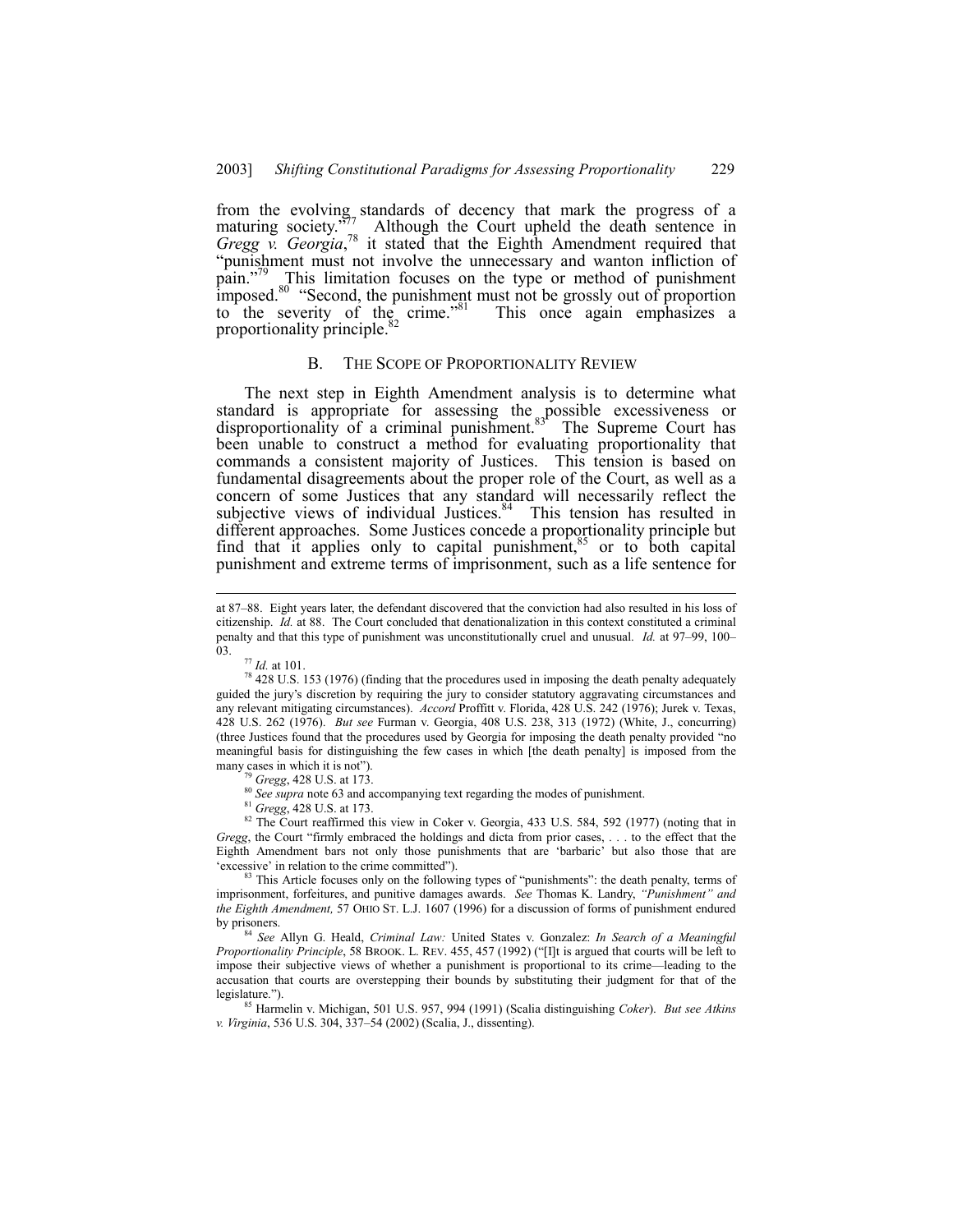from the evolving standards of decency that mark the progress of a maturing society."[77] Although the Court upheld the death sentence in *Gregg v. Georgia*,[78] it stated that the Eighth Amendment required that "punishment must not involve the unnecessary and wanton infliction of pain."[79] This limitation focuses on the type or method of punishment imposed.[80] "Second, the punishment must not be grossly out of proportion to the severity of the crime."[81] This once again emphasizes a proportionality principle.[82]

### B. THE SCOPE OF PROPORTIONALITY REVIEW

The next step in Eighth Amendment analysis is to determine what standard is appropriate for assessing the possible excessiveness or disproportionality of a criminal punishment.[83] The Supreme Court has been unable to construct a method for evaluating proportionality that commands a consistent majority of Justices. This tension is based on fundamental disagreements about the proper role of the Court, as well as a concern of some Justices that any standard will necessarily reflect the subjective views of individual Justices.[84] This tension has resulted in different approaches. Some Justices concede a proportionality principle but find that it applies only to capital punishment,[85] or to both capital punishment and extreme terms of imprisonment, such as a life sentence for

---

at 87–88. Eight years later, the defendant discovered that the conviction had also resulted in his loss of citizenship. *Id.* at 88. The Court concluded that denationalization in this context constituted a criminal penalty and that this type of punishment was unconstitutionally cruel and unusual. *Id.* at 97–99, 100–03.

[77] *Id.* at 101.

[78] 428 U.S. 153 (1976) (finding that the procedures used in imposing the death penalty adequately guided the jury's discretion by requiring the jury to consider statutory aggravating circumstances and any relevant mitigating circumstances). *Accord* Proffitt v. Florida, 428 U.S. 242 (1976); Jurek v. Texas, 428 U.S. 262 (1976). *But see* Furman v. Georgia, 408 U.S. 238, 313 (1972) (White, J., concurring) (three Justices found that the procedures used by Georgia for imposing the death penalty provided "no meaningful basis for distinguishing the few cases in which [the death penalty] is imposed from the many cases in which it is not").

[79] *Gregg*, 428 U.S. at 173.

[80] *See supra* note 63 and accompanying text regarding the modes of punishment.

[81] *Gregg*, 428 U.S. at 173.

[82] The Court reaffirmed this view in Coker v. Georgia, 433 U.S. 584, 592 (1977) (noting that in *Gregg*, the Court "firmly embraced the holdings and dicta from prior cases, . . . to the effect that the Eighth Amendment bars not only those punishments that are 'barbaric' but also those that are 'excessive' in relation to the crime committed").

[83] This Article focuses only on the following types of "punishments": the death penalty, terms of imprisonment, forfeitures, and punitive damages awards. *See* Thomas K. Landry, *"Punishment" and the Eighth Amendment,* 57 OHIO ST. L.J. 1607 (1996) for a discussion of forms of punishment endured by prisoners.

[84] *See* Allyn G. Heald, *Criminal Law:* United States v. Gonzalez: *In Search of a Meaningful Proportionality Principle*, 58 BROOK. L. REV. 455, 457 (1992) ("[I]t is argued that courts will be left to impose their subjective views of whether a punishment is proportional to its crime—leading to the accusation that courts are overstepping their bounds by substituting their judgment for that of the legislature.").

[85] Harmelin v. Michigan, 501 U.S. 957, 994 (1991) (Scalia distinguishing *Coker*). *But see Atkins v. Virginia*, 536 U.S. 304, 337–54 (2002) (Scalia, J., dissenting).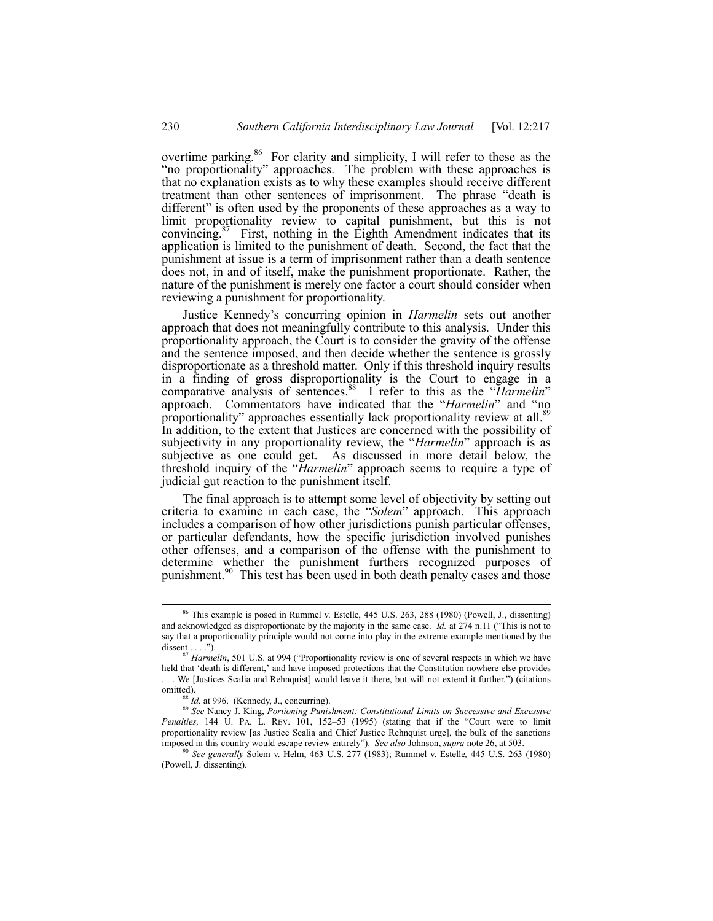overtime parking.[86] For clarity and simplicity, I will refer to these as the "no proportionality" approaches. The problem with these approaches is that no explanation exists as to why these examples should receive different treatment than other sentences of imprisonment. The phrase "death is different" is often used by the proponents of these approaches as a way to limit proportionality review to capital punishment, but this is not convincing.[87] First, nothing in the Eighth Amendment indicates that its application is limited to the punishment of death. Second, the fact that the punishment at issue is a term of imprisonment rather than a death sentence does not, in and of itself, make the punishment proportionate. Rather, the nature of the punishment is merely one factor a court should consider when reviewing a punishment for proportionality.

Justice Kennedy's concurring opinion in *Harmelin* sets out another approach that does not meaningfully contribute to this analysis. Under this proportionality approach, the Court is to consider the gravity of the offense and the sentence imposed, and then decide whether the sentence is grossly disproportionate as a threshold matter. Only if this threshold inquiry results in a finding of gross disproportionality is the Court to engage in a comparative analysis of sentences.[88] I refer to this as the "*Harmelin*" approach. Commentators have indicated that the "*Harmelin*" and "no proportionality" approaches essentially lack proportionality review at all.[89] In addition, to the extent that Justices are concerned with the possibility of subjectivity in any proportionality review, the "*Harmelin*" approach is as subjective as one could get. As discussed in more detail below, the threshold inquiry of the "*Harmelin*" approach seems to require a type of judicial gut reaction to the punishment itself.

The final approach is to attempt some level of objectivity by setting out criteria to examine in each case, the "*Solem*" approach. This approach includes a comparison of how other jurisdictions punish particular offenses, or particular defendants, how the specific jurisdiction involved punishes other offenses, and a comparison of the offense with the punishment to determine whether the punishment furthers recognized purposes of punishment.[90] This test has been used in both death penalty cases and those

---

[86] This example is posed in Rummel v. Estelle, 445 U.S. 263, 288 (1980) (Powell, J., dissenting) and acknowledged as disproportionate by the majority in the same case. *Id.* at 274 n.11 ("This is not to say that a proportionality principle would not come into play in the extreme example mentioned by the dissent . . . .").

[87] *Harmelin*, 501 U.S. at 994 ("Proportionality review is one of several respects in which we have held that 'death is different,' and have imposed protections that the Constitution nowhere else provides . . . We [Justices Scalia and Rehnquist] would leave it there, but will not extend it further.") (citations omitted).

[88] *Id.* at 996. (Kennedy, J., concurring).

[89] *See* Nancy J. King, *Portioning Punishment: Constitutional Limits on Successive and Excessive Penalties,* 144 U. PA. L. REV. 101, 152–53 (1995) (stating that if the "Court were to limit proportionality review [as Justice Scalia and Chief Justice Rehnquist urge], the bulk of the sanctions imposed in this country would escape review entirely"). *See also* Johnson, *supra* note 26, at 503.

[90] *See generally* Solem v. Helm, 463 U.S. 277 (1983); Rummel v. Estelle*,* 445 U.S. 263 (1980) (Powell, J. dissenting).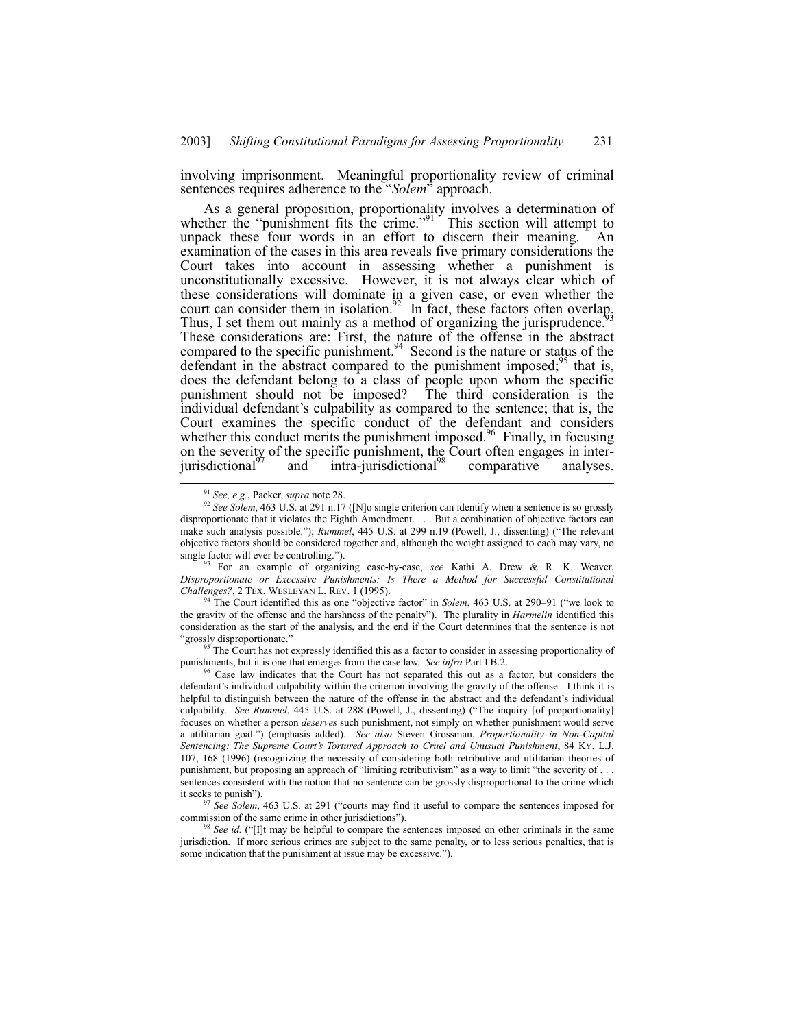involving imprisonment. Meaningful proportionality review of criminal sentences requires adherence to the "*Solem*" approach.

As a general proposition, proportionality involves a determination of whether the "punishment fits the crime."[91] This section will attempt to unpack these four words in an effort to discern their meaning. An examination of the cases in this area reveals five primary considerations the Court takes into account in assessing whether a punishment is unconstitutionally excessive. However, it is not always clear which of these considerations will dominate in a given case, or even whether the court can consider them in isolation.[92] In fact, these factors often overlap. Thus, I set them out mainly as a method of organizing the jurisprudence.[93] These considerations are: First, the nature of the offense in the abstract compared to the specific punishment.[94] Second is the nature or status of the defendant in the abstract compared to the punishment imposed;[95] that is, does the defendant belong to a class of people upon whom the specific punishment should not be imposed? The third consideration is the individual defendant's culpability as compared to the sentence; that is, the Court examines the specific conduct of the defendant and considers whether this conduct merits the punishment imposed.[96] Finally, in focusing on the severity of the specific punishment, the Court often engages in inter-jurisdictional[97] and intra-jurisdictional[98] comparative analyses.

---

[91] *See, e.g.*, Packer, *supra* note 28.

[92] *See Solem*, 463 U.S. at 291 n.17 ([N]o single criterion can identify when a sentence is so grossly disproportionate that it violates the Eighth Amendment. . . . But a combination of objective factors can make such analysis possible."); *Rummel*, 445 U.S. at 299 n.19 (Powell, J., dissenting) ("The relevant objective factors should be considered together and, although the weight assigned to each may vary, no single factor will ever be controlling.").

[93] For an example of organizing case-by-case, *see* Kathi A. Drew & R. K. Weaver, *Disproportionate or Excessive Punishments: Is There a Method for Successful Constitutional Challenges?*, 2 TEX. WESLEYAN L. REV. 1 (1995).

[94] The Court identified this as one "objective factor" in *Solem*, 463 U.S. at 290–91 ("we look to the gravity of the offense and the harshness of the penalty"). The plurality in *Harmelin* identified this consideration as the start of the analysis, and the end if the Court determines that the sentence is not "grossly disproportionate."

[95] The Court has not expressly identified this as a factor to consider in assessing proportionality of punishments, but it is one that emerges from the case law. *See infra* Part I.B.2.

[96] Case law indicates that the Court has not separated this out as a factor, but considers the defendant's individual culpability within the criterion involving the gravity of the offense. I think it is helpful to distinguish between the nature of the offense in the abstract and the defendant's individual culpability. *See Rummel*, 445 U.S. at 288 (Powell, J., dissenting) ("The inquiry [of proportionality] focuses on whether a person *deserves* such punishment, not simply on whether punishment would serve a utilitarian goal.") (emphasis added). *See also* Steven Grossman, *Proportionality in Non-Capital Sentencing: The Supreme Court's Tortured Approach to Cruel and Unusual Punishment*, 84 KY. L.J. 107, 168 (1996) (recognizing the necessity of considering both retributive and utilitarian theories of punishment, but proposing an approach of "limiting retributivism" as a way to limit "the severity of . . . sentences consistent with the notion that no sentence can be grossly disproportional to the crime which it seeks to punish").

[97] *See Solem*, 463 U.S. at 291 ("courts may find it useful to compare the sentences imposed for commission of the same crime in other jurisdictions").

[98] *See id.* ("[I]t may be helpful to compare the sentences imposed on other criminals in the same jurisdiction. If more serious crimes are subject to the same penalty, or to less serious penalties, that is some indication that the punishment at issue may be excessive.").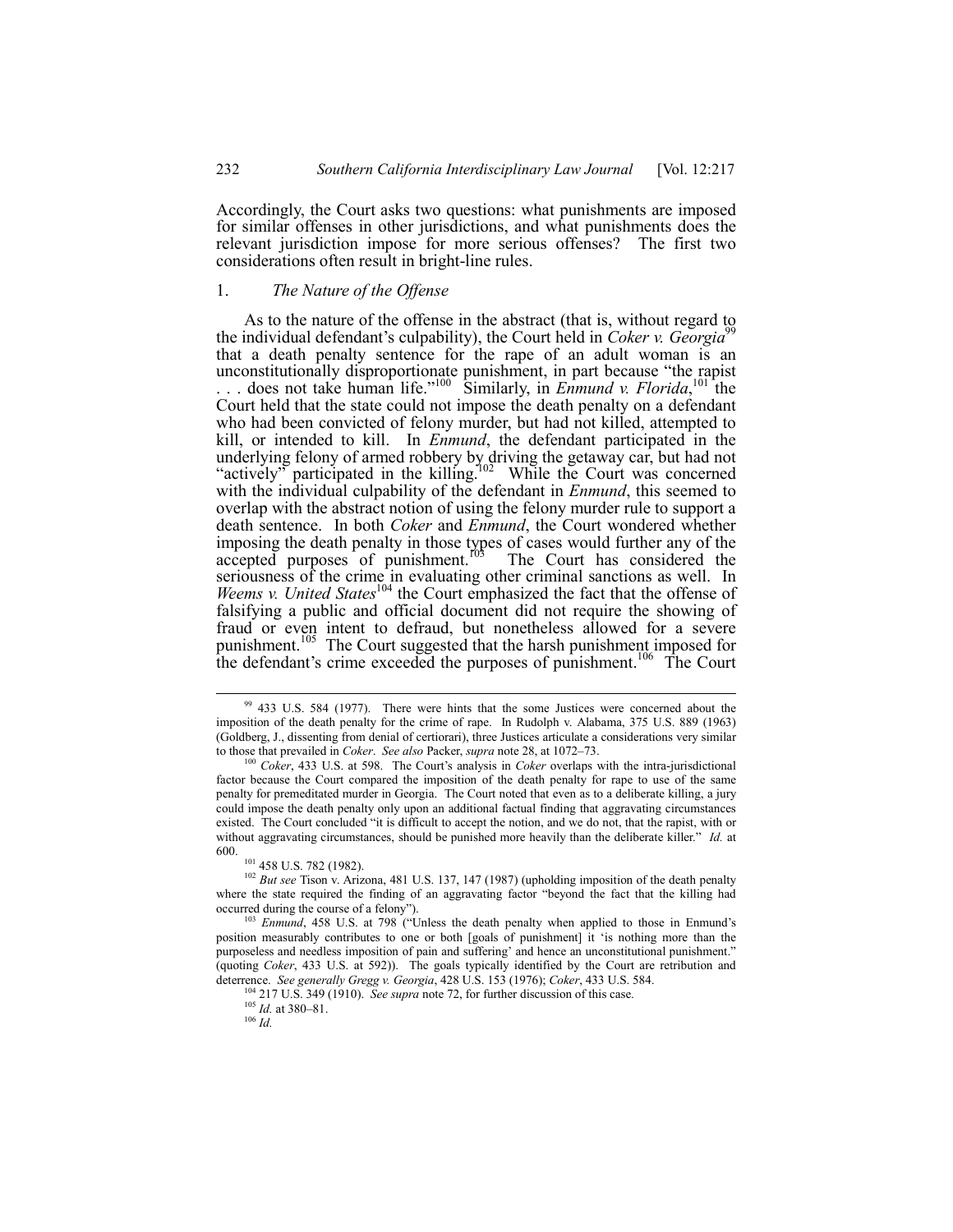Accordingly, the Court asks two questions: what punishments are imposed for similar offenses in other jurisdictions, and what punishments does the relevant jurisdiction impose for more serious offenses? The first two considerations often result in bright-line rules.

### 1. *The Nature of the Offense*

As to the nature of the offense in the abstract (that is, without regard to the individual defendant's culpability), the Court held in *Coker v. Georgia*[99] that a death penalty sentence for the rape of an adult woman is an unconstitutionally disproportionate punishment, in part because "the rapist . . . does not take human life."[100] Similarly, in *Enmund v. Florida*,[101] the Court held that the state could not impose the death penalty on a defendant who had been convicted of felony murder, but had not killed, attempted to kill, or intended to kill. In *Enmund*, the defendant participated in the underlying felony of armed robbery by driving the getaway car, but had not "actively" participated in the killing.[102] While the Court was concerned with the individual culpability of the defendant in *Enmund*, this seemed to overlap with the abstract notion of using the felony murder rule to support a death sentence. In both *Coker* and *Enmund*, the Court wondered whether imposing the death penalty in those types of cases would further any of the accepted purposes of punishment.[103] The Court has considered the seriousness of the crime in evaluating other criminal sanctions as well. In *Weems v. United States*[104] the Court emphasized the fact that the offense of falsifying a public and official document did not require the showing of fraud or even intent to defraud, but nonetheless allowed for a severe punishment.[105] The Court suggested that the harsh punishment imposed for the defendant's crime exceeded the purposes of punishment.[106] The Court

---

[99] 433 U.S. 584 (1977). There were hints that the some Justices were concerned about the imposition of the death penalty for the crime of rape. In Rudolph v. Alabama, 375 U.S. 889 (1963) (Goldberg, J., dissenting from denial of certiorari), three Justices articulate a considerations very similar to those that prevailed in *Coker*. *See also* Packer, *supra* note 28, at 1072–73.

[100] *Coker*, 433 U.S. at 598. The Court's analysis in *Coker* overlaps with the intra-jurisdictional factor because the Court compared the imposition of the death penalty for rape to use of the same penalty for premeditated murder in Georgia. The Court noted that even as to a deliberate killing, a jury could impose the death penalty only upon an additional factual finding that aggravating circumstances existed. The Court concluded "it is difficult to accept the notion, and we do not, that the rapist, with or without aggravating circumstances, should be punished more heavily than the deliberate killer." *Id.* at 600.

[101] 458 U.S. 782 (1982).

[102] *But see* Tison v. Arizona, 481 U.S. 137, 147 (1987) (upholding imposition of the death penalty where the state required the finding of an aggravating factor "beyond the fact that the killing had occurred during the course of a felony").

[103] *Enmund*, 458 U.S. at 798 ("Unless the death penalty when applied to those in Enmund's position measurably contributes to one or both [goals of punishment] it 'is nothing more than the purposeless and needless imposition of pain and suffering' and hence an unconstitutional punishment." (quoting *Coker*, 433 U.S. at 592)). The goals typically identified by the Court are retribution and deterrence. *See generally Gregg v. Georgia*, 428 U.S. 153 (1976); *Coker*, 433 U.S. 584.

[104] 217 U.S. 349 (1910). *See supra* note 72, for further discussion of this case.

[105] *Id.* at 380–81.

[106] *Id.*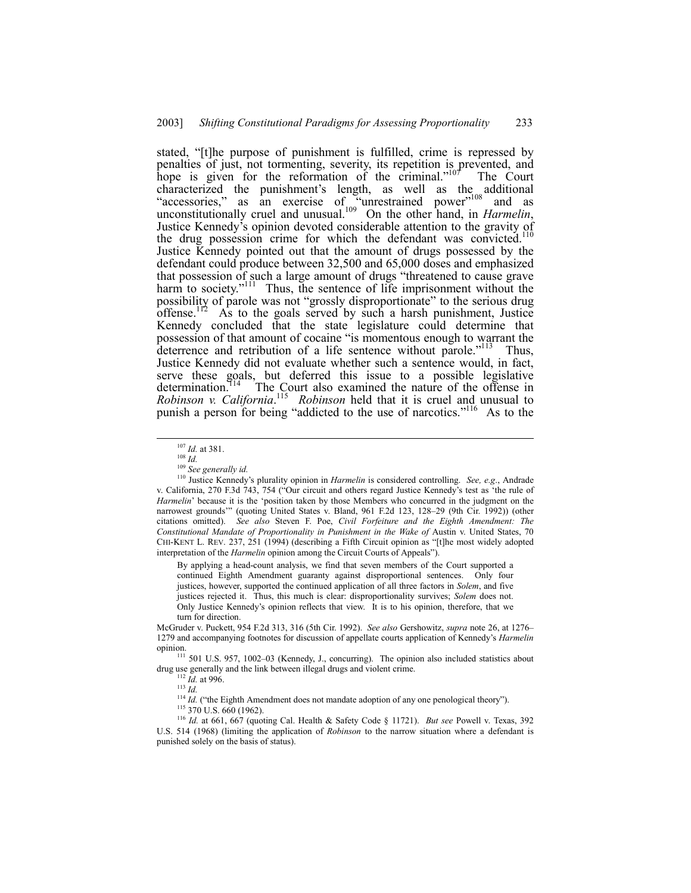stated, "[t]he purpose of punishment is fulfilled, crime is repressed by penalties of just, not tormenting, severity, its repetition is prevented, and hope is given for the reformation of the criminal."[107] The Court characterized the punishment's length, as well as the additional "accessories," as an exercise of "unrestrained power"[108] and as unconstitutionally cruel and unusual.[109] On the other hand, in *Harmelin*, Justice Kennedy's opinion devoted considerable attention to the gravity of the drug possession crime for which the defendant was convicted.[110] Justice Kennedy pointed out that the amount of drugs possessed by the defendant could produce between 32,500 and 65,000 doses and emphasized that possession of such a large amount of drugs "threatened to cause grave harm to society."[111] Thus, the sentence of life imprisonment without the possibility of parole was not "grossly disproportionate" to the serious drug offense.[112] As to the goals served by such a harsh punishment, Justice Kennedy concluded that the state legislature could determine that possession of that amount of cocaine "is momentous enough to warrant the deterrence and retribution of a life sentence without parole."[113] Thus, Justice Kennedy did not evaluate whether such a sentence would, in fact, serve these goals, but deferred this issue to a possible legislative determination.[114] The Court also examined the nature of the offense in *Robinson v. California*.[115] *Robinson* held that it is cruel and unusual to punish a person for being "addicted to the use of narcotics."[116] As to the

---

[107] *Id.* at 381.

[108] *Id.*

[109] *See generally id.*

[110] Justice Kennedy's plurality opinion in *Harmelin* is considered controlling. *See, e.g.*, Andrade v. California, 270 F.3d 743, 754 ("Our circuit and others regard Justice Kennedy's test as 'the rule of *Harmelin*' because it is the 'position taken by those Members who concurred in the judgment on the narrowest grounds'" (quoting United States v. Bland, 961 F.2d 123, 128–29 (9th Cir. 1992)) (other citations omitted). *See also* Steven F. Poe, *Civil Forfeiture and the Eighth Amendment: The Constitutional Mandate of Proportionality in Punishment in the Wake of* Austin v. United States, 70 CHI-KENT L. REV. 237, 251 (1994) (describing a Fifth Circuit opinion as "[t]he most widely adopted interpretation of the *Harmelin* opinion among the Circuit Courts of Appeals").

> By applying a head-count analysis, we find that seven members of the Court supported a continued Eighth Amendment guaranty against disproportional sentences. Only four justices, however, supported the continued application of all three factors in *Solem*, and five justices rejected it. Thus, this much is clear: disproportionality survives; *Solem* does not. Only Justice Kennedy's opinion reflects that view. It is to his opinion, therefore, that we turn for direction.

McGruder v. Puckett, 954 F.2d 313, 316 (5th Cir. 1992). *See also* Gershowitz, *supra* note 26, at 1276–1279 and accompanying footnotes for discussion of appellate courts application of Kennedy's *Harmelin* opinion.

[111] 501 U.S. 957, 1002–03 (Kennedy, J., concurring). The opinion also included statistics about drug use generally and the link between illegal drugs and violent crime.

[112] *Id.* at 996.

[113] *Id.*

[114] *Id.* ("the Eighth Amendment does not mandate adoption of any one penological theory").

[115] 370 U.S. 660 (1962).

[116] *Id.* at 661, 667 (quoting Cal. Health & Safety Code § 11721). *But see* Powell v. Texas, 392 U.S. 514 (1968) (limiting the application of *Robinson* to the narrow situation where a defendant is punished solely on the basis of status).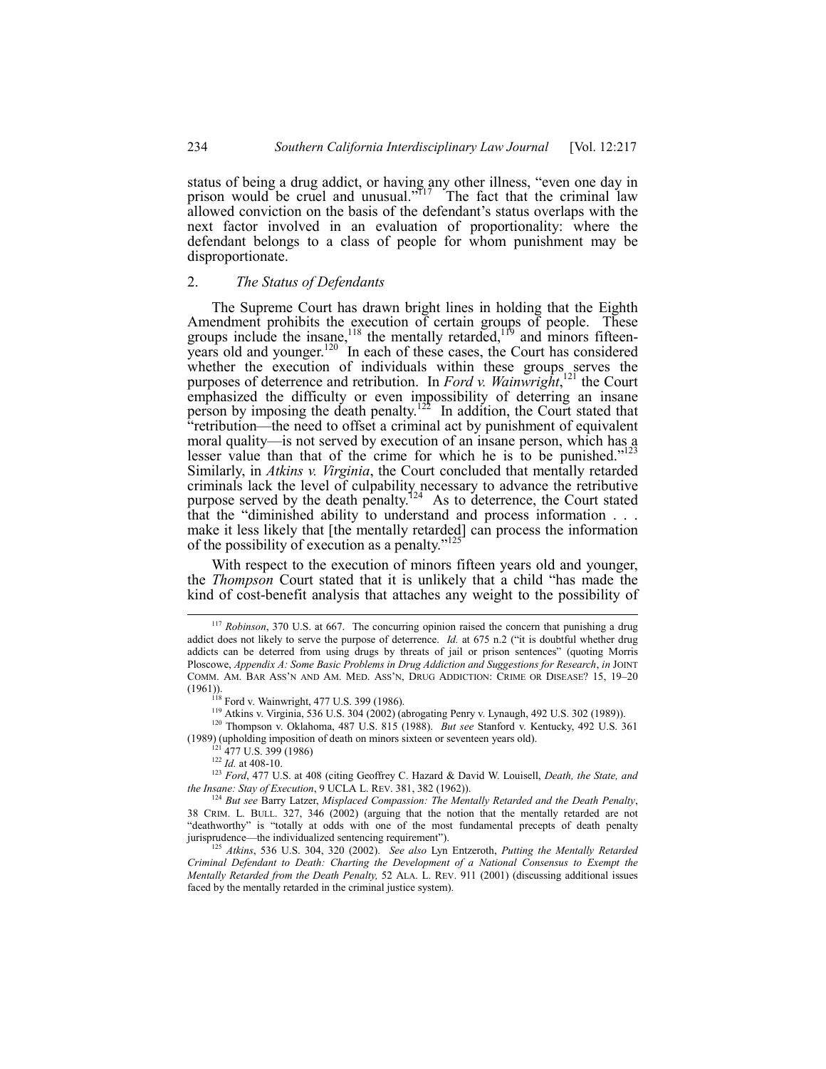status of being a drug addict, or having any other illness, "even one day in prison would be cruel and unusual."[117] The fact that the criminal law allowed conviction on the basis of the defendant's status overlaps with the next factor involved in an evaluation of proportionality: where the defendant belongs to a class of people for whom punishment may be disproportionate.

## 2. *The Status of Defendants*

The Supreme Court has drawn bright lines in holding that the Eighth Amendment prohibits the execution of certain groups of people. These groups include the insane,[118] the mentally retarded,[119] and minors fifteen-years old and younger.[120] In each of these cases, the Court has considered whether the execution of individuals within these groups serves the purposes of deterrence and retribution. In *Ford v. Wainwright*,[121] the Court emphasized the difficulty or even impossibility of deterring an insane person by imposing the death penalty.[122] In addition, the Court stated that "retribution—the need to offset a criminal act by punishment of equivalent moral quality—is not served by execution of an insane person, which has a lesser value than that of the crime for which he is to be punished."[123] Similarly, in *Atkins v. Virginia*, the Court concluded that mentally retarded criminals lack the level of culpability necessary to advance the retributive purpose served by the death penalty.[124] As to deterrence, the Court stated that the "diminished ability to understand and process information . . . make it less likely that [the mentally retarded] can process the information of the possibility of execution as a penalty."[125]

With respect to the execution of minors fifteen years old and younger, the *Thompson* Court stated that it is unlikely that a child "has made the kind of cost-benefit analysis that attaches any weight to the possibility of

---

[117] *Robinson*, 370 U.S. at 667. The concurring opinion raised the concern that punishing a drug addict does not likely to serve the purpose of deterrence. *Id.* at 675 n.2 ("it is doubtful whether drug addicts can be deterred from using drugs by threats of jail or prison sentences" (quoting Morris Ploscowe, *Appendix A: Some Basic Problems in Drug Addiction and Suggestions for Research*, *in* JOINT COMM. AM. BAR ASS'N AND AM. MED. ASS'N, DRUG ADDICTION: CRIME OR DISEASE? 15, 19–20 (1961)).

[118] Ford v. Wainwright, 477 U.S. 399 (1986).

[119] Atkins v. Virginia, 536 U.S. 304 (2002) (abrogating Penry v. Lynaugh, 492 U.S. 302 (1989)).

[120] Thompson v. Oklahoma, 487 U.S. 815 (1988). *But see* Stanford v. Kentucky, 492 U.S. 361 (1989) (upholding imposition of death on minors sixteen or seventeen years old).

[121] 477 U.S. 399 (1986)

[122] *Id.* at 408-10.

[123] *Ford*, 477 U.S. at 408 (citing Geoffrey C. Hazard & David W. Louisell, *Death, the State, and the Insane: Stay of Execution*, 9 UCLA L. REV. 381, 382 (1962)).

[124] *But see* Barry Latzer, *Misplaced Compassion: The Mentally Retarded and the Death Penalty*, 38 CRIM. L. BULL. 327, 346 (2002) (arguing that the notion that the mentally retarded are not "deathworthy" is "totally at odds with one of the most fundamental precepts of death penalty jurisprudence—the individualized sentencing requirement").

[125] *Atkins*, 536 U.S. 304, 320 (2002). *See also* Lyn Entzeroth, *Putting the Mentally Retarded Criminal Defendant to Death: Charting the Development of a National Consensus to Exempt the Mentally Retarded from the Death Penalty,* 52 ALA. L. REV. 911 (2001) (discussing additional issues faced by the mentally retarded in the criminal justice system).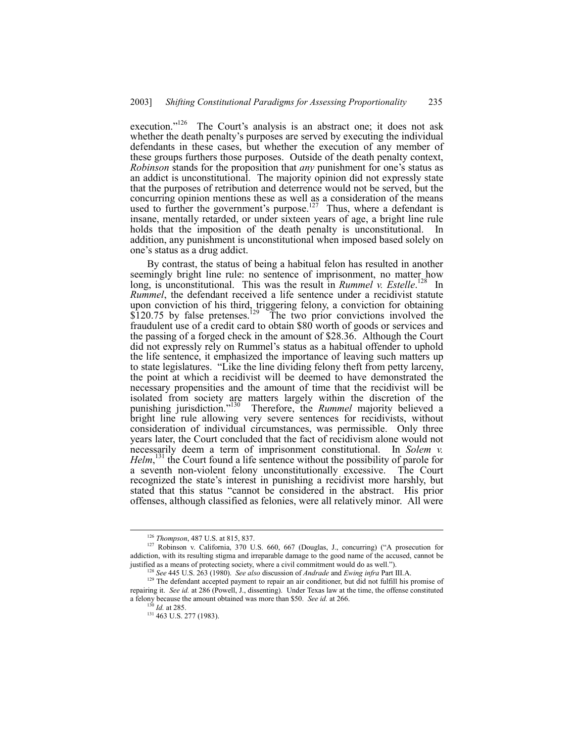execution."[126] The Court's analysis is an abstract one; it does not ask whether the death penalty's purposes are served by executing the individual defendants in these cases, but whether the execution of any member of these groups furthers those purposes. Outside of the death penalty context, *Robinson* stands for the proposition that *any* punishment for one's status as an addict is unconstitutional. The majority opinion did not expressly state that the purposes of retribution and deterrence would not be served, but the concurring opinion mentions these as well as a consideration of the means used to further the government's purpose.[127] Thus, where a defendant is insane, mentally retarded, or under sixteen years of age, a bright line rule holds that the imposition of the death penalty is unconstitutional. In addition, any punishment is unconstitutional when imposed based solely on one's status as a drug addict.

By contrast, the status of being a habitual felon has resulted in another seemingly bright line rule: no sentence of imprisonment, no matter how long, is unconstitutional. This was the result in *Rummel v. Estelle*.[128] In *Rummel*, the defendant received a life sentence under a recidivist statute upon conviction of his third, triggering felony, a conviction for obtaining $120.75 by false pretenses.[129] The two prior convictions involved the fraudulent use of a credit card to obtain $80 worth of goods or services and the passing of a forged check in the amount of $28.36. Although the Court did not expressly rely on Rummel's status as a habitual offender to uphold the life sentence, it emphasized the importance of leaving such matters up to state legislatures. "Like the line dividing felony theft from petty larceny, the point at which a recidivist will be deemed to have demonstrated the necessary propensities and the amount of time that the recidivist will be isolated from society are matters largely within the discretion of the punishing jurisdiction."[130] Therefore, the *Rummel* majority believed a bright line rule allowing very severe sentences for recidivists, without consideration of individual circumstances, was permissible. Only three years later, the Court concluded that the fact of recidivism alone would not necessarily deem a term of imprisonment constitutional. In *Solem v. Helm*,[131] the Court found a life sentence without the possibility of parole for a seventh non-violent felony unconstitutionally excessive. The Court recognized the state's interest in punishing a recidivist more harshly, but stated that this status "cannot be considered in the abstract. His prior offenses, although classified as felonies, were all relatively minor. All were

---

[126] *Thompson*, 487 U.S. at 815, 837.

[127] Robinson v. California, 370 U.S. 660, 667 (Douglas, J., concurring) ("A prosecution for addiction, with its resulting stigma and irreparable damage to the good name of the accused, cannot be justified as a means of protecting society, where a civil commitment would do as well.").

[128] *See* 445 U.S. 263 (1980). *See also* discussion of *Andrade* and *Ewing infra* Part III.A.

[129] The defendant accepted payment to repair an air conditioner, but did not fulfill his promise of repairing it. *See id.* at 286 (Powell, J., dissenting). Under Texas law at the time, the offense constituted a felony because the amount obtained was more than $50. *See id.* at 266.

[130] *Id.* at 285.

[131] 463 U.S. 277 (1983).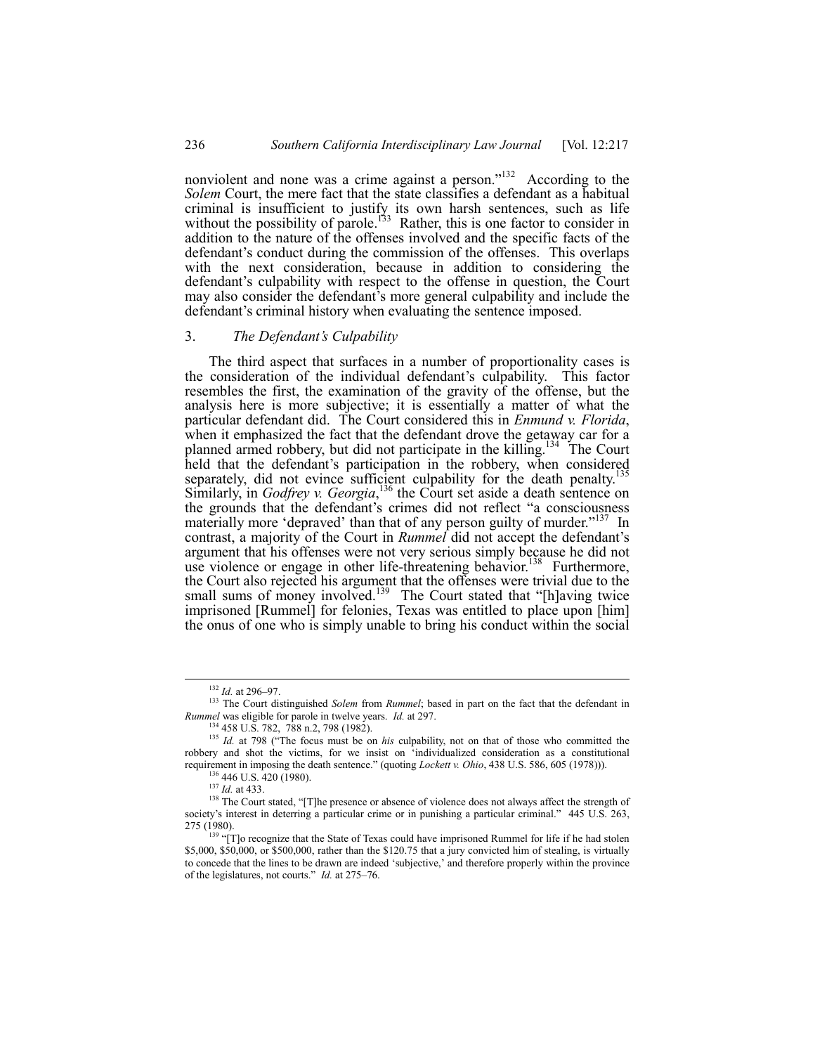nonviolent and none was a crime against a person."[132] According to the *Solem* Court, the mere fact that the state classifies a defendant as a habitual criminal is insufficient to justify its own harsh sentences, such as life without the possibility of parole.[133] Rather, this is one factor to consider in addition to the nature of the offenses involved and the specific facts of the defendant's conduct during the commission of the offenses. This overlaps with the next consideration, because in addition to considering the defendant's culpability with respect to the offense in question, the Court may also consider the defendant's more general culpability and include the defendant's criminal history when evaluating the sentence imposed.

### 3. *The Defendant's Culpability*

The third aspect that surfaces in a number of proportionality cases is the consideration of the individual defendant's culpability. This factor resembles the first, the examination of the gravity of the offense, but the analysis here is more subjective; it is essentially a matter of what the particular defendant did. The Court considered this in *Enmund v. Florida*, when it emphasized the fact that the defendant drove the getaway car for a planned armed robbery, but did not participate in the killing.[134] The Court held that the defendant's participation in the robbery, when considered separately, did not evince sufficient culpability for the death penalty.[135] Similarly, in *Godfrey v. Georgia*,[136] the Court set aside a death sentence on the grounds that the defendant's crimes did not reflect "a consciousness materially more 'depraved' than that of any person guilty of murder."[137] In contrast, a majority of the Court in *Rummel* did not accept the defendant's argument that his offenses were not very serious simply because he did not use violence or engage in other life-threatening behavior.[138] Furthermore, the Court also rejected his argument that the offenses were trivial due to the small sums of money involved.[139] The Court stated that "[h]aving twice imprisoned [Rummel] for felonies, Texas was entitled to place upon [him] the onus of one who is simply unable to bring his conduct within the social

---

[132] *Id.* at 296–97.

[133] The Court distinguished *Solem* from *Rummel*; based in part on the fact that the defendant in *Rummel* was eligible for parole in twelve years. *Id.* at 297.

[134] 458 U.S. 782, 788 n.2, 798 (1982).

[135] *Id.* at 798 ("The focus must be on *his* culpability, not on that of those who committed the robbery and shot the victims, for we insist on 'individualized consideration as a constitutional requirement in imposing the death sentence." (quoting *Lockett v. Ohio*, 438 U.S. 586, 605 (1978))).

[136] 446 U.S. 420 (1980).

[137] *Id.* at 433.

[138] The Court stated, "[T]he presence or absence of violence does not always affect the strength of society's interest in deterring a particular crime or in punishing a particular criminal." 445 U.S. 263, 275 (1980).

[139] "[T]o recognize that the State of Texas could have imprisoned Rummel for life if he had stolen $5,000, $50,000, or $500,000, rather than the $120.75 that a jury convicted him of stealing, is virtually to concede that the lines to be drawn are indeed 'subjective,' and therefore properly within the province of the legislatures, not courts." *Id.* at 275–76.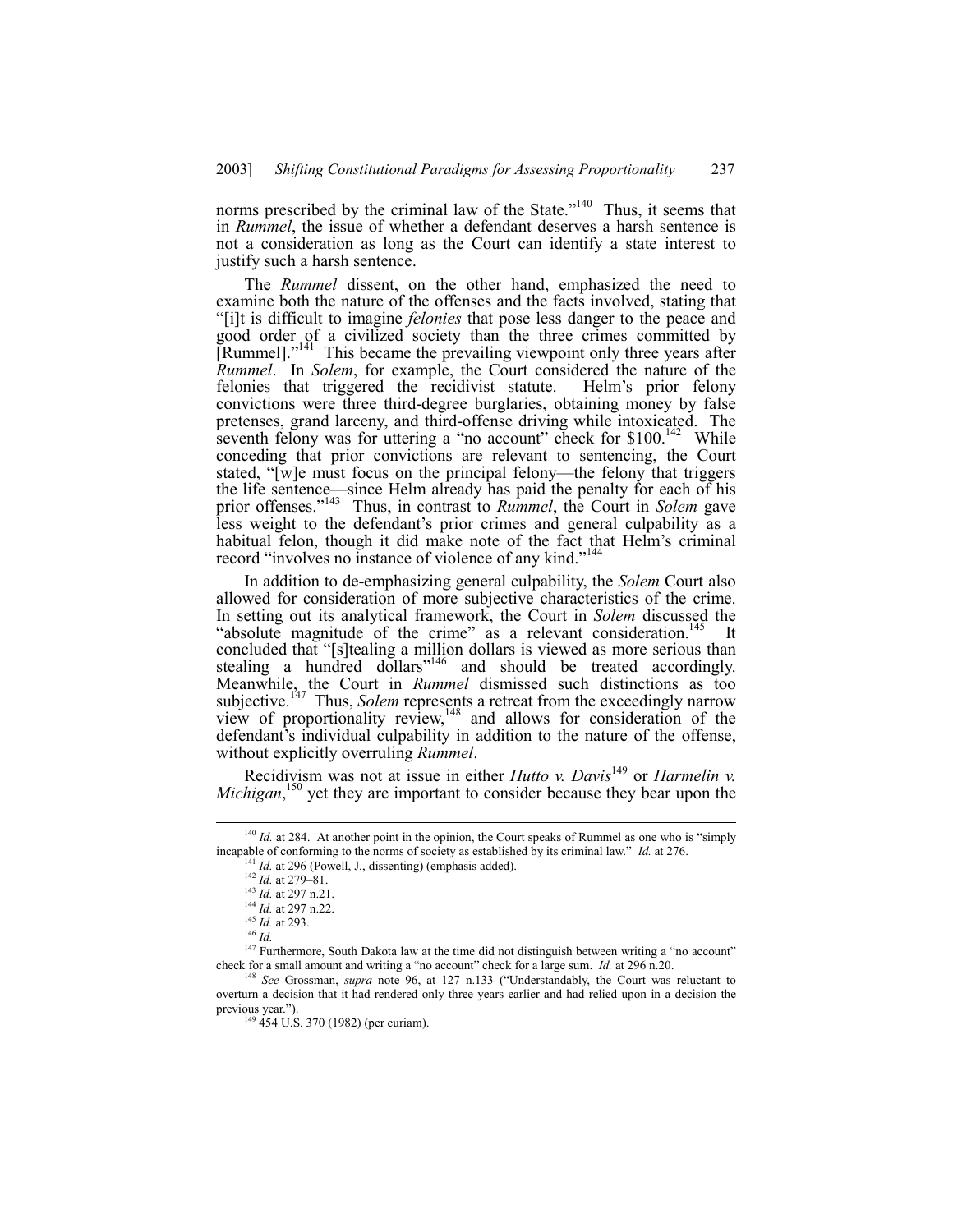norms prescribed by the criminal law of the State."[140] Thus, it seems that in *Rummel*, the issue of whether a defendant deserves a harsh sentence is not a consideration as long as the Court can identify a state interest to justify such a harsh sentence.

The *Rummel* dissent, on the other hand, emphasized the need to examine both the nature of the offenses and the facts involved, stating that "[i]t is difficult to imagine *felonies* that pose less danger to the peace and good order of a civilized society than the three crimes committed by [Rummel]."[141] This became the prevailing viewpoint only three years after *Rummel*. In *Solem*, for example, the Court considered the nature of the felonies that triggered the recidivist statute. Helm's prior felony convictions were three third-degree burglaries, obtaining money by false pretenses, grand larceny, and third-offense driving while intoxicated. The seventh felony was for uttering a "no account" check for $100.[142] While conceding that prior convictions are relevant to sentencing, the Court stated, "[w]e must focus on the principal felony—the felony that triggers the life sentence—since Helm already has paid the penalty for each of his prior offenses."[143] Thus, in contrast to *Rummel*, the Court in *Solem* gave less weight to the defendant's prior crimes and general culpability as a habitual felon, though it did make note of the fact that Helm's criminal record "involves no instance of violence of any kind."[144]

In addition to de-emphasizing general culpability, the *Solem* Court also allowed for consideration of more subjective characteristics of the crime. In setting out its analytical framework, the Court in *Solem* discussed the "absolute magnitude of the crime" as a relevant consideration.[145] It concluded that "[s]tealing a million dollars is viewed as more serious than stealing a hundred dollars"[146] and should be treated accordingly. Meanwhile, the Court in *Rummel* dismissed such distinctions as too subjective.[147] Thus, *Solem* represents a retreat from the exceedingly narrow view of proportionality review,[148] and allows for consideration of the defendant's individual culpability in addition to the nature of the offense, without explicitly overruling *Rummel*.

Recidivism was not at issue in either *Hutto v. Davis*[149] or *Harmelin v. Michigan*,[150] yet they are important to consider because they bear upon the

---

[140] *Id.* at 284. At another point in the opinion, the Court speaks of Rummel as one who is "simply incapable of conforming to the norms of society as established by its criminal law." *Id.* at 276.

[141] *Id.* at 296 (Powell, J., dissenting) (emphasis added).

[142] *Id.* at 279–81.

[143] *Id.* at 297 n.21.

[144] *Id.* at 297 n.22.

[145] *Id.* at 293.

[146] *Id.*

[147] Furthermore, South Dakota law at the time did not distinguish between writing a "no account" check for a small amount and writing a "no account" check for a large sum. *Id.* at 296 n.20.

[148] *See* Grossman, *supra* note 96, at 127 n.133 ("Understandably, the Court was reluctant to overturn a decision that it had rendered only three years earlier and had relied upon in a decision the previous year.").

[149] 454 U.S. 370 (1982) (per curiam).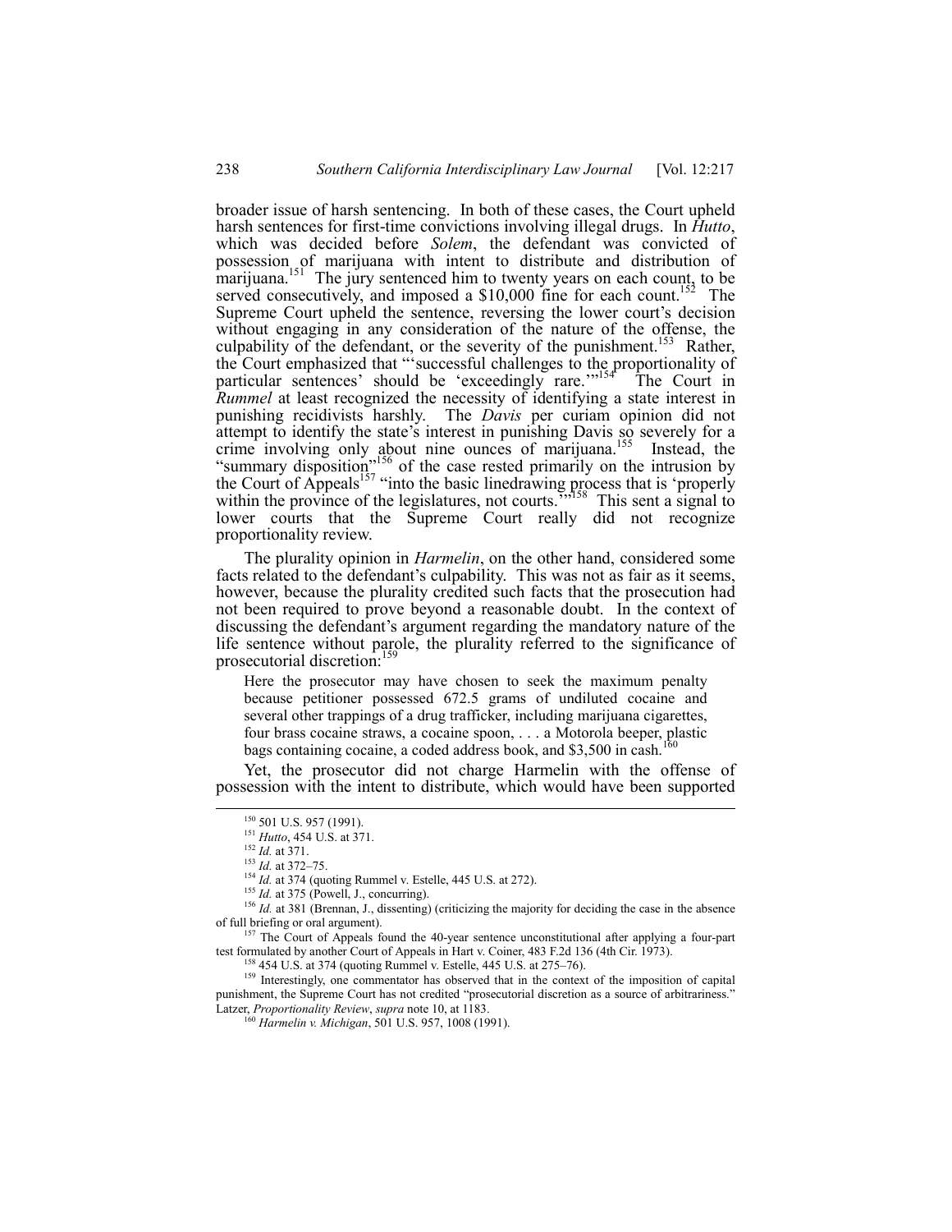broader issue of harsh sentencing. In both of these cases, the Court upheld harsh sentences for first-time convictions involving illegal drugs. In *Hutto*, which was decided before *Solem*, the defendant was convicted of possession of marijuana with intent to distribute and distribution of marijuana.[151] The jury sentenced him to twenty years on each count, to be served consecutively, and imposed a $10,000 fine for each count.[152] The Supreme Court upheld the sentence, reversing the lower court's decision without engaging in any consideration of the nature of the offense, the culpability of the defendant, or the severity of the punishment.[153] Rather, the Court emphasized that "'successful challenges to the proportionality of particular sentences' should be 'exceedingly rare.'"[154] The Court in *Rummel* at least recognized the necessity of identifying a state interest in punishing recidivists harshly. The *Davis* per curiam opinion did not attempt to identify the state's interest in punishing Davis so severely for a crime involving only about nine ounces of marijuana.[155] Instead, the "summary disposition"[156] of the case rested primarily on the intrusion by the Court of Appeals[157] "into the basic linedrawing process that is 'properly within the province of the legislatures, not courts.'"[158] This sent a signal to lower courts that the Supreme Court really did not recognize proportionality review.

The plurality opinion in *Harmelin*, on the other hand, considered some facts related to the defendant's culpability. This was not as fair as it seems, however, because the plurality credited such facts that the prosecution had not been required to prove beyond a reasonable doubt. In the context of discussing the defendant's argument regarding the mandatory nature of the life sentence without parole, the plurality referred to the significance of prosecutorial discretion:[159]

> Here the prosecutor may have chosen to seek the maximum penalty because petitioner possessed 672.5 grams of undiluted cocaine and several other trappings of a drug trafficker, including marijuana cigarettes, four brass cocaine straws, a cocaine spoon, . . . a Motorola beeper, plastic bags containing cocaine, a coded address book, and $3,500 in cash.[160]

Yet, the prosecutor did not charge Harmelin with the offense of possession with the intent to distribute, which would have been supported

---

[150] 501 U.S. 957 (1991).

[151] *Hutto*, 454 U.S. at 371.

[152] *Id.* at 371.

[153] *Id.* at 372–75.

[154] *Id.* at 374 (quoting Rummel v. Estelle, 445 U.S. at 272).

[155] *Id.* at 375 (Powell, J., concurring).

[156] *Id.* at 381 (Brennan, J., dissenting) (criticizing the majority for deciding the case in the absence of full briefing or oral argument).

[157] The Court of Appeals found the 40-year sentence unconstitutional after applying a four-part test formulated by another Court of Appeals in Hart v. Coiner, 483 F.2d 136 (4th Cir. 1973).

[158] 454 U.S. at 374 (quoting Rummel v. Estelle, 445 U.S. at 275–76).

[159] Interestingly, one commentator has observed that in the context of the imposition of capital punishment, the Supreme Court has not credited "prosecutorial discretion as a source of arbitrariness." Latzer, *Proportionality Review*, *supra* note 10, at 1183.

[160] *Harmelin v. Michigan*, 501 U.S. 957, 1008 (1991).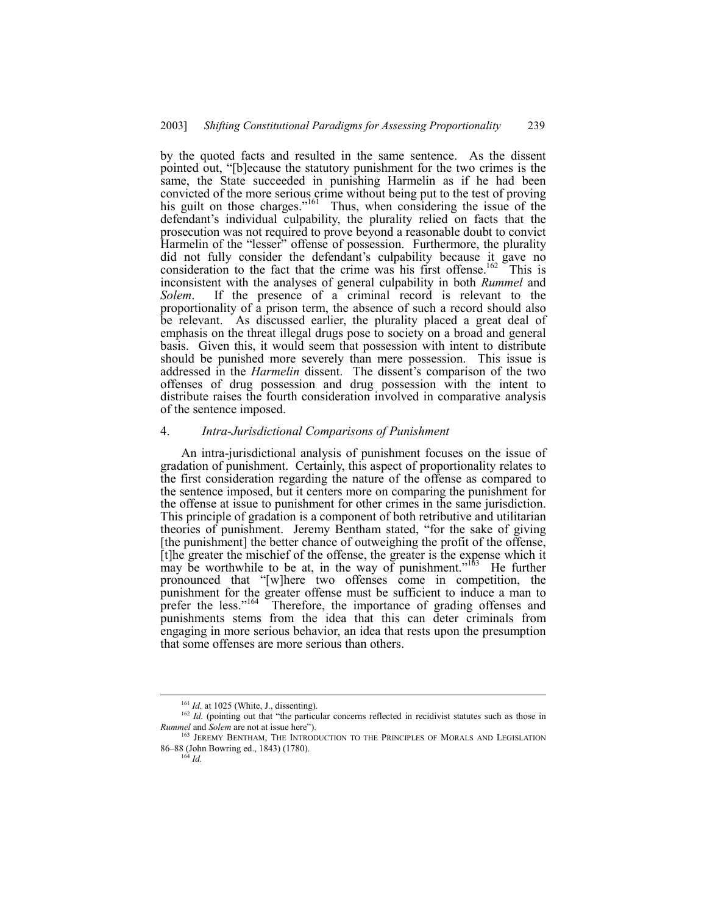by the quoted facts and resulted in the same sentence. As the dissent pointed out, "[b]ecause the statutory punishment for the two crimes is the same, the State succeeded in punishing Harmelin as if he had been convicted of the more serious crime without being put to the test of proving his guilt on those charges."[161] Thus, when considering the issue of the defendant's individual culpability, the plurality relied on facts that the prosecution was not required to prove beyond a reasonable doubt to convict Harmelin of the "lesser" offense of possession. Furthermore, the plurality did not fully consider the defendant's culpability because it gave no consideration to the fact that the crime was his first offense.[162] This is inconsistent with the analyses of general culpability in both *Rummel* and *Solem*. If the presence of a criminal record is relevant to the proportionality of a prison term, the absence of such a record should also be relevant. As discussed earlier, the plurality placed a great deal of emphasis on the threat illegal drugs pose to society on a broad and general basis. Given this, it would seem that possession with intent to distribute should be punished more severely than mere possession. This issue is addressed in the *Harmelin* dissent. The dissent's comparison of the two offenses of drug possession and drug possession with the intent to distribute raises the fourth consideration involved in comparative analysis of the sentence imposed.

#### 4. *Intra-Jurisdictional Comparisons of Punishment*

An intra-jurisdictional analysis of punishment focuses on the issue of gradation of punishment. Certainly, this aspect of proportionality relates to the first consideration regarding the nature of the offense as compared to the sentence imposed, but it centers more on comparing the punishment for the offense at issue to punishment for other crimes in the same jurisdiction. This principle of gradation is a component of both retributive and utilitarian theories of punishment. Jeremy Bentham stated, "for the sake of giving [the punishment] the better chance of outweighing the profit of the offense, [t]he greater the mischief of the offense, the greater is the expense which it may be worthwhile to be at, in the way of punishment."[163] He further pronounced that "[w]here two offenses come in competition, the punishment for the greater offense must be sufficient to induce a man to prefer the less."[164] Therefore, the importance of grading offenses and punishments stems from the idea that this can deter criminals from engaging in more serious behavior, an idea that rests upon the presumption that some offenses are more serious than others.

---

[161] *Id.* at 1025 (White, J., dissenting).

[162] *Id.* (pointing out that "the particular concerns reflected in recidivist statutes such as those in *Rummel* and *Solem* are not at issue here").

[163] JEREMY BENTHAM, THE INTRODUCTION TO THE PRINCIPLES OF MORALS AND LEGISLATION 86–88 (John Bowring ed., 1843) (1780).

[164] *Id.*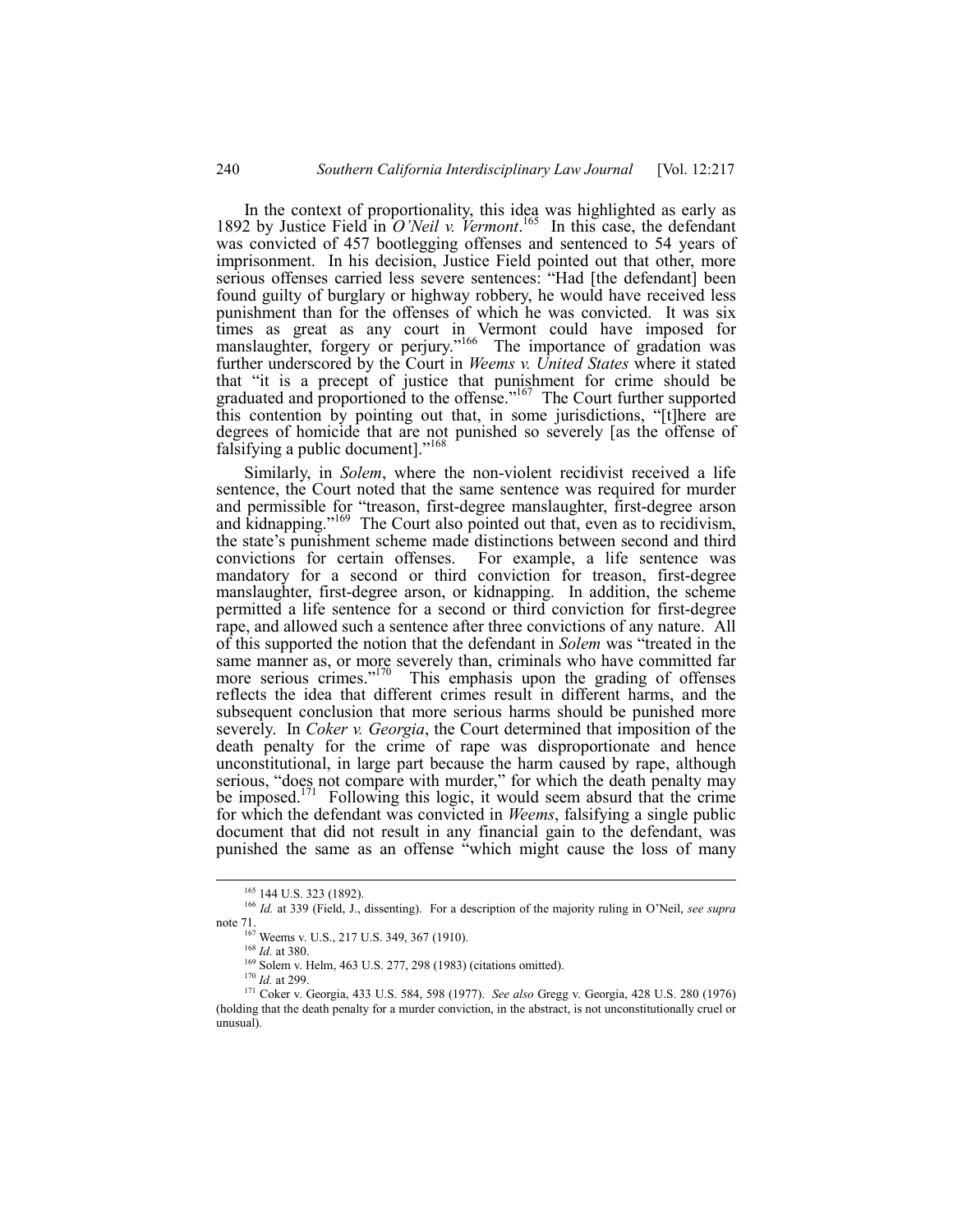In the context of proportionality, this idea was highlighted as early as 1892 by Justice Field in *O'Neil v. Vermont*.[165] In this case, the defendant was convicted of 457 bootlegging offenses and sentenced to 54 years of imprisonment. In his decision, Justice Field pointed out that other, more serious offenses carried less severe sentences: "Had [the defendant] been found guilty of burglary or highway robbery, he would have received less punishment than for the offenses of which he was convicted. It was six times as great as any court in Vermont could have imposed for manslaughter, forgery or perjury."[166] The importance of gradation was further underscored by the Court in *Weems v. United States* where it stated that "it is a precept of justice that punishment for crime should be graduated and proportioned to the offense."[167] The Court further supported this contention by pointing out that, in some jurisdictions, "[t]here are degrees of homicide that are not punished so severely [as the offense of falsifying a public document]."[168]

Similarly, in *Solem*, where the non-violent recidivist received a life sentence, the Court noted that the same sentence was required for murder and permissible for "treason, first-degree manslaughter, first-degree arson and kidnapping."[169] The Court also pointed out that, even as to recidivism, the state's punishment scheme made distinctions between second and third convictions for certain offenses. For example, a life sentence was mandatory for a second or third conviction for treason, first-degree manslaughter, first-degree arson, or kidnapping. In addition, the scheme permitted a life sentence for a second or third conviction for first-degree rape, and allowed such a sentence after three convictions of any nature. All of this supported the notion that the defendant in *Solem* was "treated in the same manner as, or more severely than, criminals who have committed far more serious crimes."[170] This emphasis upon the grading of offenses reflects the idea that different crimes result in different harms, and the subsequent conclusion that more serious harms should be punished more severely. In *Coker v. Georgia*, the Court determined that imposition of the death penalty for the crime of rape was disproportionate and hence unconstitutional, in large part because the harm caused by rape, although serious, "does not compare with murder," for which the death penalty may be imposed.[171] Following this logic, it would seem absurd that the crime for which the defendant was convicted in *Weems*, falsifying a single public document that did not result in any financial gain to the defendant, was punished the same as an offense "which might cause the loss of many

---

[165] 144 U.S. 323 (1892).

[166] *Id.* at 339 (Field, J., dissenting). For a description of the majority ruling in O'Neil, *see supra* note 71.

[167] Weems v. U.S., 217 U.S. 349, 367 (1910).

[168] *Id.* at 380.

[169] Solem v. Helm, 463 U.S. 277, 298 (1983) (citations omitted).

[170] *Id.* at 299.

[171] Coker v. Georgia, 433 U.S. 584, 598 (1977). *See also* Gregg v. Georgia, 428 U.S. 280 (1976) (holding that the death penalty for a murder conviction, in the abstract, is not unconstitutionally cruel or unusual).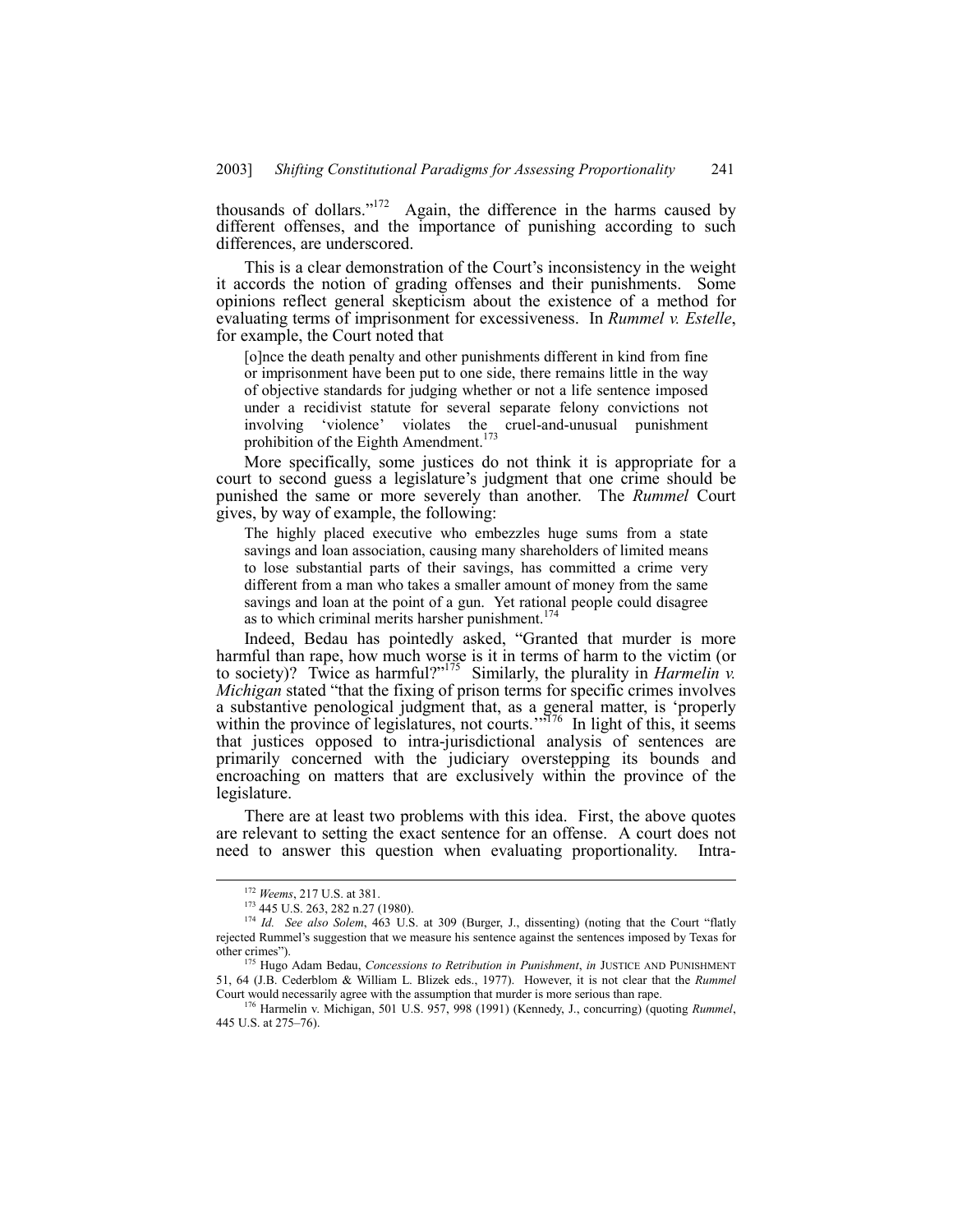thousands of dollars."[172] Again, the difference in the harms caused by different offenses, and the importance of punishing according to such differences, are underscored.

This is a clear demonstration of the Court's inconsistency in the weight it accords the notion of grading offenses and their punishments. Some opinions reflect general skepticism about the existence of a method for evaluating terms of imprisonment for excessiveness. In *Rummel v. Estelle*, for example, the Court noted that

> [o]nce the death penalty and other punishments different in kind from fine or imprisonment have been put to one side, there remains little in the way of objective standards for judging whether or not a life sentence imposed under a recidivist statute for several separate felony convictions not involving 'violence' violates the cruel-and-unusual punishment prohibition of the Eighth Amendment.[173]

More specifically, some justices do not think it is appropriate for a court to second guess a legislature's judgment that one crime should be punished the same or more severely than another. The *Rummel* Court gives, by way of example, the following:

> The highly placed executive who embezzles huge sums from a state savings and loan association, causing many shareholders of limited means to lose substantial parts of their savings, has committed a crime very different from a man who takes a smaller amount of money from the same savings and loan at the point of a gun. Yet rational people could disagree as to which criminal merits harsher punishment.[174]

Indeed, Bedau has pointedly asked, "Granted that murder is more harmful than rape, how much worse is it in terms of harm to the victim (or to society)? Twice as harmful?"[175] Similarly, the plurality in *Harmelin v. Michigan* stated "that the fixing of prison terms for specific crimes involves a substantive penological judgment that, as a general matter, is 'properly within the province of legislatures, not courts.'"[176] In light of this, it seems that justices opposed to intra-jurisdictional analysis of sentences are primarily concerned with the judiciary overstepping its bounds and encroaching on matters that are exclusively within the province of the legislature.

There are at least two problems with this idea. First, the above quotes are relevant to setting the exact sentence for an offense. A court does not need to answer this question when evaluating proportionality. Intra-

---

[172] *Weems*, 217 U.S. at 381.

[173] 445 U.S. 263, 282 n.27 (1980).

[174] *Id. See also Solem*, 463 U.S. at 309 (Burger, J., dissenting) (noting that the Court "flatly rejected Rummel's suggestion that we measure his sentence against the sentences imposed by Texas for other crimes").

[175] Hugo Adam Bedau, *Concessions to Retribution in Punishment*, *in* JUSTICE AND PUNISHMENT 51, 64 (J.B. Cederblom & William L. Blizek eds., 1977). However, it is not clear that the *Rummel* Court would necessarily agree with the assumption that murder is more serious than rape.

[176] Harmelin v. Michigan, 501 U.S. 957, 998 (1991) (Kennedy, J., concurring) (quoting *Rummel*, 445 U.S. at 275–76).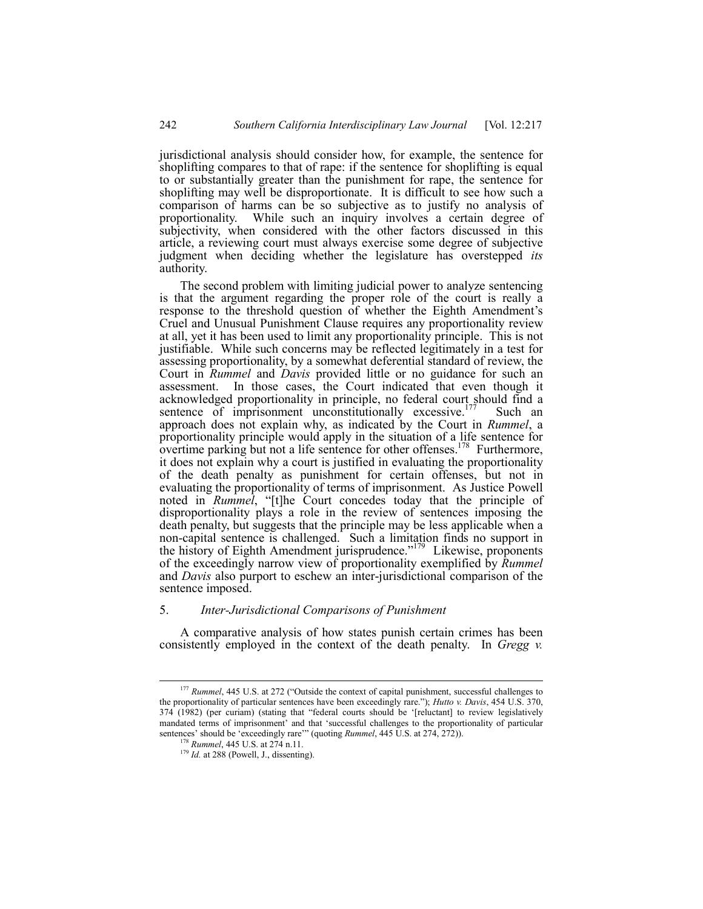jurisdictional analysis should consider how, for example, the sentence for shoplifting compares to that of rape: if the sentence for shoplifting is equal to or substantially greater than the punishment for rape, the sentence for shoplifting may well be disproportionate. It is difficult to see how such a comparison of harms can be so subjective as to justify no analysis of proportionality. While such an inquiry involves a certain degree of subjectivity, when considered with the other factors discussed in this article, a reviewing court must always exercise some degree of subjective judgment when deciding whether the legislature has overstepped *its* authority.

The second problem with limiting judicial power to analyze sentencing is that the argument regarding the proper role of the court is really a response to the threshold question of whether the Eighth Amendment's Cruel and Unusual Punishment Clause requires any proportionality review at all, yet it has been used to limit any proportionality principle. This is not justifiable. While such concerns may be reflected legitimately in a test for assessing proportionality, by a somewhat deferential standard of review, the Court in *Rummel* and *Davis* provided little or no guidance for such an assessment. In those cases, the Court indicated that even though it acknowledged proportionality in principle, no federal court should find a sentence of imprisonment unconstitutionally excessive.[177] Such an approach does not explain why, as indicated by the Court in *Rummel*, a proportionality principle would apply in the situation of a life sentence for overtime parking but not a life sentence for other offenses.[178] Furthermore, it does not explain why a court is justified in evaluating the proportionality of the death penalty as punishment for certain offenses, but not in evaluating the proportionality of terms of imprisonment. As Justice Powell noted in *Rummel*, "[t]he Court concedes today that the principle of disproportionality plays a role in the review of sentences imposing the death penalty, but suggests that the principle may be less applicable when a non-capital sentence is challenged. Such a limitation finds no support in the history of Eighth Amendment jurisprudence."[179] Likewise, proponents of the exceedingly narrow view of proportionality exemplified by *Rummel* and *Davis* also purport to eschew an inter-jurisdictional comparison of the sentence imposed.

### 5. *Inter-Jurisdictional Comparisons of Punishment*

A comparative analysis of how states punish certain crimes has been consistently employed in the context of the death penalty. In *Gregg v.*

---

[177] *Rummel*, 445 U.S. at 272 ("Outside the context of capital punishment, successful challenges to the proportionality of particular sentences have been exceedingly rare."); *Hutto v. Davis*, 454 U.S. 370, 374 (1982) (per curiam) (stating that "federal courts should be '[reluctant] to review legislatively mandated terms of imprisonment' and that 'successful challenges to the proportionality of particular sentences' should be 'exceedingly rare'" (quoting *Rummel*, 445 U.S. at 274, 272)).

[178] *Rummel*, 445 U.S. at 274 n.11.

[179] *Id.* at 288 (Powell, J., dissenting).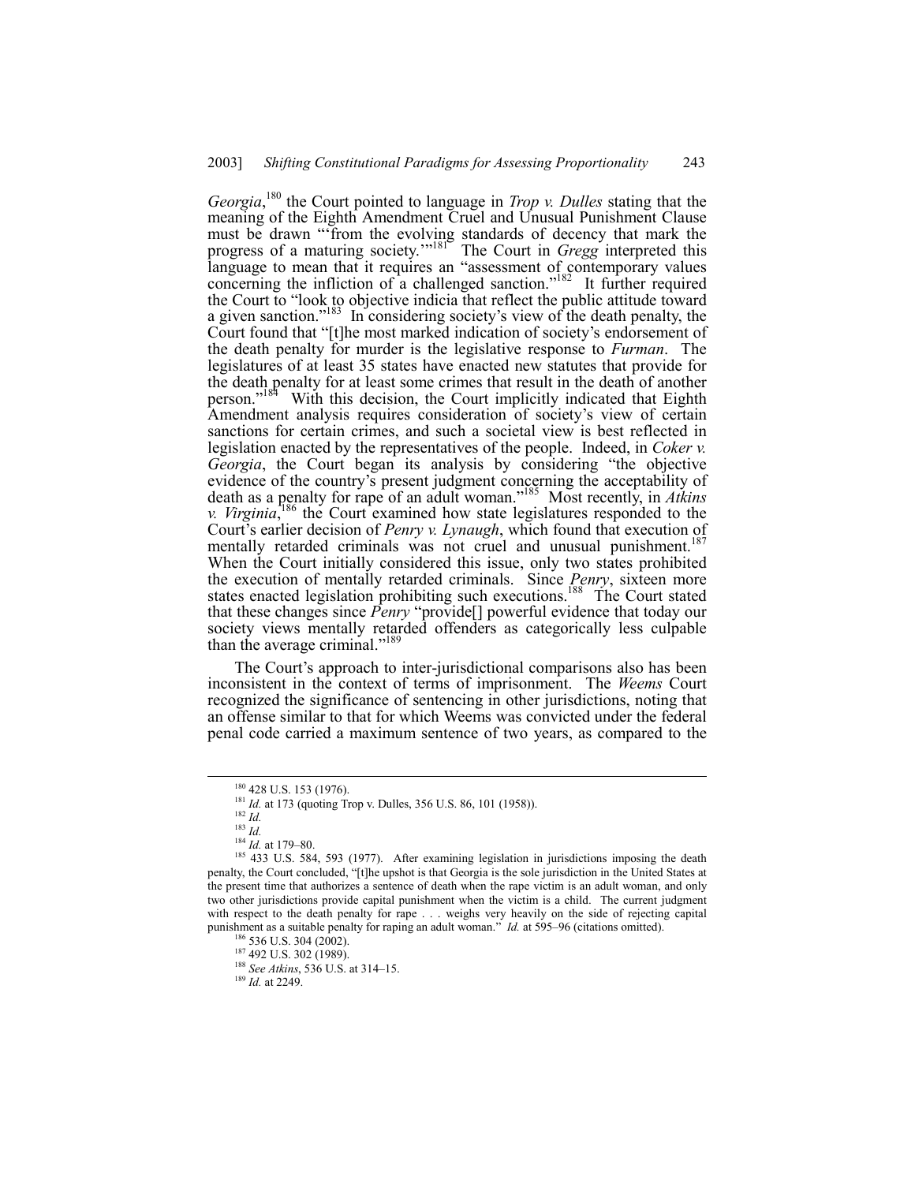*Georgia*,[180] the Court pointed to language in *Trop v. Dulles* stating that the meaning of the Eighth Amendment Cruel and Unusual Punishment Clause must be drawn "'from the evolving standards of decency that mark the progress of a maturing society.'"[181] The Court in *Gregg* interpreted this language to mean that it requires an "assessment of contemporary values concerning the infliction of a challenged sanction."[182] It further required the Court to "look to objective indicia that reflect the public attitude toward a given sanction."[183] In considering society's view of the death penalty, the Court found that "[t]he most marked indication of society's endorsement of the death penalty for murder is the legislative response to *Furman*. The legislatures of at least 35 states have enacted new statutes that provide for the death penalty for at least some crimes that result in the death of another person."[184] With this decision, the Court implicitly indicated that Eighth Amendment analysis requires consideration of society's view of certain sanctions for certain crimes, and such a societal view is best reflected in legislation enacted by the representatives of the people. Indeed, in *Coker v. Georgia*, the Court began its analysis by considering "the objective evidence of the country's present judgment concerning the acceptability of death as a penalty for rape of an adult woman."[185] Most recently, in *Atkins v. Virginia*,[186] the Court examined how state legislatures responded to the Court's earlier decision of *Penry v. Lynaugh*, which found that execution of mentally retarded criminals was not cruel and unusual punishment.[187] When the Court initially considered this issue, only two states prohibited the execution of mentally retarded criminals. Since *Penry*, sixteen more states enacted legislation prohibiting such executions.[188] The Court stated that these changes since *Penry* "provide[] powerful evidence that today our society views mentally retarded offenders as categorically less culpable than the average criminal."[189]

The Court's approach to inter-jurisdictional comparisons also has been inconsistent in the context of terms of imprisonment. The *Weems* Court recognized the significance of sentencing in other jurisdictions, noting that an offense similar to that for which Weems was convicted under the federal penal code carried a maximum sentence of two years, as compared to the

---

[180] 428 U.S. 153 (1976).

[181] *Id.* at 173 (quoting Trop v. Dulles, 356 U.S. 86, 101 (1958)).

[182] *Id.*

[183] *Id.*

[184] *Id.* at 179–80.

[185] 433 U.S. 584, 593 (1977). After examining legislation in jurisdictions imposing the death penalty, the Court concluded, "[t]he upshot is that Georgia is the sole jurisdiction in the United States at the present time that authorizes a sentence of death when the rape victim is an adult woman, and only two other jurisdictions provide capital punishment when the victim is a child. The current judgment with respect to the death penalty for rape . . . weighs very heavily on the side of rejecting capital punishment as a suitable penalty for raping an adult woman." *Id.* at 595–96 (citations omitted).

[186] 536 U.S. 304 (2002).

[187] 492 U.S. 302 (1989).

[188] *See Atkins*, 536 U.S. at 314–15.

[189] *Id.* at 2249.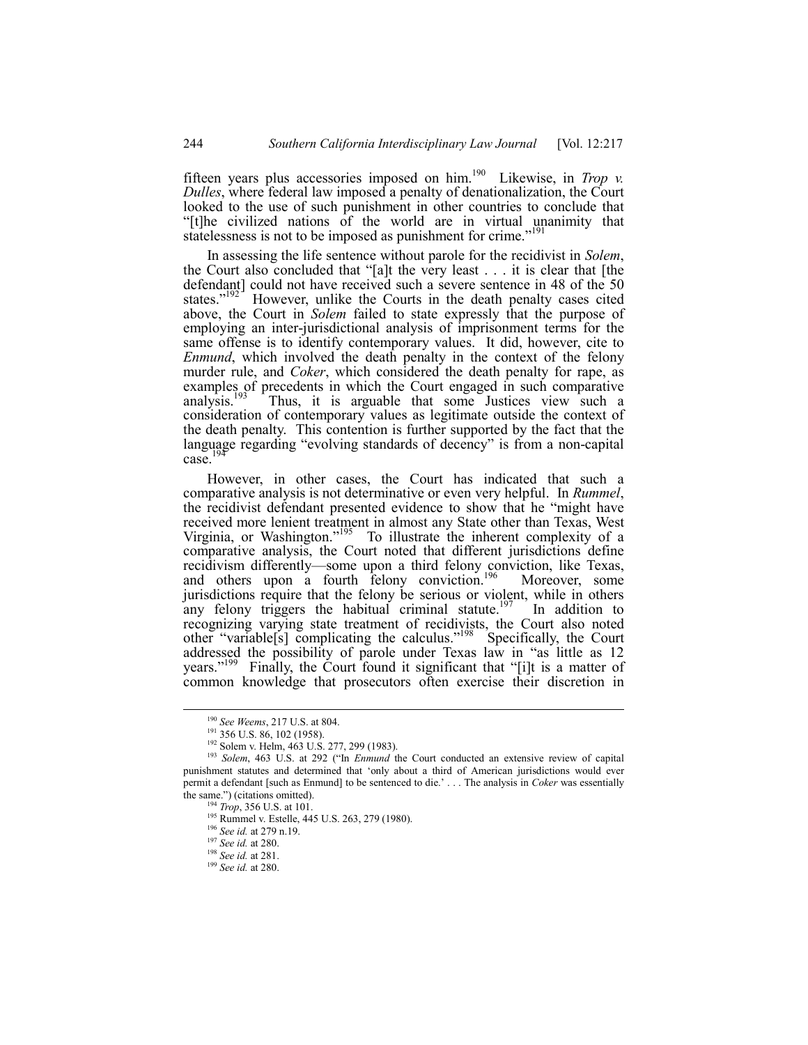fifteen years plus accessories imposed on him.[190] Likewise, in *Trop v. Dulles*, where federal law imposed a penalty of denationalization, the Court looked to the use of such punishment in other countries to conclude that "[t]he civilized nations of the world are in virtual unanimity that statelessness is not to be imposed as punishment for crime."[191]

In assessing the life sentence without parole for the recidivist in *Solem*, the Court also concluded that "[a]t the very least . . . it is clear that [the defendant] could not have received such a severe sentence in 48 of the 50 states."[192] However, unlike the Courts in the death penalty cases cited above, the Court in *Solem* failed to state expressly that the purpose of employing an inter-jurisdictional analysis of imprisonment terms for the same offense is to identify contemporary values. It did, however, cite to *Enmund*, which involved the death penalty in the context of the felony murder rule, and *Coker*, which considered the death penalty for rape, as examples of precedents in which the Court engaged in such comparative analysis.[193] Thus, it is arguable that some Justices view such a consideration of contemporary values as legitimate outside the context of the death penalty. This contention is further supported by the fact that the language regarding "evolving standards of decency" is from a non-capital case.[194]

However, in other cases, the Court has indicated that such a comparative analysis is not determinative or even very helpful. In *Rummel*, the recidivist defendant presented evidence to show that he "might have received more lenient treatment in almost any State other than Texas, West Virginia, or Washington."[195] To illustrate the inherent complexity of a comparative analysis, the Court noted that different jurisdictions define recidivism differently—some upon a third felony conviction, like Texas, and others upon a fourth felony conviction.[196] Moreover, some jurisdictions require that the felony be serious or violent, while in others any felony triggers the habitual criminal statute.[197] In addition to recognizing varying state treatment of recidivists, the Court also noted other "variable[s] complicating the calculus."[198] Specifically, the Court addressed the possibility of parole under Texas law in "as little as 12 years."[199] Finally, the Court found it significant that "[i]t is a matter of common knowledge that prosecutors often exercise their discretion in

---

[190] *See Weems*, 217 U.S. at 804.

[191] 356 U.S. 86, 102 (1958).

[192] Solem v. Helm, 463 U.S. 277, 299 (1983).

[193] *Solem*, 463 U.S. at 292 ("In *Enmund* the Court conducted an extensive review of capital punishment statutes and determined that 'only about a third of American jurisdictions would ever permit a defendant [such as Enmund] to be sentenced to die.' . . . The analysis in *Coker* was essentially the same.") (citations omitted).

[194] *Trop*, 356 U.S. at 101.

[195] Rummel v. Estelle, 445 U.S. 263, 279 (1980).

[196] *See id.* at 279 n.19.

[197] *See id.* at 280.

[198] *See id.* at 281.

[199] *See id.* at 280.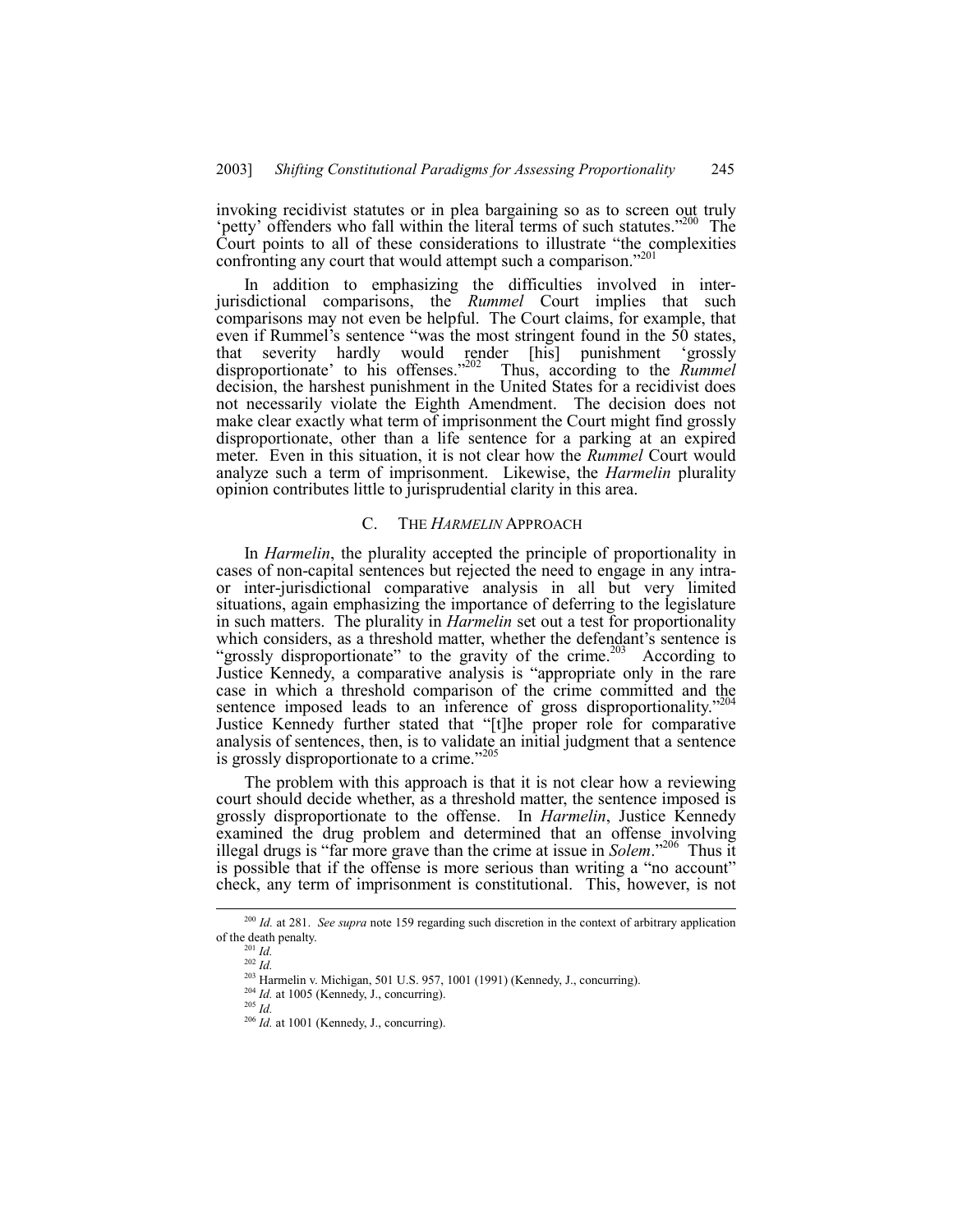invoking recidivist statutes or in plea bargaining so as to screen out truly 'petty' offenders who fall within the literal terms of such statutes."[200] The Court points to all of these considerations to illustrate "the complexities confronting any court that would attempt such a comparison."[201]

In addition to emphasizing the difficulties involved in inter-jurisdictional comparisons, the *Rummel* Court implies that such comparisons may not even be helpful. The Court claims, for example, that even if Rummel's sentence "was the most stringent found in the 50 states, that severity hardly would render [his] punishment 'grossly disproportionate' to his offenses."[202] Thus, according to the *Rummel* decision, the harshest punishment in the United States for a recidivist does not necessarily violate the Eighth Amendment. The decision does not make clear exactly what term of imprisonment the Court might find grossly disproportionate, other than a life sentence for a parking at an expired meter. Even in this situation, it is not clear how the *Rummel* Court would analyze such a term of imprisonment. Likewise, the *Harmelin* plurality opinion contributes little to jurisprudential clarity in this area.

### C. THE *HARMELIN* APPROACH

In *Harmelin*, the plurality accepted the principle of proportionality in cases of non-capital sentences but rejected the need to engage in any intra- or inter-jurisdictional comparative analysis in all but very limited situations, again emphasizing the importance of deferring to the legislature in such matters. The plurality in *Harmelin* set out a test for proportionality which considers, as a threshold matter, whether the defendant's sentence is "grossly disproportionate" to the gravity of the crime.[203] According to Justice Kennedy, a comparative analysis is "appropriate only in the rare case in which a threshold comparison of the crime committed and the sentence imposed leads to an inference of gross disproportionality."[204] Justice Kennedy further stated that "[t]he proper role for comparative analysis of sentences, then, is to validate an initial judgment that a sentence is grossly disproportionate to a crime."[205]

The problem with this approach is that it is not clear how a reviewing court should decide whether, as a threshold matter, the sentence imposed is grossly disproportionate to the offense. In *Harmelin*, Justice Kennedy examined the drug problem and determined that an offense involving illegal drugs is "far more grave than the crime at issue in *Solem*."[206] Thus it is possible that if the offense is more serious than writing a "no account" check, any term of imprisonment is constitutional. This, however, is not

---

[200] *Id.* at 281. *See supra* note 159 regarding such discretion in the context of arbitrary application of the death penalty.

[201] *Id.*

[202] *Id.*

[203] Harmelin v. Michigan, 501 U.S. 957, 1001 (1991) (Kennedy, J., concurring).

[204] *Id.* at 1005 (Kennedy, J., concurring).

[205] *Id.*

[206] *Id.* at 1001 (Kennedy, J., concurring).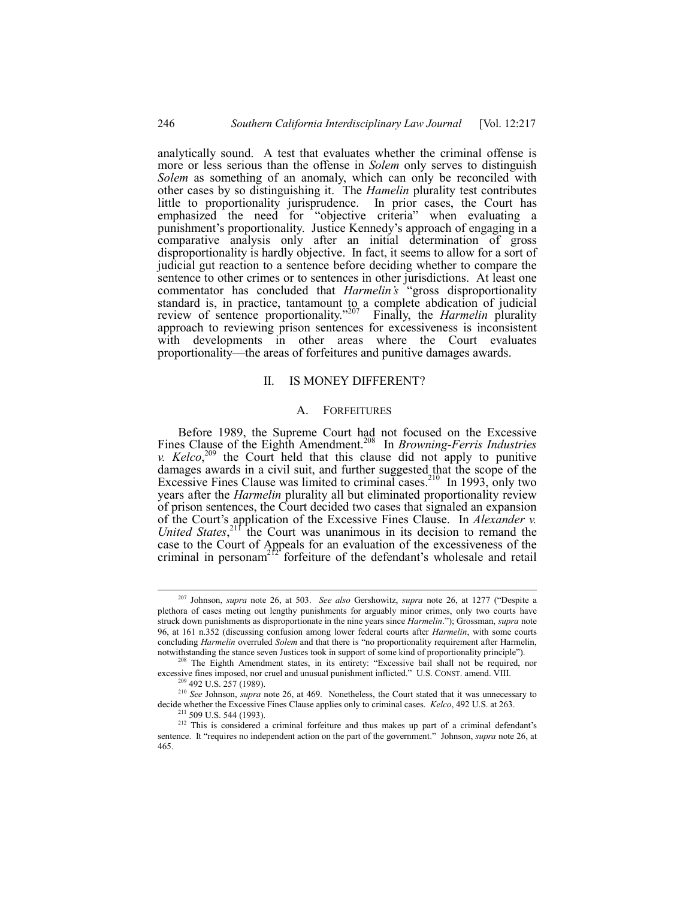analytically sound. A test that evaluates whether the criminal offense is more or less serious than the offense in *Solem* only serves to distinguish *Solem* as something of an anomaly, which can only be reconciled with other cases by so distinguishing it. The *Hamelin* plurality test contributes little to proportionality jurisprudence. In prior cases, the Court has emphasized the need for "objective criteria" when evaluating a punishment's proportionality. Justice Kennedy's approach of engaging in a comparative analysis only after an initial determination of gross disproportionality is hardly objective. In fact, it seems to allow for a sort of judicial gut reaction to a sentence before deciding whether to compare the sentence to other crimes or to sentences in other jurisdictions. At least one commentator has concluded that *Harmelin's* "gross disproportionality standard is, in practice, tantamount to a complete abdication of judicial review of sentence proportionality."[207] Finally, the *Harmelin* plurality approach to reviewing prison sentences for excessiveness is inconsistent with developments in other areas where the Court evaluates proportionality—the areas of forfeitures and punitive damages awards.

## II. IS MONEY DIFFERENT?

### A. FORFEITURES

Before 1989, the Supreme Court had not focused on the Excessive Fines Clause of the Eighth Amendment.[208] In *Browning-Ferris Industries v. Kelco*,[209] the Court held that this clause did not apply to punitive damages awards in a civil suit, and further suggested that the scope of the Excessive Fines Clause was limited to criminal cases.[210] In 1993, only two years after the *Harmelin* plurality all but eliminated proportionality review of prison sentences, the Court decided two cases that signaled an expansion of the Court's application of the Excessive Fines Clause. In *Alexander v. United States*,[211] the Court was unanimous in its decision to remand the case to the Court of Appeals for an evaluation of the excessiveness of the criminal in personam[212] forfeiture of the defendant's wholesale and retail

---

[207] Johnson, *supra* note 26, at 503. *See also* Gershowitz, *supra* note 26, at 1277 ("Despite a plethora of cases meting out lengthy punishments for arguably minor crimes, only two courts have struck down punishments as disproportionate in the nine years since *Harmelin*."); Grossman, *supra* note 96, at 161 n.352 (discussing confusion among lower federal courts after *Harmelin*, with some courts concluding *Harmelin* overruled *Solem* and that there is "no proportionality requirement after Harmelin, notwithstanding the stance seven Justices took in support of some kind of proportionality principle").

[208] The Eighth Amendment states, in its entirety: "Excessive bail shall not be required, nor excessive fines imposed, nor cruel and unusual punishment inflicted." U.S. CONST. amend. VIII.

[209] 492 U.S. 257 (1989).

[210] *See* Johnson, *supra* note 26, at 469. Nonetheless, the Court stated that it was unnecessary to decide whether the Excessive Fines Clause applies only to criminal cases. *Kelco*, 492 U.S. at 263.

[211] 509 U.S. 544 (1993).

[212] This is considered a criminal forfeiture and thus makes up part of a criminal defendant's sentence. It "requires no independent action on the part of the government." Johnson, *supra* note 26, at 465.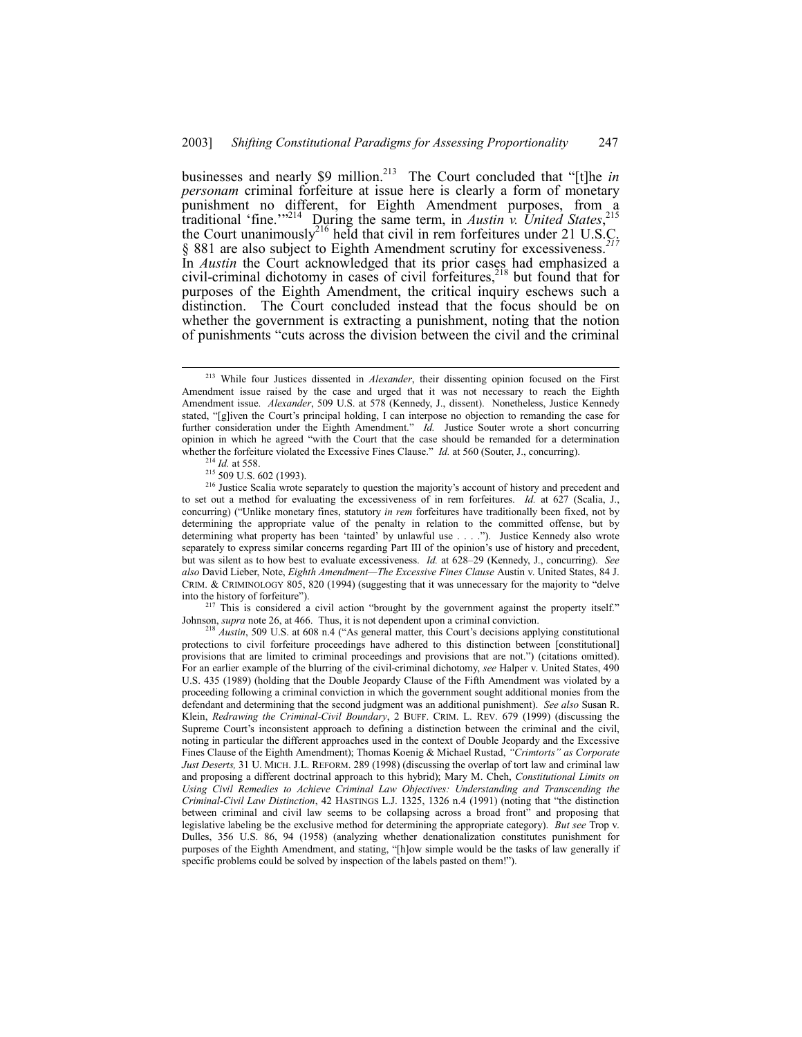businesses and nearly $9 million.[213] The Court concluded that "[t]he *in personam* criminal forfeiture at issue here is clearly a form of monetary punishment no different, for Eighth Amendment purposes, from a traditional 'fine.'"[214] During the same term, in *Austin v. United States*,[215] the Court unanimously[216] held that civil in rem forfeitures under 21 U.S.C. § 881 are also subject to Eighth Amendment scrutiny for excessiveness.[217] In *Austin* the Court acknowledged that its prior cases had emphasized a civil-criminal dichotomy in cases of civil forfeitures,[218] but found that for purposes of the Eighth Amendment, the critical inquiry eschews such a distinction. The Court concluded instead that the focus should be on whether the government is extracting a punishment, noting that the notion of punishments "cuts across the division between the civil and the criminal

---

[213] While four Justices dissented in *Alexander*, their dissenting opinion focused on the First Amendment issue raised by the case and urged that it was not necessary to reach the Eighth Amendment issue. *Alexander*, 509 U.S. at 578 (Kennedy, J., dissent). Nonetheless, Justice Kennedy stated, "[g]iven the Court's principal holding, I can interpose no objection to remanding the case for further consideration under the Eighth Amendment." *Id.* Justice Souter wrote a short concurring opinion in which he agreed "with the Court that the case should be remanded for a determination whether the forfeiture violated the Excessive Fines Clause." *Id.* at 560 (Souter, J., concurring).

[214] *Id.* at 558.

[215] 509 U.S. 602 (1993).

[216] Justice Scalia wrote separately to question the majority's account of history and precedent and to set out a method for evaluating the excessiveness of in rem forfeitures. *Id.* at 627 (Scalia, J., concurring) ("Unlike monetary fines, statutory *in rem* forfeitures have traditionally been fixed, not by determining the appropriate value of the penalty in relation to the committed offense, but by determining what property has been 'tainted' by unlawful use . . . ."). Justice Kennedy also wrote separately to express similar concerns regarding Part III of the opinion's use of history and precedent, but was silent as to how best to evaluate excessiveness. *Id.* at 628–29 (Kennedy, J., concurring). *See also* David Lieber, Note, *Eighth Amendment—The Excessive Fines Clause* Austin v. United States, 84 J. CRIM. & CRIMINOLOGY 805, 820 (1994) (suggesting that it was unnecessary for the majority to "delve into the history of forfeiture").

[217] This is considered a civil action "brought by the government against the property itself." Johnson, *supra* note 26, at 466. Thus, it is not dependent upon a criminal conviction.

[218] *Austin*, 509 U.S. at 608 n.4 ("As general matter, this Court's decisions applying constitutional protections to civil forfeiture proceedings have adhered to this distinction between [constitutional] provisions that are limited to criminal proceedings and provisions that are not.") (citations omitted). For an earlier example of the blurring of the civil-criminal dichotomy, *see* Halper v. United States, 490 U.S. 435 (1989) (holding that the Double Jeopardy Clause of the Fifth Amendment was violated by a proceeding following a criminal conviction in which the government sought additional monies from the defendant and determining that the second judgment was an additional punishment). *See also* Susan R. Klein, *Redrawing the Criminal-Civil Boundary*, 2 BUFF. CRIM. L. REV. 679 (1999) (discussing the Supreme Court's inconsistent approach to defining a distinction between the criminal and the civil, noting in particular the different approaches used in the context of Double Jeopardy and the Excessive Fines Clause of the Eighth Amendment); Thomas Koenig & Michael Rustad, *"Crimtorts" as Corporate Just Deserts,* 31 U. MICH. J.L. REFORM. 289 (1998) (discussing the overlap of tort law and criminal law and proposing a different doctrinal approach to this hybrid); Mary M. Cheh, *Constitutional Limits on Using Civil Remedies to Achieve Criminal Law Objectives: Understanding and Transcending the Criminal-Civil Law Distinction*, 42 HASTINGS L.J. 1325, 1326 n.4 (1991) (noting that "the distinction between criminal and civil law seems to be collapsing across a broad front" and proposing that legislative labeling be the exclusive method for determining the appropriate category). *But see* Trop v. Dulles, 356 U.S. 86, 94 (1958) (analyzing whether denationalization constitutes punishment for purposes of the Eighth Amendment, and stating, "[h]ow simple would be the tasks of law generally if specific problems could be solved by inspection of the labels pasted on them!").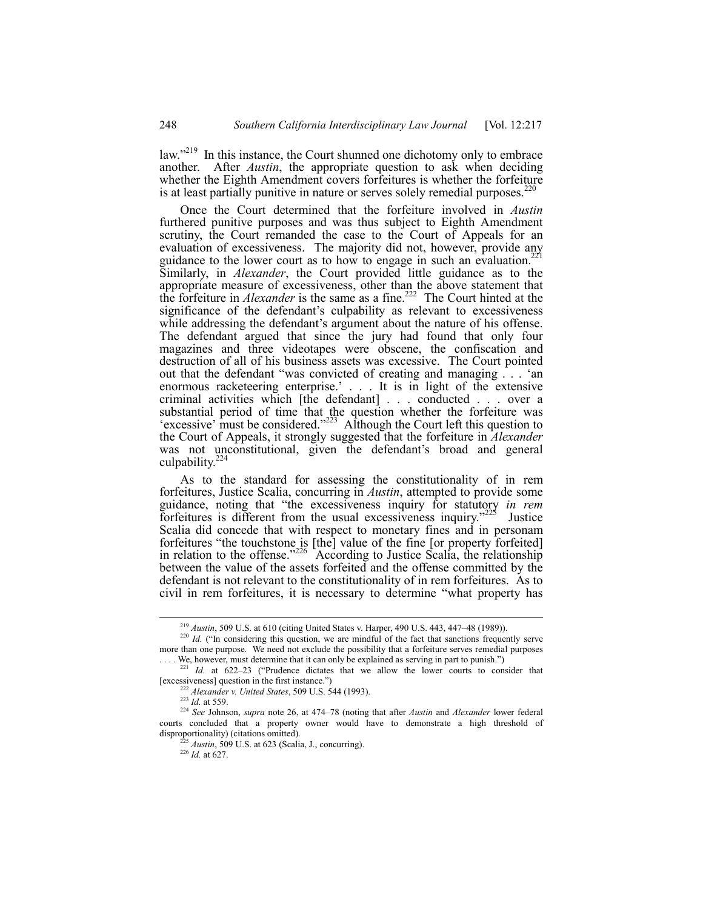law."[219] In this instance, the Court shunned one dichotomy only to embrace another. After *Austin*, the appropriate question to ask when deciding whether the Eighth Amendment covers forfeitures is whether the forfeiture is at least partially punitive in nature or serves solely remedial purposes.[220]

Once the Court determined that the forfeiture involved in *Austin* furthered punitive purposes and was thus subject to Eighth Amendment scrutiny, the Court remanded the case to the Court of Appeals for an evaluation of excessiveness. The majority did not, however, provide any guidance to the lower court as to how to engage in such an evaluation.[221] Similarly, in *Alexander*, the Court provided little guidance as to the appropriate measure of excessiveness, other than the above statement that the forfeiture in *Alexander* is the same as a fine.[222] The Court hinted at the significance of the defendant's culpability as relevant to excessiveness while addressing the defendant's argument about the nature of his offense. The defendant argued that since the jury had found that only four magazines and three videotapes were obscene, the confiscation and destruction of all of his business assets was excessive. The Court pointed out that the defendant "was convicted of creating and managing . . . 'an enormous racketeering enterprise.' . . . It is in light of the extensive criminal activities which [the defendant] . . . conducted . . . over a substantial period of time that the question whether the forfeiture was 'excessive' must be considered."[223] Although the Court left this question to the Court of Appeals, it strongly suggested that the forfeiture in *Alexander* was not unconstitutional, given the defendant's broad and general culpability.[224]

As to the standard for assessing the constitutionality of in rem forfeitures, Justice Scalia, concurring in *Austin*, attempted to provide some guidance, noting that "the excessiveness inquiry for statutory *in rem* forfeitures is different from the usual excessiveness inquiry."[225] Justice Scalia did concede that with respect to monetary fines and in personam forfeitures "the touchstone is [the] value of the fine [or property forfeited] in relation to the offense."[226] According to Justice Scalia, the relationship between the value of the assets forfeited and the offense committed by the defendant is not relevant to the constitutionality of in rem forfeitures. As to civil in rem forfeitures, it is necessary to determine "what property has

---

[219] *Austin*, 509 U.S. at 610 (citing United States v. Harper, 490 U.S. 443, 447–48 (1989)).

[220] *Id.* ("In considering this question, we are mindful of the fact that sanctions frequently serve more than one purpose. We need not exclude the possibility that a forfeiture serves remedial purposes . . . . We, however, must determine that it can only be explained as serving in part to punish.")

[221] *Id.* at 622–23 ("Prudence dictates that we allow the lower courts to consider that [excessiveness] question in the first instance.")

[222] *Alexander v. United States*, 509 U.S. 544 (1993).

[223] *Id.* at 559.

[224] *See* Johnson, *supra* note 26, at 474–78 (noting that after *Austin* and *Alexander* lower federal courts concluded that a property owner would have to demonstrate a high threshold of disproportionality) (citations omitted).

[225] *Austin*, 509 U.S. at 623 (Scalia, J., concurring).

[226] *Id.* at 627.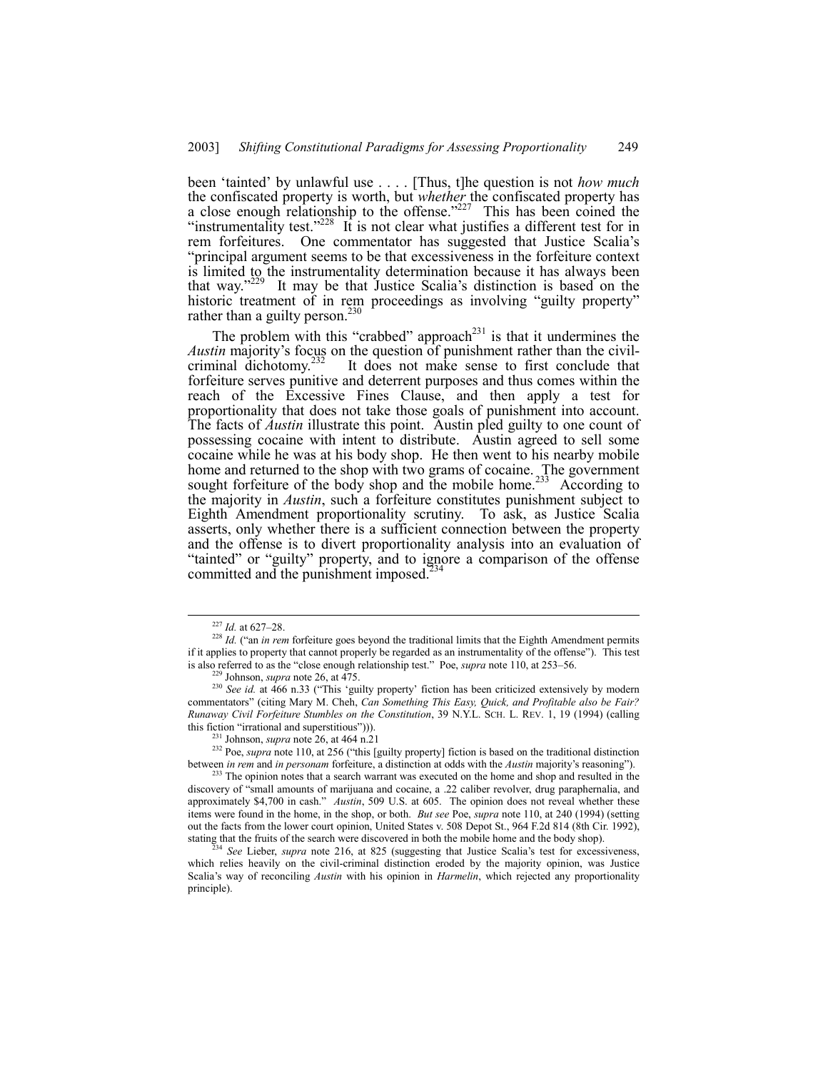been 'tainted' by unlawful use . . . . [Thus, t]he question is not *how much* the confiscated property is worth, but *whether* the confiscated property has a close enough relationship to the offense."[227] This has been coined the "instrumentality test."[228] It is not clear what justifies a different test for in rem forfeitures. One commentator has suggested that Justice Scalia's "principal argument seems to be that excessiveness in the forfeiture context is limited to the instrumentality determination because it has always been that way."[229] It may be that Justice Scalia's distinction is based on the historic treatment of in rem proceedings as involving "guilty property" rather than a guilty person.[230]

The problem with this "crabbed" approach[231] is that it undermines the *Austin* majority's focus on the question of punishment rather than the civil-criminal dichotomy.[232] It does not make sense to first conclude that forfeiture serves punitive and deterrent purposes and thus comes within the reach of the Excessive Fines Clause, and then apply a test for proportionality that does not take those goals of punishment into account. The facts of *Austin* illustrate this point. Austin pled guilty to one count of possessing cocaine with intent to distribute. Austin agreed to sell some cocaine while he was at his body shop. He then went to his nearby mobile home and returned to the shop with two grams of cocaine. The government sought forfeiture of the body shop and the mobile home.[233] According to the majority in *Austin*, such a forfeiture constitutes punishment subject to Eighth Amendment proportionality scrutiny. To ask, as Justice Scalia asserts, only whether there is a sufficient connection between the property and the offense is to divert proportionality analysis into an evaluation of "tainted" or "guilty" property, and to ignore a comparison of the offense committed and the punishment imposed.[234]

---

[227] *Id.* at 627–28.

[228] *Id.* ("an *in rem* forfeiture goes beyond the traditional limits that the Eighth Amendment permits if it applies to property that cannot properly be regarded as an instrumentality of the offense"). This test is also referred to as the "close enough relationship test." Poe, *supra* note 110, at 253–56.

[229] Johnson, *supra* note 26, at 475.

[230] *See id.* at 466 n.33 ("This 'guilty property' fiction has been criticized extensively by modern commentators" (citing Mary M. Cheh, *Can Something This Easy, Quick, and Profitable also be Fair? Runaway Civil Forfeiture Stumbles on the Constitution*, 39 N.Y.L. SCH. L. REV. 1, 19 (1994) (calling this fiction "irrational and superstitious"))).

[231] Johnson, *supra* note 26, at 464 n.21

[232] Poe, *supra* note 110, at 256 ("this [guilty property] fiction is based on the traditional distinction between *in rem* and *in personam* forfeiture, a distinction at odds with the *Austin* majority's reasoning").

[233] The opinion notes that a search warrant was executed on the home and shop and resulted in the discovery of "small amounts of marijuana and cocaine, a .22 caliber revolver, drug paraphernalia, and approximately $4,700 in cash." *Austin*, 509 U.S. at 605. The opinion does not reveal whether these items were found in the home, in the shop, or both. *But see* Poe, *supra* note 110, at 240 (1994) (setting out the facts from the lower court opinion, United States v. 508 Depot St., 964 F.2d 814 (8th Cir. 1992), stating that the fruits of the search were discovered in both the mobile home and the body shop).

[234] *See* Lieber, *supra* note 216, at 825 (suggesting that Justice Scalia's test for excessiveness, which relies heavily on the civil-criminal distinction eroded by the majority opinion, was Justice Scalia's way of reconciling *Austin* with his opinion in *Harmelin*, which rejected any proportionality principle).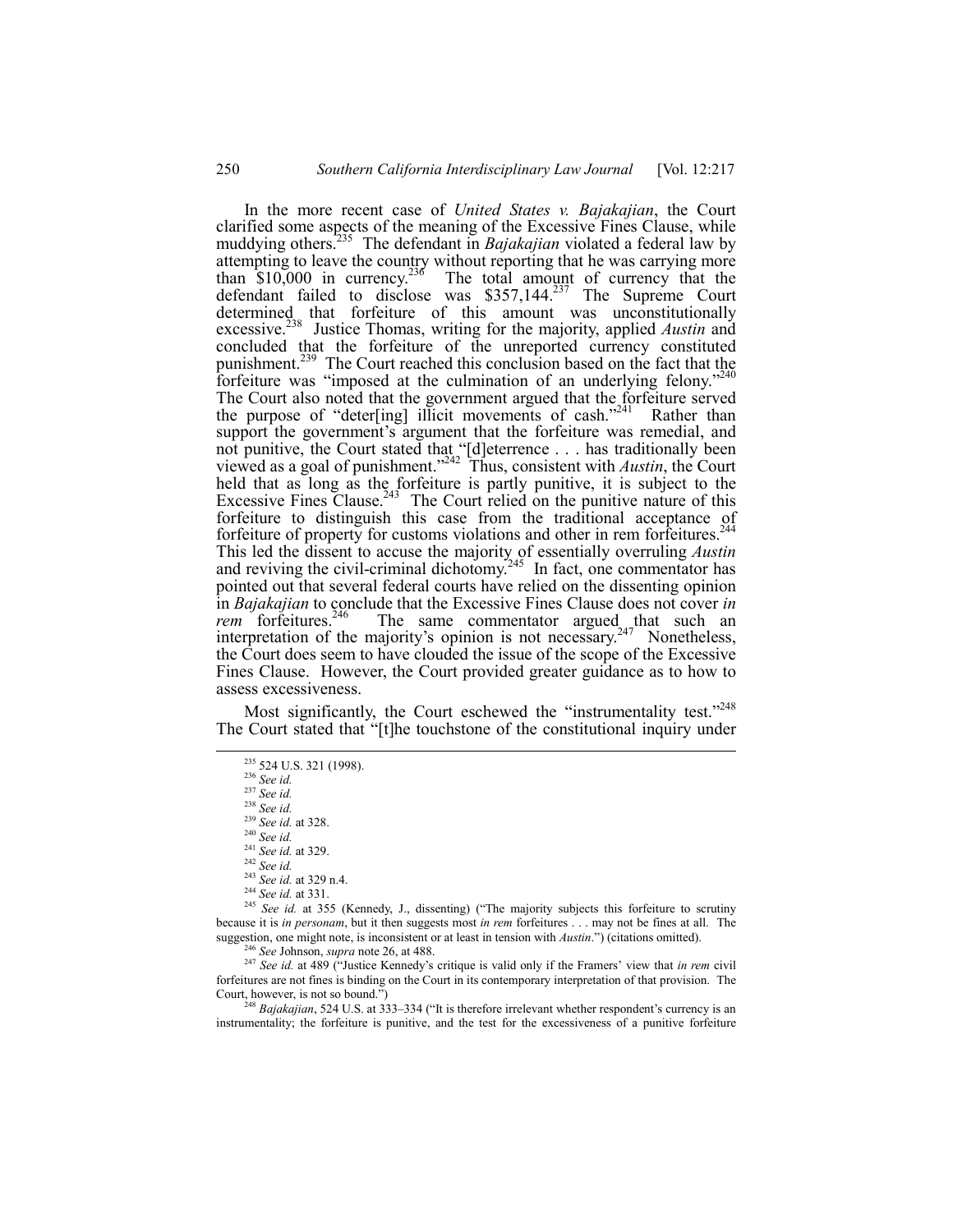In the more recent case of *United States v. Bajakajian*, the Court clarified some aspects of the meaning of the Excessive Fines Clause, while muddying others.[235] The defendant in *Bajakajian* violated a federal law by attempting to leave the country without reporting that he was carrying more than $10,000 in currency.[236] The total amount of currency that the defendant failed to disclose was $357,144.[237] The Supreme Court determined that forfeiture of this amount was unconstitutionally excessive.[238] Justice Thomas, writing for the majority, applied *Austin* and concluded that the forfeiture of the unreported currency constituted punishment.[239] The Court reached this conclusion based on the fact that the forfeiture was "imposed at the culmination of an underlying felony."[240] The Court also noted that the government argued that the forfeiture served the purpose of "deter[ing] illicit movements of cash."[241] Rather than support the government's argument that the forfeiture was remedial, and not punitive, the Court stated that "[d]eterrence . . . has traditionally been viewed as a goal of punishment."[242] Thus, consistent with *Austin*, the Court held that as long as the forfeiture is partly punitive, it is subject to the Excessive Fines Clause.[243] The Court relied on the punitive nature of this forfeiture to distinguish this case from the traditional acceptance of forfeiture of property for customs violations and other in rem forfeitures.[244] This led the dissent to accuse the majority of essentially overruling *Austin* and reviving the civil-criminal dichotomy.[245] In fact, one commentator has pointed out that several federal courts have relied on the dissenting opinion in *Bajakajian* to conclude that the Excessive Fines Clause does not cover *in rem* forfeitures.[246] The same commentator argued that such an interpretation of the majority's opinion is not necessary.[247] Nonetheless, the Court does seem to have clouded the issue of the scope of the Excessive Fines Clause. However, the Court provided greater guidance as to how to assess excessiveness.

Most significantly, the Court eschewed the "instrumentality test."[248] The Court stated that "[t]he touchstone of the constitutional inquiry under

---

[235] 524 U.S. 321 (1998).

[236] *See id.*

[237] *See id.*

[238] *See id.*

[239] *See id.* at 328.

[240] *See id.*

[241] *See id.* at 329.

[242] *See id.*

[243] *See id.* at 329 n.4.

[244] *See id.* at 331.

[245] *See id.* at 355 (Kennedy, J., dissenting) ("The majority subjects this forfeiture to scrutiny because it is *in personam*, but it then suggests most *in rem* forfeitures . . . may not be fines at all. The suggestion, one might note, is inconsistent or at least in tension with *Austin*.") (citations omitted).

[246] *See* Johnson, *supra* note 26, at 488.

[247] *See id.* at 489 ("Justice Kennedy's critique is valid only if the Framers' view that *in rem* civil forfeitures are not fines is binding on the Court in its contemporary interpretation of that provision. The Court, however, is not so bound.")

[248] *Bajakajian*, 524 U.S. at 333–334 ("It is therefore irrelevant whether respondent's currency is an instrumentality; the forfeiture is punitive, and the test for the excessiveness of a punitive forfeiture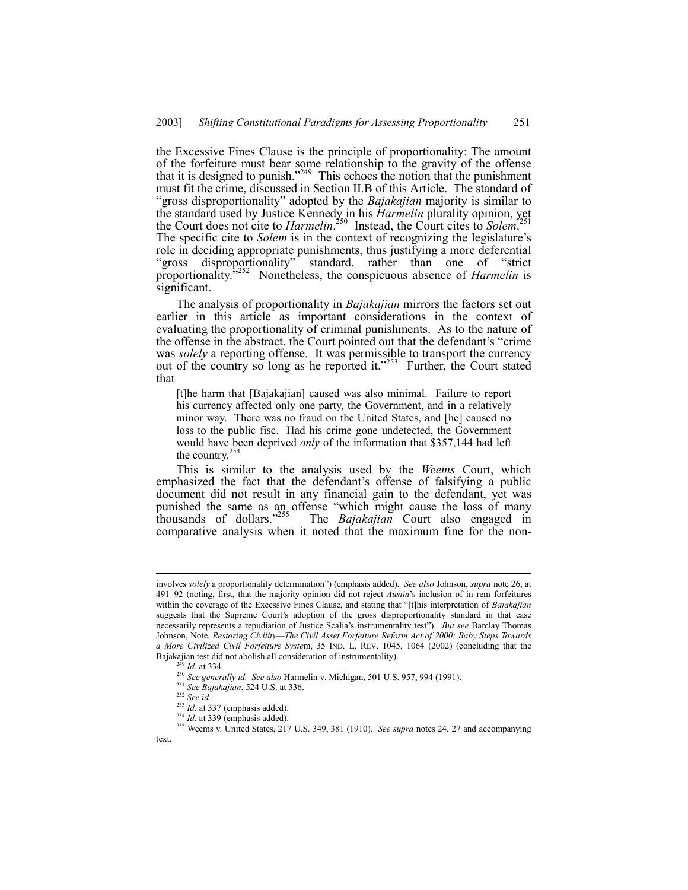the Excessive Fines Clause is the principle of proportionality: The amount of the forfeiture must bear some relationship to the gravity of the offense that it is designed to punish."[249] This echoes the notion that the punishment must fit the crime, discussed in Section II.B of this Article. The standard of "gross disproportionality" adopted by the *Bajakajian* majority is similar to the standard used by Justice Kennedy in his *Harmelin* plurality opinion, yet the Court does not cite to *Harmelin*.[250] Instead, the Court cites to *Solem*.[251] The specific cite to *Solem* is in the context of recognizing the legislature's role in deciding appropriate punishments, thus justifying a more deferential "gross disproportionality" standard, rather than one of "strict proportionality."[252] Nonetheless, the conspicuous absence of *Harmelin* is significant.

The analysis of proportionality in *Bajakajian* mirrors the factors set out earlier in this article as important considerations in the context of evaluating the proportionality of criminal punishments. As to the nature of the offense in the abstract, the Court pointed out that the defendant's "crime was *solely* a reporting offense. It was permissible to transport the currency out of the country so long as he reported it."[253] Further, the Court stated that

> [t]he harm that [Bajakajian] caused was also minimal. Failure to report his currency affected only one party, the Government, and in a relatively minor way. There was no fraud on the United States, and [he] caused no loss to the public fisc. Had his crime gone undetected, the Government would have been deprived *only* of the information that $357,144 had left the country.[254]

This is similar to the analysis used by the *Weems* Court, which emphasized the fact that the defendant's offense of falsifying a public document did not result in any financial gain to the defendant, yet was punished the same as an offense "which might cause the loss of many thousands of dollars."[255] The *Bajakajian* Court also engaged in comparative analysis when it noted that the maximum fine for the non-

---

involves *solely* a proportionality determination") (emphasis added). *See also* Johnson, *supra* note 26, at 491–92 (noting, first, that the majority opinion did not reject *Austin*'s inclusion of in rem forfeitures within the coverage of the Excessive Fines Clause, and stating that "[t]his interpretation of *Bajakajian* suggests that the Supreme Court's adoption of the gross disproportionality standard in that case necessarily represents a repudiation of Justice Scalia's instrumentality test"). *But see* Barclay Thomas Johnson, Note, *Restoring Civility—The Civil Asset Forfeiture Reform Act of 2000: Baby Steps Towards a More Civilized Civil Forfeiture System*, 35 IND. L. REV. 1045, 1064 (2002) (concluding that the Bajakajian test did not abolish all consideration of instrumentality).

[249] *Id.* at 334.

[250] *See generally id. See also* Harmelin v. Michigan, 501 U.S. 957, 994 (1991).

[251] *See Bajakajian*, 524 U.S. at 336.

[252] *See id.*

[253] *Id.* at 337 (emphasis added).

[254] *Id.* at 339 (emphasis added).

[255] Weems v. United States, 217 U.S. 349, 381 (1910). *See supra* notes 24, 27 and accompanying text.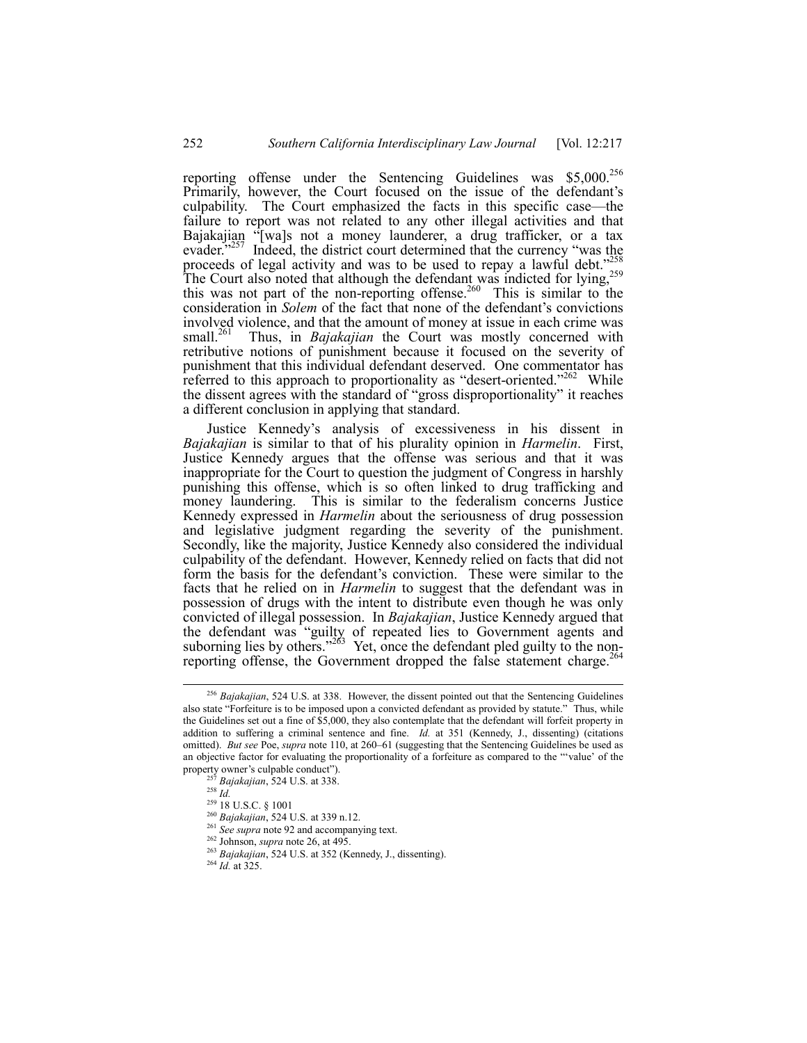reporting offense under the Sentencing Guidelines was $5,000.[256] Primarily, however, the Court focused on the issue of the defendant's culpability. The Court emphasized the facts in this specific case—the failure to report was not related to any other illegal activities and that Bajakajian "[wa]s not a money launderer, a drug trafficker, or a tax evader."[257] Indeed, the district court determined that the currency "was the proceeds of legal activity and was to be used to repay a lawful debt."[258] The Court also noted that although the defendant was indicted for lying,[259] this was not part of the non-reporting offense.[260] This is similar to the consideration in *Solem* of the fact that none of the defendant's convictions involved violence, and that the amount of money at issue in each crime was small.[261] Thus, in *Bajakajian* the Court was mostly concerned with retributive notions of punishment because it focused on the severity of punishment that this individual defendant deserved. One commentator has referred to this approach to proportionality as "desert-oriented."[262] While the dissent agrees with the standard of "gross disproportionality" it reaches a different conclusion in applying that standard.

Justice Kennedy's analysis of excessiveness in his dissent in *Bajakajian* is similar to that of his plurality opinion in *Harmelin*. First, Justice Kennedy argues that the offense was serious and that it was inappropriate for the Court to question the judgment of Congress in harshly punishing this offense, which is so often linked to drug trafficking and money laundering. This is similar to the federalism concerns Justice Kennedy expressed in *Harmelin* about the seriousness of drug possession and legislative judgment regarding the severity of the punishment. Secondly, like the majority, Justice Kennedy also considered the individual culpability of the defendant. However, Kennedy relied on facts that did not form the basis for the defendant's conviction. These were similar to the facts that he relied on in *Harmelin* to suggest that the defendant was in possession of drugs with the intent to distribute even though he was only convicted of illegal possession. In *Bajakajian*, Justice Kennedy argued that the defendant was "guilty of repeated lies to Government agents and suborning lies by others."[263] Yet, once the defendant pled guilty to the non-reporting offense, the Government dropped the false statement charge.[264]

---

[256] *Bajakajian*, 524 U.S. at 338. However, the dissent pointed out that the Sentencing Guidelines also state "Forfeiture is to be imposed upon a convicted defendant as provided by statute." Thus, while the Guidelines set out a fine of $5,000, they also contemplate that the defendant will forfeit property in addition to suffering a criminal sentence and fine. *Id.* at 351 (Kennedy, J., dissenting) (citations omitted). *But see* Poe, *supra* note 110, at 260–61 (suggesting that the Sentencing Guidelines be used as an objective factor for evaluating the proportionality of a forfeiture as compared to the "'value' of the property owner's culpable conduct").

[257] *Bajakajian*, 524 U.S. at 338.

[258] *Id.*

[259] 18 U.S.C. § 1001

[260] *Bajakajian*, 524 U.S. at 339 n.12.

[261] *See supra* note 92 and accompanying text.

[262] Johnson, *supra* note 26, at 495.

[263] *Bajakajian*, 524 U.S. at 352 (Kennedy, J., dissenting).

[264] *Id.* at 325.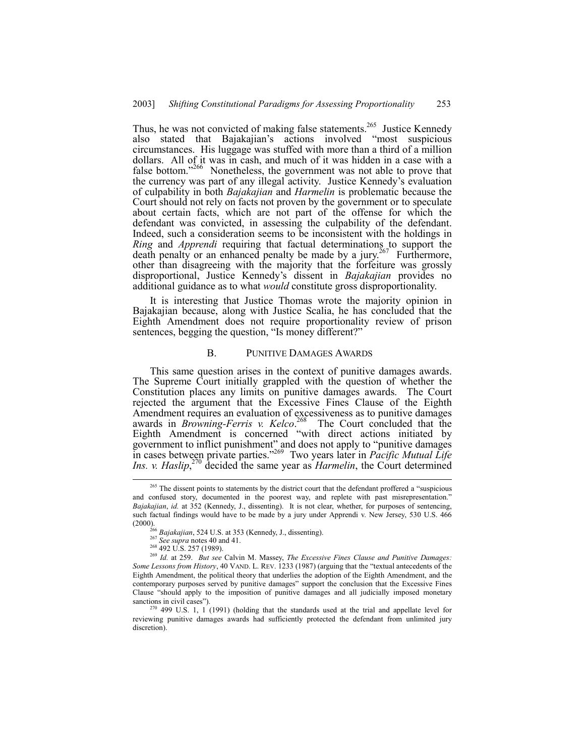Thus, he was not convicted of making false statements.[265] Justice Kennedy also stated that Bajakajian's actions involved "most suspicious circumstances. His luggage was stuffed with more than a third of a million dollars. All of it was in cash, and much of it was hidden in a case with a false bottom."[266] Nonetheless, the government was not able to prove that the currency was part of any illegal activity. Justice Kennedy's evaluation of culpability in both *Bajakajian* and *Harmelin* is problematic because the Court should not rely on facts not proven by the government or to speculate about certain facts, which are not part of the offense for which the defendant was convicted, in assessing the culpability of the defendant. Indeed, such a consideration seems to be inconsistent with the holdings in *Ring* and *Apprendi* requiring that factual determinations to support the death penalty or an enhanced penalty be made by a jury.[267] Furthermore, other than disagreeing with the majority that the forfeiture was grossly disproportional, Justice Kennedy's dissent in *Bajakajian* provides no additional guidance as to what *would* constitute gross disproportionality.

It is interesting that Justice Thomas wrote the majority opinion in Bajakajian because, along with Justice Scalia, he has concluded that the Eighth Amendment does not require proportionality review of prison sentences, begging the question, "Is money different?"

### B. PUNITIVE DAMAGES AWARDS

This same question arises in the context of punitive damages awards. The Supreme Court initially grappled with the question of whether the Constitution places any limits on punitive damages awards. The Court rejected the argument that the Excessive Fines Clause of the Eighth Amendment requires an evaluation of excessiveness as to punitive damages awards in *Browning-Ferris v. Kelco*.[268] The Court concluded that the Eighth Amendment is concerned "with direct actions initiated by government to inflict punishment" and does not apply to "punitive damages in cases between private parties."[269] Two years later in *Pacific Mutual Life Ins. v. Haslip*,[270] decided the same year as *Harmelin*, the Court determined

---

[265] The dissent points to statements by the district court that the defendant proffered a "suspicious and confused story, documented in the poorest way, and replete with past misrepresentation." *Bajakajian*, *id.* at 352 (Kennedy, J., dissenting). It is not clear, whether, for purposes of sentencing, such factual findings would have to be made by a jury under Apprendi v. New Jersey, 530 U.S. 466 (2000).

[266] *Bajakajian*, 524 U.S. at 353 (Kennedy, J., dissenting).

[267] *See supra* notes 40 and 41.

[268] 492 U.S. 257 (1989).

[269] *Id.* at 259. *But see* Calvin M. Massey, *The Excessive Fines Clause and Punitive Damages: Some Lessons from History*, 40 VAND. L. REV. 1233 (1987) (arguing that the "textual antecedents of the Eighth Amendment, the political theory that underlies the adoption of the Eighth Amendment, and the contemporary purposes served by punitive damages" support the conclusion that the Excessive Fines Clause "should apply to the imposition of punitive damages and all judicially imposed monetary sanctions in civil cases").

[270] 499 U.S. 1, 1 (1991) (holding that the standards used at the trial and appellate level for reviewing punitive damages awards had sufficiently protected the defendant from unlimited jury discretion).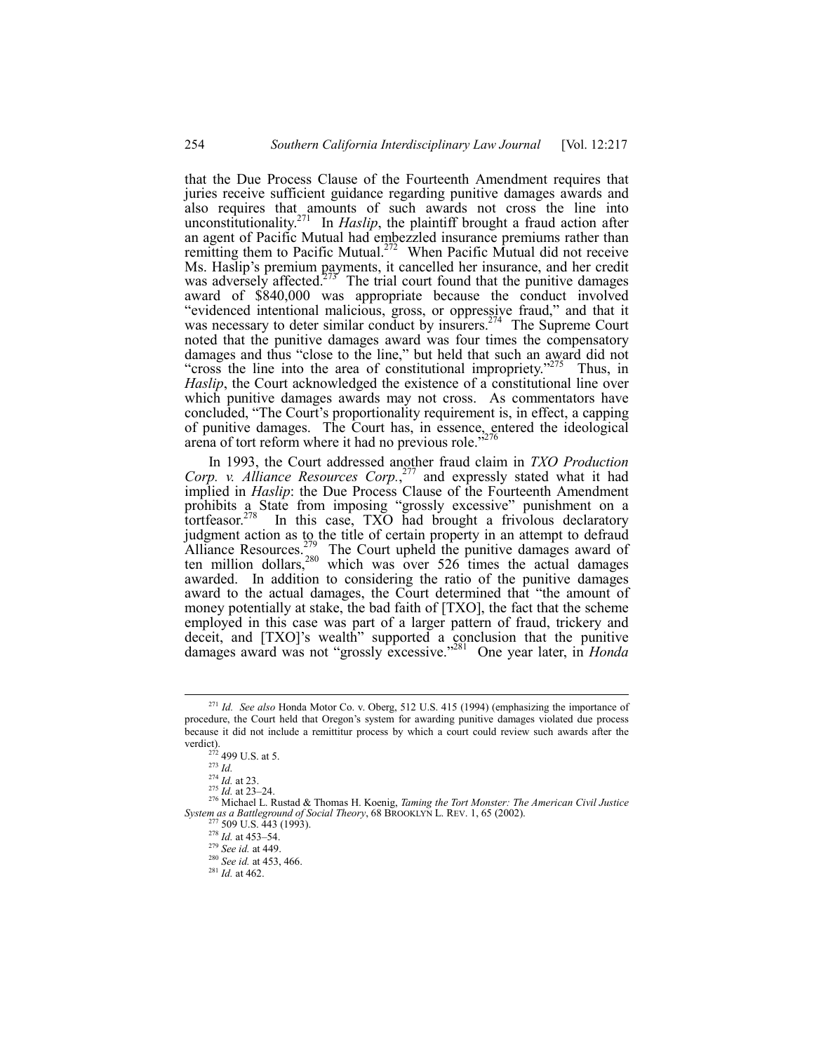that the Due Process Clause of the Fourteenth Amendment requires that juries receive sufficient guidance regarding punitive damages awards and also requires that amounts of such awards not cross the line into unconstitutionality.[271] In *Haslip*, the plaintiff brought a fraud action after an agent of Pacific Mutual had embezzled insurance premiums rather than remitting them to Pacific Mutual.[272] When Pacific Mutual did not receive Ms. Haslip's premium payments, it cancelled her insurance, and her credit was adversely affected.[273] The trial court found that the punitive damages award of $840,000 was appropriate because the conduct involved "evidenced intentional malicious, gross, or oppressive fraud," and that it was necessary to deter similar conduct by insurers.[274] The Supreme Court noted that the punitive damages award was four times the compensatory damages and thus "close to the line," but held that such an award did not "cross the line into the area of constitutional impropriety."[275] Thus, in *Haslip*, the Court acknowledged the existence of a constitutional line over which punitive damages awards may not cross. As commentators have concluded, "The Court's proportionality requirement is, in effect, a capping of punitive damages. The Court has, in essence, entered the ideological arena of tort reform where it had no previous role."[276]

In 1993, the Court addressed another fraud claim in *TXO Production Corp. v. Alliance Resources Corp.*,[277] and expressly stated what it had implied in *Haslip*: the Due Process Clause of the Fourteenth Amendment prohibits a State from imposing "grossly excessive" punishment on a tortfeasor.[278] In this case, TXO had brought a frivolous declaratory judgment action as to the title of certain property in an attempt to defraud Alliance Resources.[279] The Court upheld the punitive damages award of ten million dollars,[280] which was over 526 times the actual damages awarded. In addition to considering the ratio of the punitive damages award to the actual damages, the Court determined that "the amount of money potentially at stake, the bad faith of [TXO], the fact that the scheme employed in this case was part of a larger pattern of fraud, trickery and deceit, and [TXO]'s wealth" supported a conclusion that the punitive damages award was not "grossly excessive."[281] One year later, in *Honda*

---

[271] *Id. See also* Honda Motor Co. v. Oberg, 512 U.S. 415 (1994) (emphasizing the importance of procedure, the Court held that Oregon's system for awarding punitive damages violated due process because it did not include a remittitur process by which a court could review such awards after the verdict).

[272] 499 U.S. at 5.

[273] *Id.*

[274] *Id.* at 23.

[275] *Id.* at 23–24.

[276] Michael L. Rustad & Thomas H. Koenig, *Taming the Tort Monster: The American Civil Justice System as a Battleground of Social Theory*, 68 BROOKLYN L. REV. 1, 65 (2002).

[277] 509 U.S. 443 (1993).

[278] *Id.* at 453–54.

[279] *See id.* at 449.

[280] *See id.* at 453, 466.

[281] *Id.* at 462.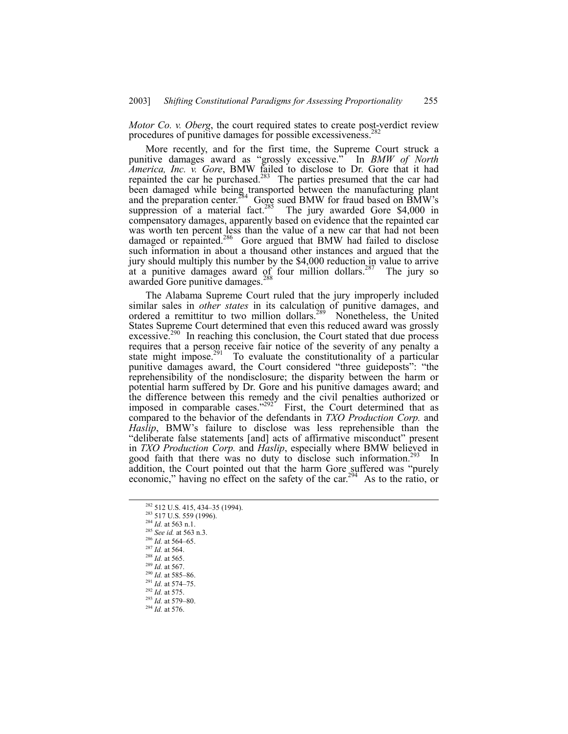*Motor Co. v. Oberg*, the court required states to create post-verdict review procedures of punitive damages for possible excessiveness.[282]

More recently, and for the first time, the Supreme Court struck a punitive damages award as "grossly excessive." In *BMW of North America, Inc. v. Gore*, BMW failed to disclose to Dr. Gore that it had repainted the car he purchased.[283] The parties presumed that the car had been damaged while being transported between the manufacturing plant and the preparation center.[284] Gore sued BMW for fraud based on BMW's suppression of a material fact.[285] The jury awarded Gore $4,000 in compensatory damages, apparently based on evidence that the repainted car was worth ten percent less than the value of a new car that had not been damaged or repainted.[286] Gore argued that BMW had failed to disclose such information in about a thousand other instances and argued that the jury should multiply this number by the $4,000 reduction in value to arrive at a punitive damages award of four million dollars.[287] The jury so awarded Gore punitive damages.[288]

The Alabama Supreme Court ruled that the jury improperly included similar sales in *other states* in its calculation of punitive damages, and ordered a remittitur to two million dollars.[289] Nonetheless, the United States Supreme Court determined that even this reduced award was grossly excessive.[290] In reaching this conclusion, the Court stated that due process requires that a person receive fair notice of the severity of any penalty a state might impose.[291] To evaluate the constitutionality of a particular punitive damages award, the Court considered "three guideposts": "the reprehensibility of the nondisclosure; the disparity between the harm or potential harm suffered by Dr. Gore and his punitive damages award; and the difference between this remedy and the civil penalties authorized or imposed in comparable cases."[292] First, the Court determined that as compared to the behavior of the defendants in *TXO Production Corp.* and *Haslip*, BMW's failure to disclose was less reprehensible than the "deliberate false statements [and] acts of affirmative misconduct" present in *TXO Production Corp.* and *Haslip*, especially where BMW believed in good faith that there was no duty to disclose such information.[293] In addition, the Court pointed out that the harm Gore suffered was "purely economic," having no effect on the safety of the car.[294] As to the ratio, or

---

[282] 512 U.S. 415, 434–35 (1994).
[283] 517 U.S. 559 (1996).
[284] *Id.* at 563 n.1.
[285] *See id.* at 563 n.3.
[286] *Id.* at 564–65.
[287] *Id.* at 564.
[288] *Id.* at 565.
[289] *Id.* at 567.
[290] *Id.* at 585–86.
[291] *Id.* at 574–75.
[292] *Id.* at 575.
[293] *Id.* at 579–80.
[294] *Id.* at 576.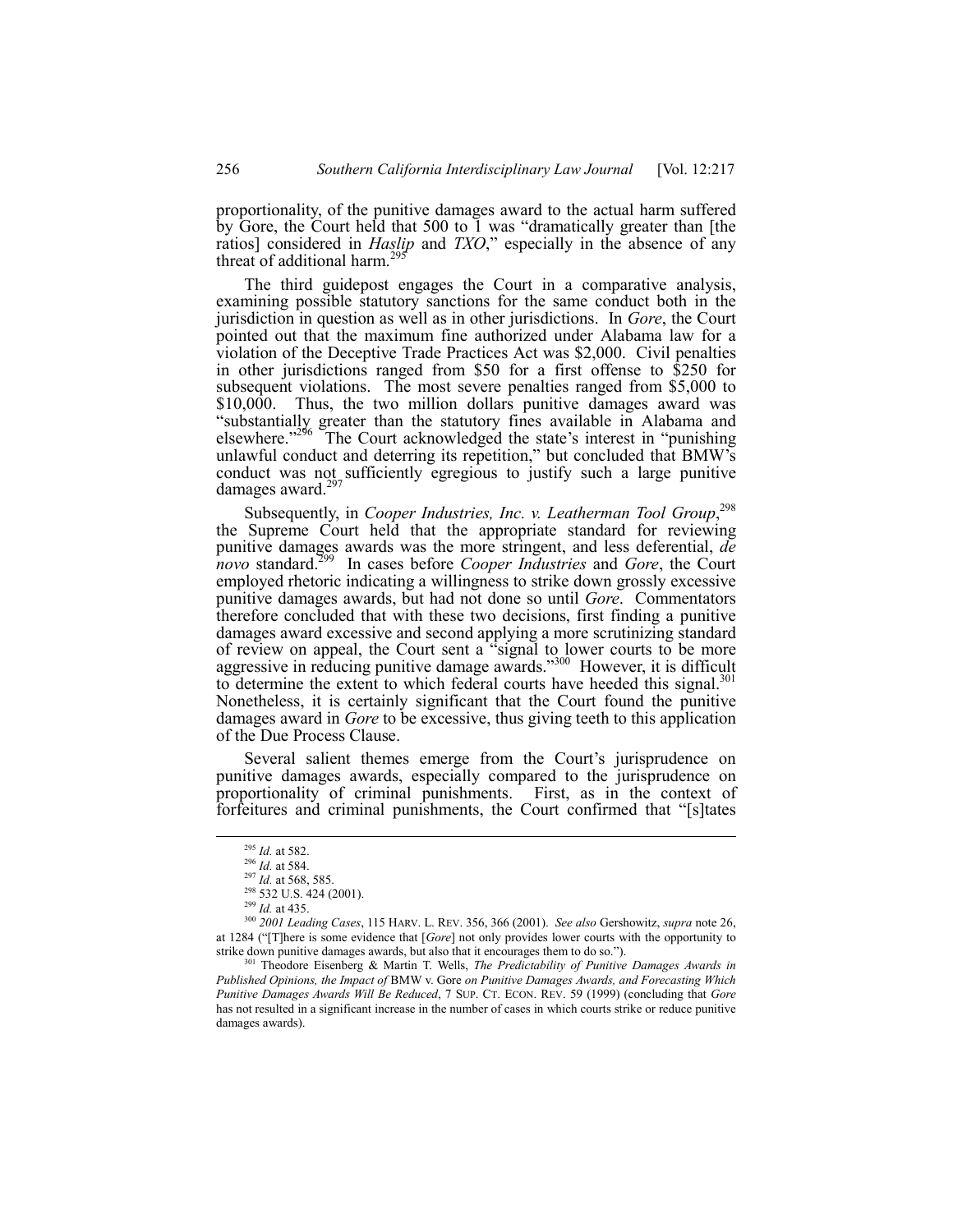proportionality, of the punitive damages award to the actual harm suffered by Gore, the Court held that 500 to 1 was "dramatically greater than [the ratios] considered in *Haslip* and *TXO*," especially in the absence of any threat of additional harm.[295]

The third guidepost engages the Court in a comparative analysis, examining possible statutory sanctions for the same conduct both in the jurisdiction in question as well as in other jurisdictions. In *Gore*, the Court pointed out that the maximum fine authorized under Alabama law for a violation of the Deceptive Trade Practices Act was $2,000. Civil penalties in other jurisdictions ranged from $50 for a first offense to $250 for subsequent violations. The most severe penalties ranged from $5,000 to $10,000. Thus, the two million dollars punitive damages award was "substantially greater than the statutory fines available in Alabama and elsewhere."[296] The Court acknowledged the state's interest in "punishing unlawful conduct and deterring its repetition," but concluded that BMW's conduct was not sufficiently egregious to justify such a large punitive damages award.[297]

Subsequently, in *Cooper Industries, Inc. v. Leatherman Tool Group*,[298] the Supreme Court held that the appropriate standard for reviewing punitive damages awards was the more stringent, and less deferential, *de novo* standard.[299] In cases before *Cooper Industries* and *Gore*, the Court employed rhetoric indicating a willingness to strike down grossly excessive punitive damages awards, but had not done so until *Gore*. Commentators therefore concluded that with these two decisions, first finding a punitive damages award excessive and second applying a more scrutinizing standard of review on appeal, the Court sent a "signal to lower courts to be more aggressive in reducing punitive damage awards."[300] However, it is difficult to determine the extent to which federal courts have heeded this signal.[301] Nonetheless, it is certainly significant that the Court found the punitive damages award in *Gore* to be excessive, thus giving teeth to this application of the Due Process Clause.

Several salient themes emerge from the Court's jurisprudence on punitive damages awards, especially compared to the jurisprudence on proportionality of criminal punishments. First, as in the context of forfeitures and criminal punishments, the Court confirmed that "[s]tates

---

[295] *Id.* at 582.

[296] *Id.* at 584.

[297] *Id.* at 568, 585.

[298] 532 U.S. 424 (2001).

[299] *Id.* at 435.

[300] *2001 Leading Cases*, 115 HARV. L. REV. 356, 366 (2001). *See also* Gershowitz, *supra* note 26, at 1284 ("[T]here is some evidence that [*Gore*] not only provides lower courts with the opportunity to strike down punitive damages awards, but also that it encourages them to do so.").

[301] Theodore Eisenberg & Martin T. Wells, *The Predictability of Punitive Damages Awards in Published Opinions, the Impact of* BMW v. Gore *on Punitive Damages Awards, and Forecasting Which Punitive Damages Awards Will Be Reduced*, 7 SUP. CT. ECON. REV. 59 (1999) (concluding that *Gore* has not resulted in a significant increase in the number of cases in which courts strike or reduce punitive damages awards).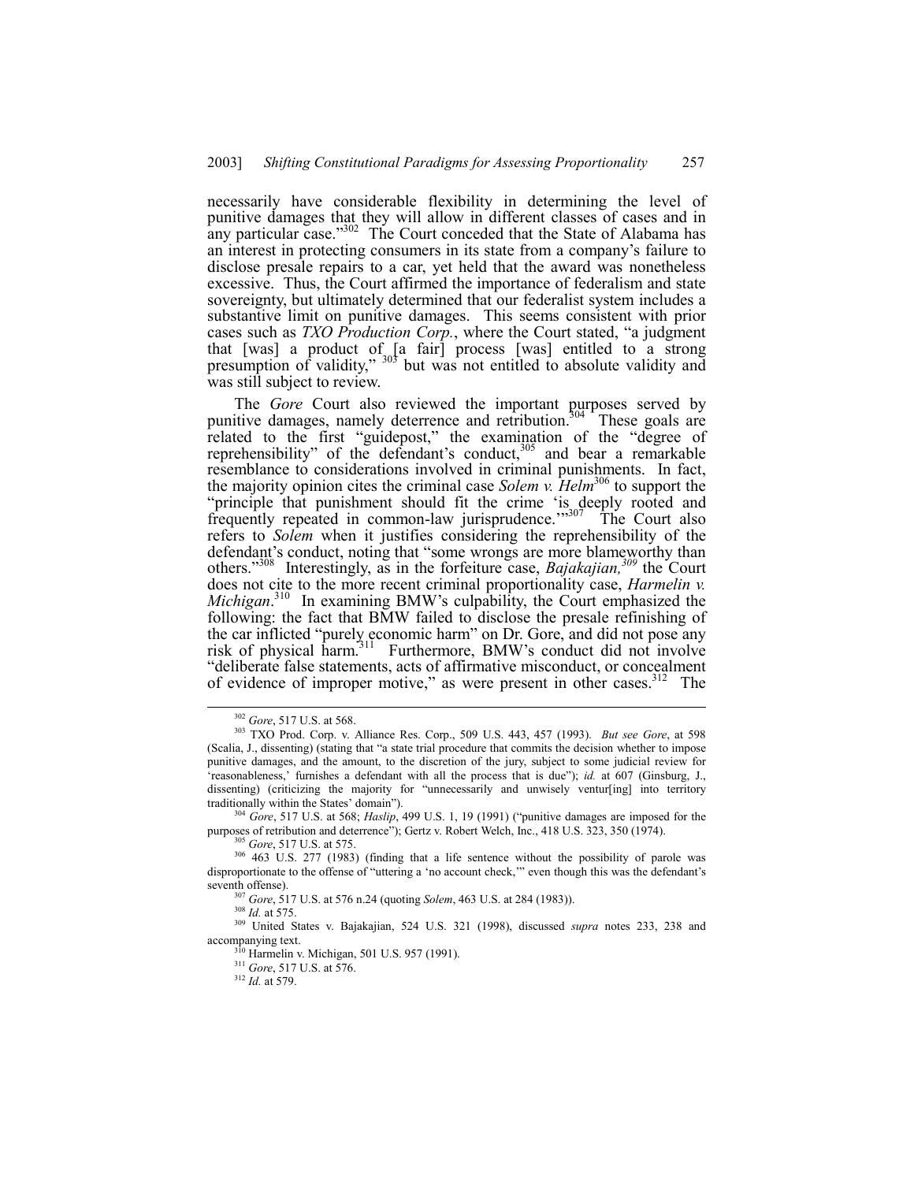necessarily have considerable flexibility in determining the level of punitive damages that they will allow in different classes of cases and in any particular case."[302] The Court conceded that the State of Alabama has an interest in protecting consumers in its state from a company's failure to disclose presale repairs to a car, yet held that the award was nonetheless excessive. Thus, the Court affirmed the importance of federalism and state sovereignty, but ultimately determined that our federalist system includes a substantive limit on punitive damages. This seems consistent with prior cases such as *TXO Production Corp.*, where the Court stated, "a judgment that [was] a product of [a fair] process [was] entitled to a strong presumption of validity," [303] but was not entitled to absolute validity and was still subject to review.

The *Gore* Court also reviewed the important purposes served by punitive damages, namely deterrence and retribution.[304] These goals are related to the first "guidepost," the examination of the "degree of reprehensibility" of the defendant's conduct,[305] and bear a remarkable resemblance to considerations involved in criminal punishments. In fact, the majority opinion cites the criminal case *Solem v. Helm*[306] to support the "principle that punishment should fit the crime 'is deeply rooted and frequently repeated in common-law jurisprudence.'"[307] The Court also refers to *Solem* when it justifies considering the reprehensibility of the defendant's conduct, noting that "some wrongs are more blameworthy than others."[308] Interestingly, as in the forfeiture case, *Bajakajian,*[309] the Court does not cite to the more recent criminal proportionality case, *Harmelin v. Michigan*.[310] In examining BMW's culpability, the Court emphasized the following: the fact that BMW failed to disclose the presale refinishing of the car inflicted "purely economic harm" on Dr. Gore, and did not pose any risk of physical harm.[311] Furthermore, BMW's conduct did not involve "deliberate false statements, acts of affirmative misconduct, or concealment of evidence of improper motive," as were present in other cases.[312] The

---

[302] *Gore*, 517 U.S. at 568.

[303] TXO Prod. Corp. v. Alliance Res. Corp., 509 U.S. 443, 457 (1993). *But see Gore*, at 598 (Scalia, J., dissenting) (stating that "a state trial procedure that commits the decision whether to impose punitive damages, and the amount, to the discretion of the jury, subject to some judicial review for 'reasonableness,' furnishes a defendant with all the process that is due"); *id.* at 607 (Ginsburg, J., dissenting) (criticizing the majority for "unnecessarily and unwisely ventur[ing] into territory traditionally within the States' domain").

[304] *Gore*, 517 U.S. at 568; *Haslip*, 499 U.S. 1, 19 (1991) ("punitive damages are imposed for the purposes of retribution and deterrence"); Gertz v. Robert Welch, Inc., 418 U.S. 323, 350 (1974).

[305] *Gore*, 517 U.S. at 575.

[306] 463 U.S. 277 (1983) (finding that a life sentence without the possibility of parole was disproportionate to the offense of "uttering a 'no account check,'" even though this was the defendant's seventh offense).

[307] *Gore*, 517 U.S. at 576 n.24 (quoting *Solem*, 463 U.S. at 284 (1983)).

[308] *Id.* at 575.

[309] United States v. Bajakajian, 524 U.S. 321 (1998), discussed *supra* notes 233, 238 and accompanying text.

[310] Harmelin v. Michigan, 501 U.S. 957 (1991).

[311] *Gore*, 517 U.S. at 576.

[312] *Id.* at 579.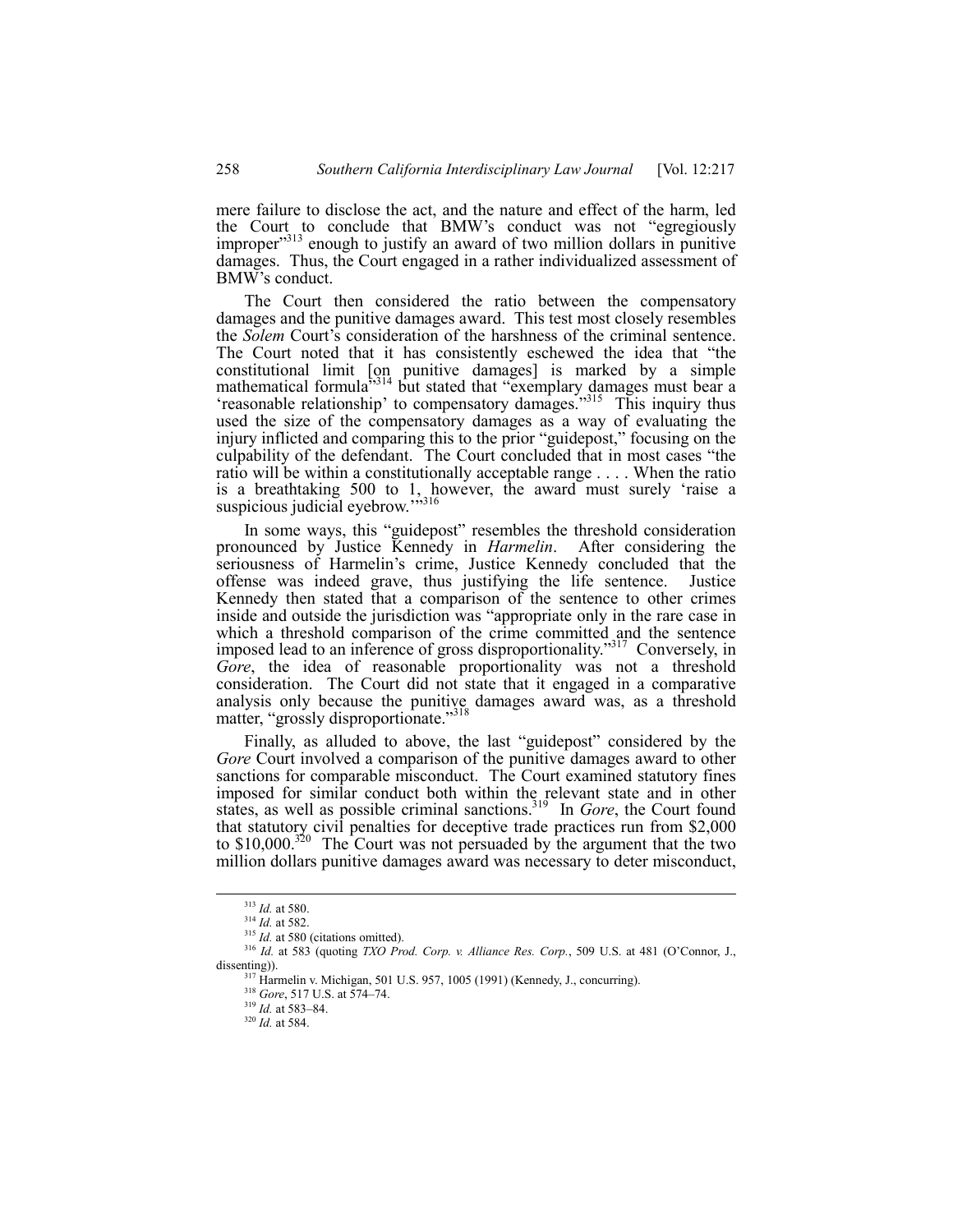mere failure to disclose the act, and the nature and effect of the harm, led the Court to conclude that BMW's conduct was not "egregiously improper"[313] enough to justify an award of two million dollars in punitive damages. Thus, the Court engaged in a rather individualized assessment of BMW's conduct.

The Court then considered the ratio between the compensatory damages and the punitive damages award. This test most closely resembles the *Solem* Court's consideration of the harshness of the criminal sentence. The Court noted that it has consistently eschewed the idea that "the constitutional limit [on punitive damages] is marked by a simple mathematical formula"[314] but stated that "exemplary damages must bear a 'reasonable relationship' to compensatory damages."[315] This inquiry thus used the size of the compensatory damages as a way of evaluating the injury inflicted and comparing this to the prior "guidepost," focusing on the culpability of the defendant. The Court concluded that in most cases "the ratio will be within a constitutionally acceptable range . . . . When the ratio is a breathtaking 500 to 1, however, the award must surely 'raise a suspicious judicial eyebrow.'"[316]

In some ways, this "guidepost" resembles the threshold consideration pronounced by Justice Kennedy in *Harmelin*. After considering the seriousness of Harmelin's crime, Justice Kennedy concluded that the offense was indeed grave, thus justifying the life sentence. Justice Kennedy then stated that a comparison of the sentence to other crimes inside and outside the jurisdiction was "appropriate only in the rare case in which a threshold comparison of the crime committed and the sentence imposed lead to an inference of gross disproportionality."[317] Conversely, in *Gore*, the idea of reasonable proportionality was not a threshold consideration. The Court did not state that it engaged in a comparative analysis only because the punitive damages award was, as a threshold matter, "grossly disproportionate."[318]

Finally, as alluded to above, the last "guidepost" considered by the *Gore* Court involved a comparison of the punitive damages award to other sanctions for comparable misconduct. The Court examined statutory fines imposed for similar conduct both within the relevant state and in other states, as well as possible criminal sanctions.[319] In *Gore*, the Court found that statutory civil penalties for deceptive trade practices run from $2,000 to $10,000.[320] The Court was not persuaded by the argument that the two million dollars punitive damages award was necessary to deter misconduct,

---

[313] *Id.* at 580.

[314] *Id.* at 582.

[315] *Id.* at 580 (citations omitted).

[316] *Id.* at 583 (quoting *TXO Prod. Corp. v. Alliance Res. Corp.*, 509 U.S. at 481 (O'Connor, J., dissenting)).

[317] Harmelin v. Michigan, 501 U.S. 957, 1005 (1991) (Kennedy, J., concurring).

[318] *Gore*, 517 U.S. at 574–74.

[319] *Id.* at 583–84.

[320] *Id.* at 584.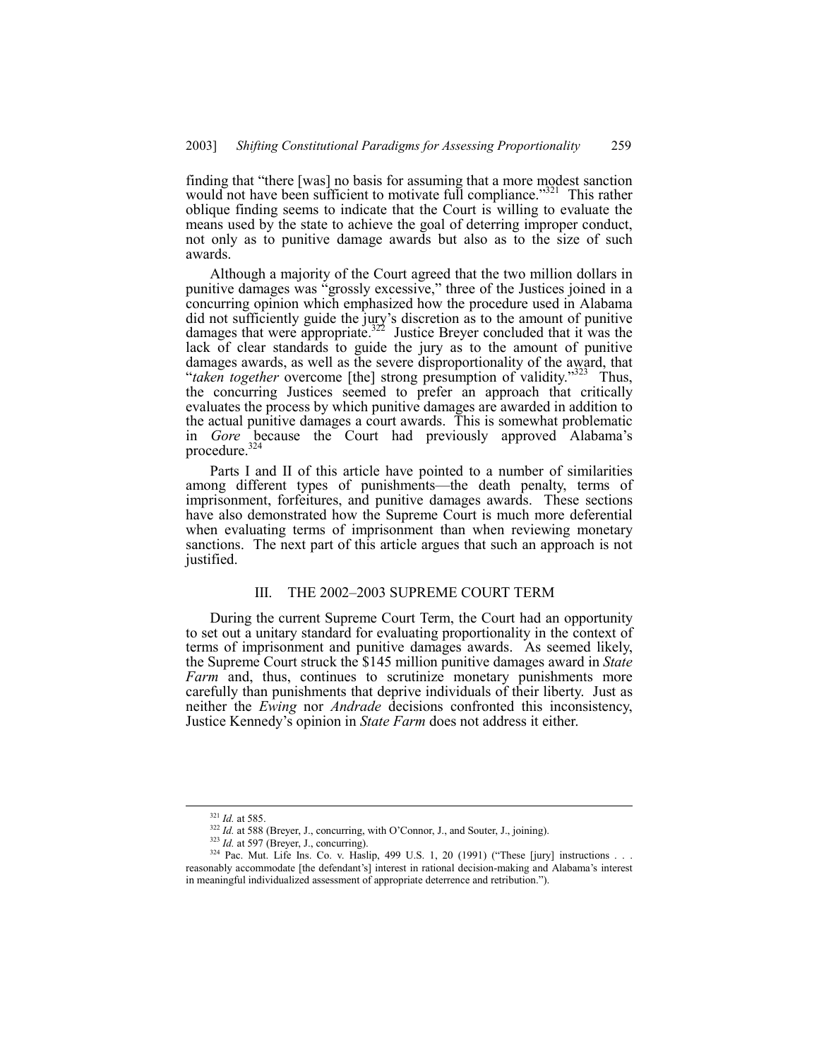finding that "there [was] no basis for assuming that a more modest sanction would not have been sufficient to motivate full compliance."[321] This rather oblique finding seems to indicate that the Court is willing to evaluate the means used by the state to achieve the goal of deterring improper conduct, not only as to punitive damage awards but also as to the size of such awards.

Although a majority of the Court agreed that the two million dollars in punitive damages was "grossly excessive," three of the Justices joined in a concurring opinion which emphasized how the procedure used in Alabama did not sufficiently guide the jury's discretion as to the amount of punitive damages that were appropriate.[322] Justice Breyer concluded that it was the lack of clear standards to guide the jury as to the amount of punitive damages awards, as well as the severe disproportionality of the award, that "*taken together* overcome [the] strong presumption of validity."[323] Thus, the concurring Justices seemed to prefer an approach that critically evaluates the process by which punitive damages are awarded in addition to the actual punitive damages a court awards. This is somewhat problematic in *Gore* because the Court had previously approved Alabama's procedure.[324]

Parts I and II of this article have pointed to a number of similarities among different types of punishments—the death penalty, terms of imprisonment, forfeitures, and punitive damages awards. These sections have also demonstrated how the Supreme Court is much more deferential when evaluating terms of imprisonment than when reviewing monetary sanctions. The next part of this article argues that such an approach is not justified.

## III. THE 2002–2003 SUPREME COURT TERM

During the current Supreme Court Term, the Court had an opportunity to set out a unitary standard for evaluating proportionality in the context of terms of imprisonment and punitive damages awards. As seemed likely, the Supreme Court struck the \$145 million punitive damages award in *State Farm* and, thus, continues to scrutinize monetary punishments more carefully than punishments that deprive individuals of their liberty. Just as neither the *Ewing* nor *Andrade* decisions confronted this inconsistency, Justice Kennedy's opinion in *State Farm* does not address it either.

---

[321] *Id.* at 585.

[322] *Id.* at 588 (Breyer, J., concurring, with O'Connor, J., and Souter, J., joining).

[323] *Id.* at 597 (Breyer, J., concurring).

[324] Pac. Mut. Life Ins. Co. v. Haslip, 499 U.S. 1, 20 (1991) ("These [jury] instructions . . . reasonably accommodate [the defendant's] interest in rational decision-making and Alabama's interest in meaningful individualized assessment of appropriate deterrence and retribution.").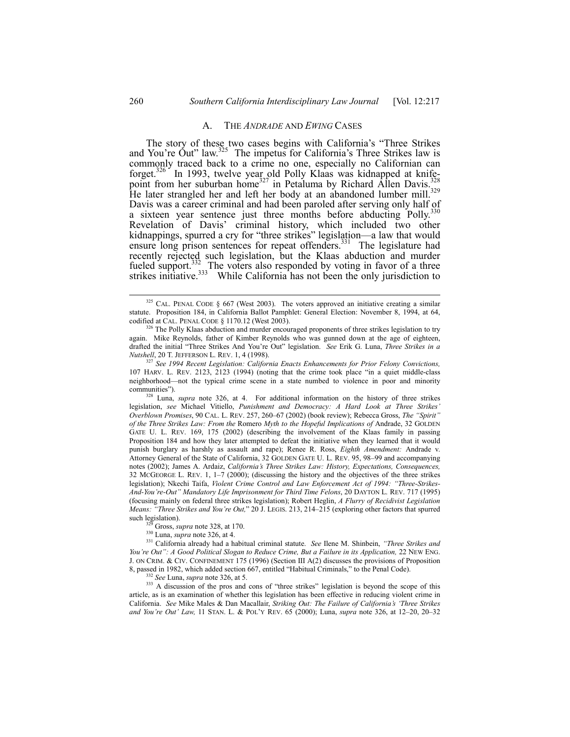### A. The *Andrade* and *Ewing* Cases

The story of these two cases begins with California's "Three Strikes and You're Out" law.[325] The impetus for California's Three Strikes law is commonly traced back to a crime no one, especially no Californian can forget.[326] In 1993, twelve year old Polly Klaas was kidnapped at knife-point from her suburban home[327] in Petaluma by Richard Allen Davis.[328] He later strangled her and left her body at an abandoned lumber mill.[329] Davis was a career criminal and had been paroled after serving only half of a sixteen year sentence just three months before abducting Polly.[330] Revelation of Davis' criminal history, which included two other kidnappings, spurred a cry for "three strikes" legislation—a law that would ensure long prison sentences for repeat offenders.[331] The legislature had recently rejected such legislation, but the Klaas abduction and murder fueled support.[332] The voters also responded by voting in favor of a three strikes initiative.[333] While California has not been the only jurisdiction to

---

[325] CAL. PENAL CODE § 667 (West 2003). The voters approved an initiative creating a similar statute. Proposition 184, in California Ballot Pamphlet: General Election: November 8, 1994, at 64, codified at CAL. PENAL CODE § 1170.12 (West 2003).

[326] The Polly Klaas abduction and murder encouraged proponents of three strikes legislation to try again. Mike Reynolds, father of Kimber Reynolds who was gunned down at the age of eighteen, drafted the initial "Three Strikes And You're Out" legislation. *See* Erik G. Luna, *Three Strikes in a Nutshell*, 20 T. JEFFERSON L. REV. 1, 4 (1998).

[327] *See 1994 Recent Legislation: California Enacts Enhancements for Prior Felony Convictions,* 107 HARV. L. REV. 2123, 2123 (1994) (noting that the crime took place "in a quiet middle-class neighborhood—not the typical crime scene in a state numbed to violence in poor and minority communities").

[328] Luna, *supra* note 326, at 4. For additional information on the history of three strikes legislation, *see* Michael Vitiello, *Punishment and Democracy: A Hard Look at Three Strikes' Overblown Promises*, 90 CAL. L. REV. 257, 260–67 (2002) (book review); Rebecca Gross, *The "Spirit" of the Three Strikes Law: From the* Romero *Myth to the Hopeful Implications of* Andrade, 32 GOLDEN GATE U. L. REV. 169, 175 (2002) (describing the involvement of the Klaas family in passing Proposition 184 and how they later attempted to defeat the initiative when they learned that it would punish burglary as harshly as assault and rape); Renee R. Ross, *Eighth Amendment:* Andrade v. Attorney General of the State of California, 32 GOLDEN GATE U. L. REV. 95, 98–99 and accompanying notes (2002); James A. Ardaiz, *California's Three Strikes Law: History, Expectations, Consequences,* 32 MCGEORGE L. REV. 1, 1–7 (2000); (discussing the history and the objectives of the three strikes legislation); Nkechi Taifa, *Violent Crime Control and Law Enforcement Act of 1994: "Three-Strikes-And-You're-Out" Mandatory Life Imprisonment for Third Time Felons*, 20 DAYTON L. REV. 717 (1995) (focusing mainly on federal three strikes legislation); Robert Heglin, *A Flurry of Recidivist Legislation Means: "Three Strikes and You're Out,"* 20 J. LEGIS. 213, 214–215 (exploring other factors that spurred such legislation).

[329] Gross, *supra* note 328, at 170.

[330] Luna, *supra* note 326, at 4.

[331] California already had a habitual criminal statute. *See* Ilene M. Shinbein, *"Three Strikes and You're Out": A Good Political Slogan to Reduce Crime, But a Failure in its Application,* 22 NEW ENG. J. ON CRIM. & CIV. CONFINEMENT 175 (1996) (Section III A(2) discusses the provisions of Proposition 8, passed in 1982, which added section 667, entitled "Habitual Criminals," to the Penal Code).

[332] *See* Luna, *supra* note 326, at 5.

[333] A discussion of the pros and cons of "three strikes" legislation is beyond the scope of this article, as is an examination of whether this legislation has been effective in reducing violent crime in California. *See* Mike Males & Dan Macallair, *Striking Out: The Failure of California's 'Three Strikes and You're Out' Law,* 11 STAN. L. & POL'Y REV. 65 (2000); Luna, *supra* note 326, at 12–20, 20–32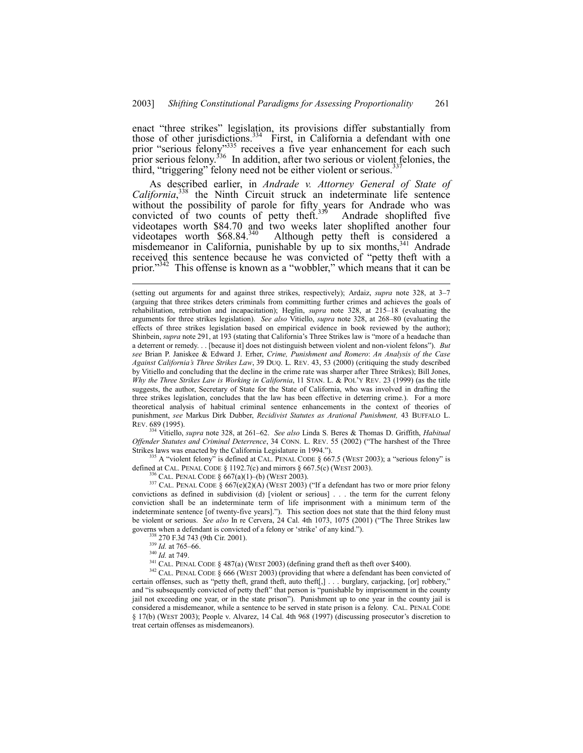enact "three strikes" legislation, its provisions differ substantially from those of other jurisdictions.[334] First, in California a defendant with one prior "serious felony"[335] receives a five year enhancement for each such prior serious felony.[336] In addition, after two serious or violent felonies, the third, "triggering" felony need not be either violent or serious.[337]

As described earlier, in *Andrade v. Attorney General of State of California*,[338] the Ninth Circuit struck an indeterminate life sentence without the possibility of parole for fifty years for Andrade who was convicted of two counts of petty theft.[339] Andrade shoplifted five videotapes worth $84.70 and two weeks later shoplifted another four videotapes worth $68.84.[340] Although petty theft is considered a misdemeanor in California, punishable by up to six months,[341] Andrade received this sentence because he was convicted of "petty theft with a prior."[342] This offense is known as a "wobbler," which means that it can be

---

(setting out arguments for and against three strikes, respectively); Ardaiz, *supra* note 328, at 3–7 (arguing that three strikes deters criminals from committing further crimes and achieves the goals of rehabilitation, retribution and incapacitation); Heglin, *supra* note 328, at 215–18 (evaluating the arguments for three strikes legislation). *See also* Vitiello, *supra* note 328, at 268–80 (evaluating the effects of three strikes legislation based on empirical evidence in book reviewed by the author); Shinbein, *supra* note 291, at 193 (stating that California's Three Strikes law is "more of a headache than a deterrent or remedy. . . [because it] does not distinguish between violent and non-violent felons"). *But see* Brian P. Janiskee & Edward J. Erher, *Crime, Punishment and Romero*: *An Analysis of the Case Against California's Three Strikes Law*, 39 DUQ. L. REV. 43, 53 (2000) (critiquing the study described by Vitiello and concluding that the decline in the crime rate was sharper after Three Strikes); Bill Jones, *Why the Three Strikes Law is Working in California*, 11 STAN. L. & POL'Y REV. 23 (1999) (as the title suggests, the author, Secretary of State for the State of California, who was involved in drafting the three strikes legislation, concludes that the law has been effective in deterring crime.). For a more theoretical analysis of habitual criminal sentence enhancements in the context of theories of punishment, *see* Markus Dirk Dubber, *Recidivist Statutes as Arational Punishment,* 43 BUFFALO L. REV. 689 (1995).

[334] Vitiello, *supra* note 328, at 261–62. *See also* Linda S. Beres & Thomas D. Griffith, *Habitual Offender Statutes and Criminal Deterrence*, 34 CONN. L. REV. 55 (2002) ("The harshest of the Three Strikes laws was enacted by the California Legislature in 1994.").

[335] A "violent felony" is defined at CAL. PENAL CODE § 667.5 (WEST 2003); a "serious felony" is defined at CAL. PENAL CODE § 1192.7(c) and mirrors § 667.5(c) (WEST 2003).

[336] CAL. PENAL CODE § 667(a)(1)–(b) (WEST 2003).

[337] CAL. PENAL CODE § 667(e)(2)(A) (WEST 2003) ("If a defendant has two or more prior felony convictions as defined in subdivision (d) [violent or serious] . . . the term for the current felony conviction shall be an indeterminate term of life imprisonment with a minimum term of the indeterminate sentence [of twenty-five years]."). This section does not state that the third felony must be violent or serious. *See also* In re Cervera, 24 Cal. 4th 1073, 1075 (2001) ("The Three Strikes law governs when a defendant is convicted of a felony or 'strike' of any kind.").

[338] 270 F.3d 743 (9th Cir. 2001).

[339] *Id.* at 765–66.

[340] *Id.* at 749.

[341] CAL. PENAL CODE § 487(a) (WEST 2003) (defining grand theft as theft over $400).

[342] CAL. PENAL CODE § 666 (WEST 2003) (providing that where a defendant has been convicted of certain offenses, such as "petty theft, grand theft, auto theft[,] . . . burglary, carjacking, [or] robbery," and "is subsequently convicted of petty theft" that person is "punishable by imprisonment in the county jail not exceeding one year, or in the state prison"). Punishment up to one year in the county jail is considered a misdemeanor, while a sentence to be served in state prison is a felony. CAL. PENAL CODE § 17(b) (WEST 2003); People v. Alvarez, 14 Cal. 4th 968 (1997) (discussing prosecutor's discretion to treat certain offenses as misdemeanors).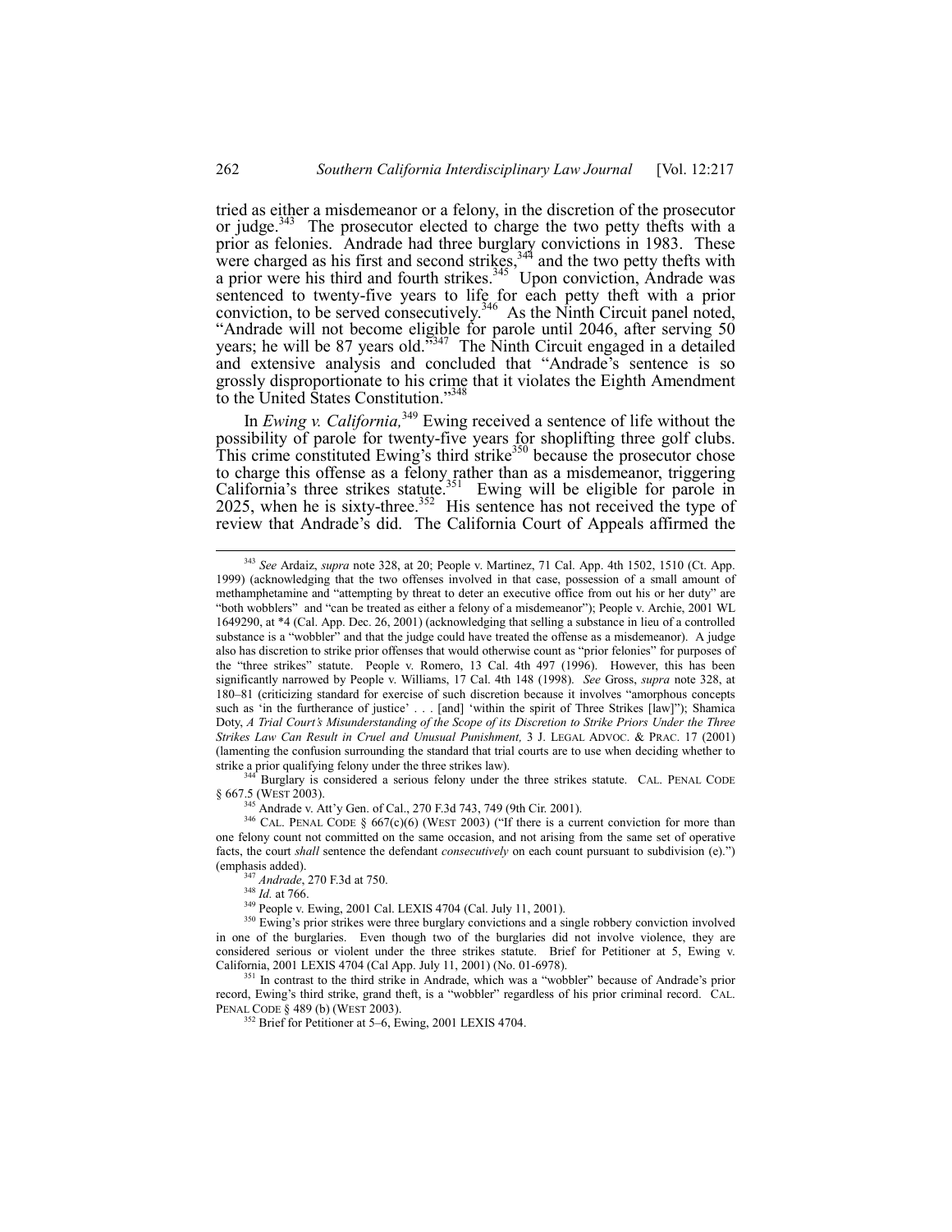tried as either a misdemeanor or a felony, in the discretion of the prosecutor or judge.[343] The prosecutor elected to charge the two petty thefts with a prior as felonies. Andrade had three burglary convictions in 1983. These were charged as his first and second strikes,[344] and the two petty thefts with a prior were his third and fourth strikes.[345] Upon conviction, Andrade was sentenced to twenty-five years to life for each petty theft with a prior conviction, to be served consecutively.[346] As the Ninth Circuit panel noted, "Andrade will not become eligible for parole until 2046, after serving 50 years; he will be 87 years old."[347] The Ninth Circuit engaged in a detailed and extensive analysis and concluded that "Andrade's sentence is so grossly disproportionate to his crime that it violates the Eighth Amendment to the United States Constitution."[348]

In *Ewing v. California,*[349] Ewing received a sentence of life without the possibility of parole for twenty-five years for shoplifting three golf clubs. This crime constituted Ewing's third strike[350] because the prosecutor chose to charge this offense as a felony rather than as a misdemeanor, triggering California's three strikes statute.[351] Ewing will be eligible for parole in 2025, when he is sixty-three.[352] His sentence has not received the type of review that Andrade's did. The California Court of Appeals affirmed the

---

[343] *See* Ardaiz, *supra* note 328, at 20; People v. Martinez, 71 Cal. App. 4th 1502, 1510 (Ct. App. 1999) (acknowledging that the two offenses involved in that case, possession of a small amount of methamphetamine and "attempting by threat to deter an executive office from out his or her duty" are "both wobblers" and "can be treated as either a felony of a misdemeanor"); People v. Archie, 2001 WL 1649290, at *4 (Cal. App. Dec. 26, 2001) (acknowledging that selling a substance in lieu of a controlled substance is a "wobbler" and that the judge could have treated the offense as a misdemeanor). A judge also has discretion to strike prior offenses that would otherwise count as "prior felonies" for purposes of the "three strikes" statute. People v. Romero, 13 Cal. 4th 497 (1996). However, this has been significantly narrowed by People v. Williams, 17 Cal. 4th 148 (1998). *See* Gross, *supra* note 328, at 180–81 (criticizing standard for exercise of such discretion because it involves "amorphous concepts such as 'in the furtherance of justice' . . . [and] 'within the spirit of Three Strikes [law]'"); Shamica Doty, *A Trial Court's Misunderstanding of the Scope of its Discretion to Strike Priors Under the Three Strikes Law Can Result in Cruel and Unusual Punishment,* 3 J. LEGAL ADVOC. & PRAC. 17 (2001) (lamenting the confusion surrounding the standard that trial courts are to use when deciding whether to strike a prior qualifying felony under the three strikes law).

[344] Burglary is considered a serious felony under the three strikes statute. CAL. PENAL CODE § 667.5 (WEST 2003).

[345] Andrade v. Att'y Gen. of Cal., 270 F.3d 743, 749 (9th Cir. 2001).

[346] CAL. PENAL CODE § 667(c)(6) (WEST 2003) ("If there is a current conviction for more than one felony count not committed on the same occasion, and not arising from the same set of operative facts, the court *shall* sentence the defendant *consecutively* on each count pursuant to subdivision (e).") (emphasis added).

[347] *Andrade*, 270 F.3d at 750.

[348] *Id.* at 766.

[349] People v. Ewing, 2001 Cal. LEXIS 4704 (Cal. July 11, 2001).

[350] Ewing's prior strikes were three burglary convictions and a single robbery conviction involved in one of the burglaries. Even though two of the burglaries did not involve violence, they are considered serious or violent under the three strikes statute. Brief for Petitioner at 5, Ewing v. California, 2001 LEXIS 4704 (Cal App. July 11, 2001) (No. 01-6978).

[351] In contrast to the third strike in Andrade, which was a "wobbler" because of Andrade's prior record, Ewing's third strike, grand theft, is a "wobbler" regardless of his prior criminal record. CAL. PENAL CODE § 489 (b) (WEST 2003).

[352] Brief for Petitioner at 5–6, Ewing, 2001 LEXIS 4704.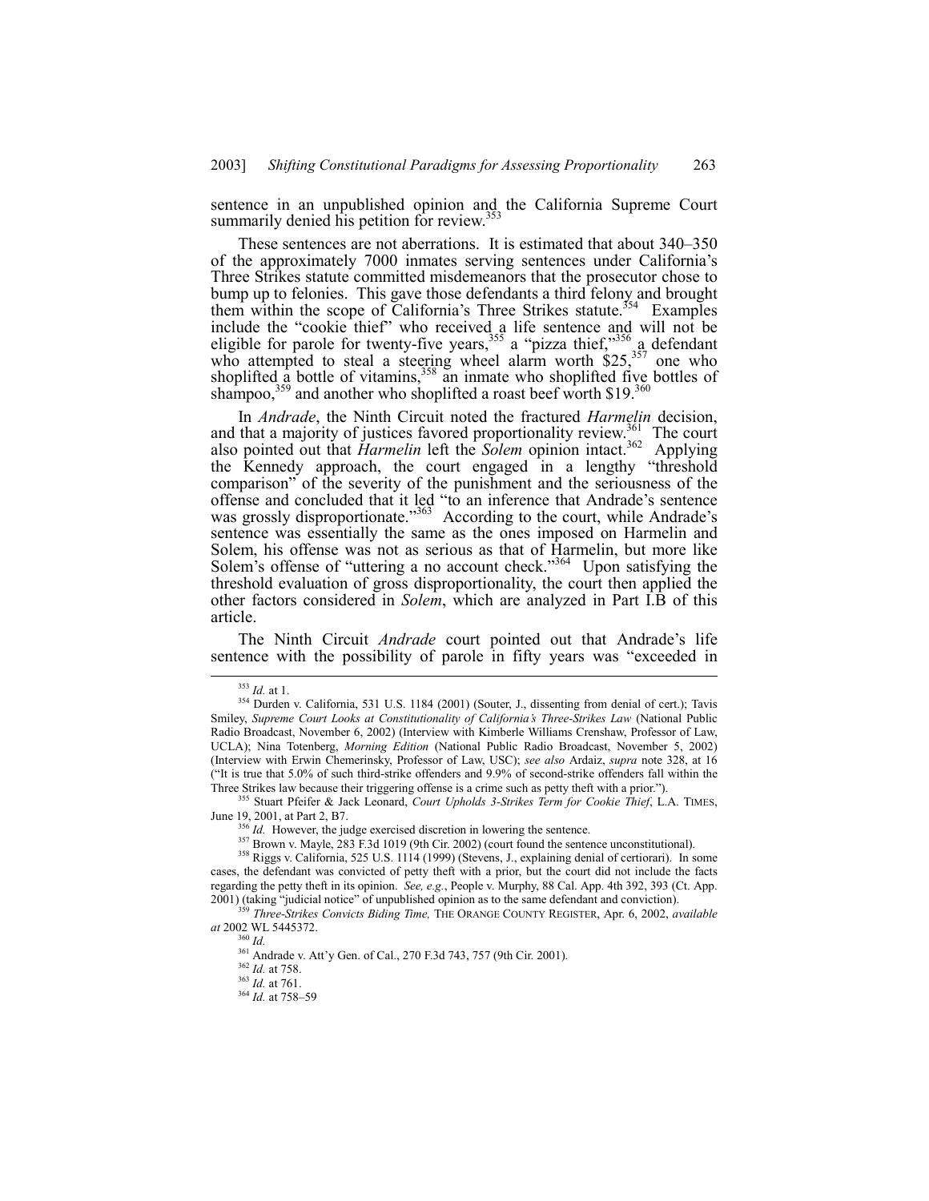sentence in an unpublished opinion and the California Supreme Court summarily denied his petition for review.[353]

These sentences are not aberrations. It is estimated that about 340–350 of the approximately 7000 inmates serving sentences under California's Three Strikes statute committed misdemeanors that the prosecutor chose to bump up to felonies. This gave those defendants a third felony and brought them within the scope of California's Three Strikes statute.[354] Examples include the "cookie thief" who received a life sentence and will not be eligible for parole for twenty-five years,[355] a "pizza thief,"[356] a defendant who attempted to steal a steering wheel alarm worth $25,[357] one who shoplifted a bottle of vitamins,[358] an inmate who shoplifted five bottles of shampoo,[359] and another who shoplifted a roast beef worth $19.[360]

In *Andrade*, the Ninth Circuit noted the fractured *Harmelin* decision, and that a majority of justices favored proportionality review.[361] The court also pointed out that *Harmelin* left the *Solem* opinion intact.[362] Applying the Kennedy approach, the court engaged in a lengthy "threshold comparison" of the severity of the punishment and the seriousness of the offense and concluded that it led "to an inference that Andrade's sentence was grossly disproportionate."[363] According to the court, while Andrade's sentence was essentially the same as the ones imposed on Harmelin and Solem, his offense was not as serious as that of Harmelin, but more like Solem's offense of "uttering a no account check."[364] Upon satisfying the threshold evaluation of gross disproportionality, the court then applied the other factors considered in *Solem*, which are analyzed in Part I.B of this article.

The Ninth Circuit *Andrade* court pointed out that Andrade's life sentence with the possibility of parole in fifty years was "exceeded in

---

[353] *Id.* at 1.

[354] Durden v. California, 531 U.S. 1184 (2001) (Souter, J., dissenting from denial of cert.); Tavis Smiley, *Supreme Court Looks at Constitutionality of California's Three-Strikes Law* (National Public Radio Broadcast, November 6, 2002) (Interview with Kimberle Williams Crenshaw, Professor of Law, UCLA); Nina Totenberg, *Morning Edition* (National Public Radio Broadcast, November 5, 2002) (Interview with Erwin Chemerinsky, Professor of Law, USC); *see also* Ardaiz, *supra* note 328, at 16 ("It is true that 5.0% of such third-strike offenders and 9.9% of second-strike offenders fall within the Three Strikes law because their triggering offense is a crime such as petty theft with a prior.").

[355] Stuart Pfeifer & Jack Leonard, *Court Upholds 3-Strikes Term for Cookie Thief*, L.A. TIMES, June 19, 2001, at Part 2, B7.

[356] *Id.* However, the judge exercised discretion in lowering the sentence.

[357] Brown v. Mayle, 283 F.3d 1019 (9th Cir. 2002) (court found the sentence unconstitutional).

[358] Riggs v. California, 525 U.S. 1114 (1999) (Stevens, J., explaining denial of certiorari). In some cases, the defendant was convicted of petty theft with a prior, but the court did not include the facts regarding the petty theft in its opinion. *See, e.g.*, People v. Murphy, 88 Cal. App. 4th 392, 393 (Ct. App. 2001) (taking "judicial notice" of unpublished opinion as to the same defendant and conviction).

[359] *Three-Strikes Convicts Biding Time,* THE ORANGE COUNTY REGISTER, Apr. 6, 2002, *available at* 2002 WL 5445372.

[360] *Id.*

[361] Andrade v. Att'y Gen. of Cal., 270 F.3d 743, 757 (9th Cir. 2001).

[362] *Id.* at 758.

[363] *Id.* at 761.

[364] *Id.* at 758–59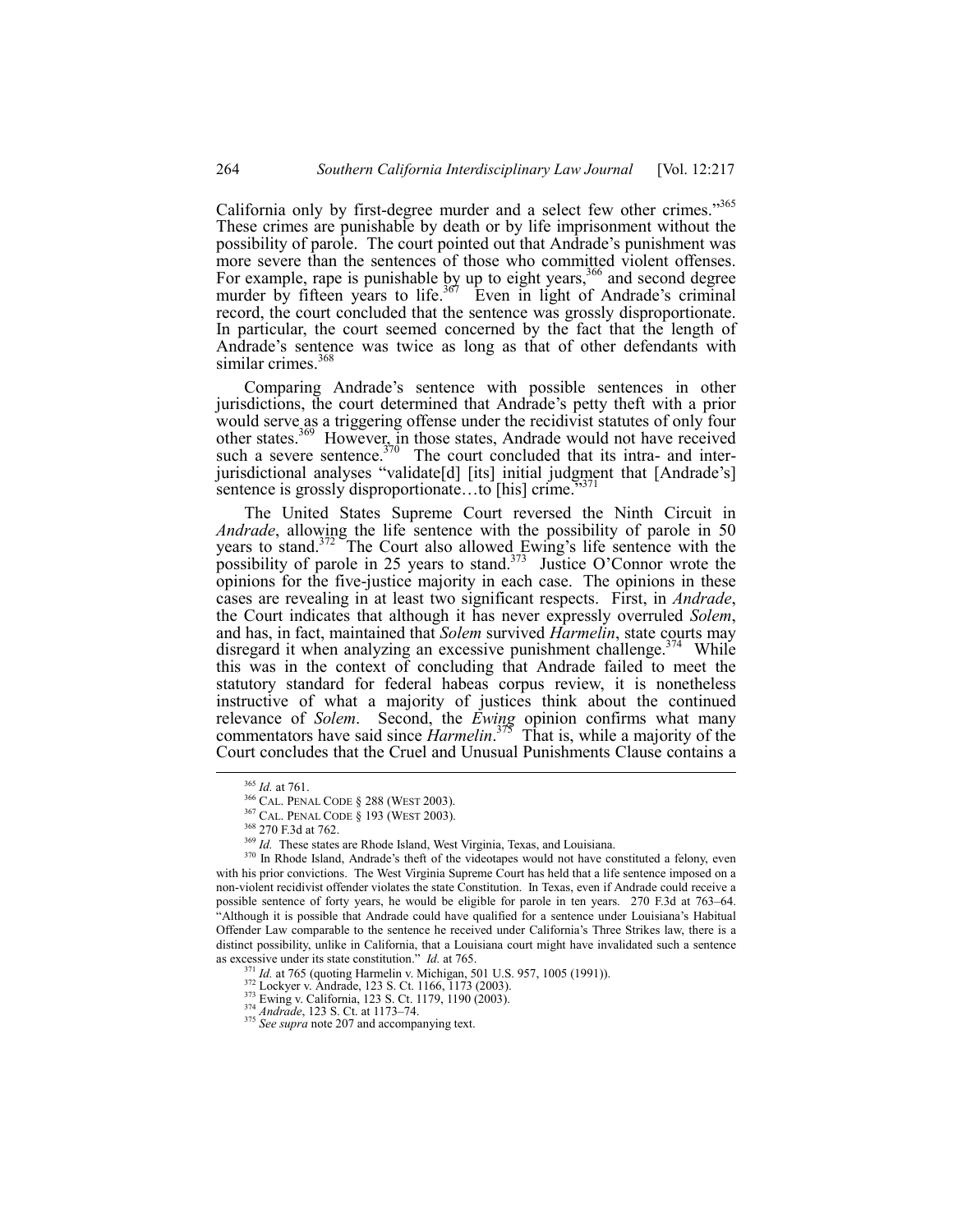California only by first-degree murder and a select few other crimes."[365] These crimes are punishable by death or by life imprisonment without the possibility of parole. The court pointed out that Andrade's punishment was more severe than the sentences of those who committed violent offenses. For example, rape is punishable by up to eight years,[366] and second degree murder by fifteen years to life.[367] Even in light of Andrade's criminal record, the court concluded that the sentence was grossly disproportionate. In particular, the court seemed concerned by the fact that the length of Andrade's sentence was twice as long as that of other defendants with similar crimes.[368]

Comparing Andrade's sentence with possible sentences in other jurisdictions, the court determined that Andrade's petty theft with a prior would serve as a triggering offense under the recidivist statutes of only four other states.[369] However, in those states, Andrade would not have received such a severe sentence.[370] The court concluded that its intra- and inter-jurisdictional analyses "validate[d] [its] initial judgment that [Andrade's] sentence is grossly disproportionate…to [his] crime."[371]

The United States Supreme Court reversed the Ninth Circuit in *Andrade*, allowing the life sentence with the possibility of parole in 50 years to stand.[372] The Court also allowed Ewing's life sentence with the possibility of parole in 25 years to stand.[373] Justice O'Connor wrote the opinions for the five-justice majority in each case. The opinions in these cases are revealing in at least two significant respects. First, in *Andrade*, the Court indicates that although it has never expressly overruled *Solem*, and has, in fact, maintained that *Solem* survived *Harmelin*, state courts may disregard it when analyzing an excessive punishment challenge.[374] While this was in the context of concluding that Andrade failed to meet the statutory standard for federal habeas corpus review, it is nonetheless instructive of what a majority of justices think about the continued relevance of *Solem*. Second, the *Ewing* opinion confirms what many commentators have said since *Harmelin*.[375] That is, while a majority of the Court concludes that the Cruel and Unusual Punishments Clause contains a

---

[365] *Id.* at 761.

[366] CAL. PENAL CODE § 288 (WEST 2003).

[367] CAL. PENAL CODE § 193 (WEST 2003).

[368] 270 F.3d at 762.

[369] *Id.* These states are Rhode Island, West Virginia, Texas, and Louisiana.

[370] In Rhode Island, Andrade's theft of the videotapes would not have constituted a felony, even with his prior convictions. The West Virginia Supreme Court has held that a life sentence imposed on a non-violent recidivist offender violates the state Constitution. In Texas, even if Andrade could receive a possible sentence of forty years, he would be eligible for parole in ten years. 270 F.3d at 763–64. "Although it is possible that Andrade could have qualified for a sentence under Louisiana's Habitual Offender Law comparable to the sentence he received under California's Three Strikes law, there is a distinct possibility, unlike in California, that a Louisiana court might have invalidated such a sentence as excessive under its state constitution." *Id.* at 765.

[371] *Id.* at 765 (quoting Harmelin v. Michigan, 501 U.S. 957, 1005 (1991)).

[372] Lockyer v. Andrade, 123 S. Ct. 1166, 1173 (2003).

[373] Ewing v. California, 123 S. Ct. 1179, 1190 (2003).

[374] *Andrade*, 123 S. Ct. at 1173–74.

[375] *See supra* note 207 and accompanying text.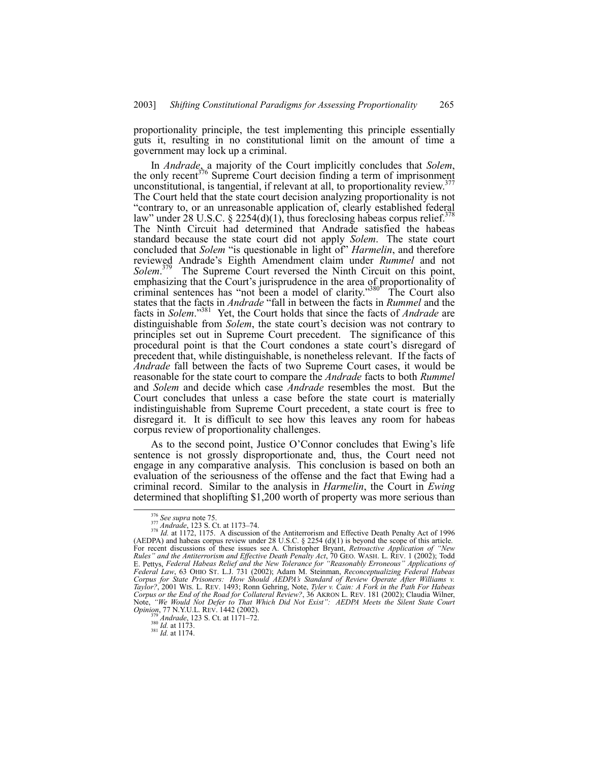proportionality principle, the test implementing this principle essentially guts it, resulting in no constitutional limit on the amount of time a government may lock up a criminal.

In *Andrade*, a majority of the Court implicitly concludes that *Solem*, the only recent[376] Supreme Court decision finding a term of imprisonment unconstitutional, is tangential, if relevant at all, to proportionality review.[377] The Court held that the state court decision analyzing proportionality is not "contrary to, or an unreasonable application of, clearly established federal law" under 28 U.S.C. § 2254(d)(1), thus foreclosing habeas corpus relief.[378] The Ninth Circuit had determined that Andrade satisfied the habeas standard because the state court did not apply *Solem*. The state court concluded that *Solem* "is questionable in light of" *Harmelin*, and therefore reviewed Andrade's Eighth Amendment claim under *Rummel* and not *Solem*.[379] The Supreme Court reversed the Ninth Circuit on this point, emphasizing that the Court's jurisprudence in the area of proportionality of criminal sentences has "not been a model of clarity."[380] The Court also states that the facts in *Andrade* "fall in between the facts in *Rummel* and the facts in *Solem*."[381] Yet, the Court holds that since the facts of *Andrade* are distinguishable from *Solem*, the state court's decision was not contrary to principles set out in Supreme Court precedent. The significance of this procedural point is that the Court condones a state court's disregard of precedent that, while distinguishable, is nonetheless relevant. If the facts of *Andrade* fall between the facts of two Supreme Court cases, it would be reasonable for the state court to compare the *Andrade* facts to both *Rummel* and *Solem* and decide which case *Andrade* resembles the most. But the Court concludes that unless a case before the state court is materially indistinguishable from Supreme Court precedent, a state court is free to disregard it. It is difficult to see how this leaves any room for habeas corpus review of proportionality challenges.

As to the second point, Justice O'Connor concludes that Ewing's life sentence is not grossly disproportionate and, thus, the Court need not engage in any comparative analysis. This conclusion is based on both an evaluation of the seriousness of the offense and the fact that Ewing had a criminal record. Similar to the analysis in *Harmelin*, the Court in *Ewing* determined that shoplifting $1,200 worth of property was more serious than

---

[376] *See supra* note 75.

[377] *Andrade*, 123 S. Ct. at 1173–74.

[378] *Id.* at 1172, 1175. A discussion of the Antiterrorism and Effective Death Penalty Act of 1996 (AEDPA) and habeas corpus review under 28 U.S.C. § 2254 (d)(1) is beyond the scope of this article. For recent discussions of these issues see A. Christopher Bryant, *Retroactive Application of "New Rules" and the Antiterrorism and Effective Death Penalty Act*, 70 GEO. WASH. L. REV. 1 (2002); Todd E. Pettys, *Federal Habeas Relief and the New Tolerance for "Reasonably Erroneous" Applications of Federal Law*, 63 OHIO ST. L.J. 731 (2002); Adam M. Steinman, *Reconceptualizing Federal Habeas Corpus for State Prisoners: How Should AEDPA's Standard of Review Operate After Williams v. Taylor?*, 2001 WIS. L. REV. 1493; Ronn Gehring, Note, *Tyler v. Cain: A Fork in the Path For Habeas Corpus or the End of the Road for Collateral Review?*, 36 AKRON L. REV. 181 (2002); Claudia Wilner, Note, *"We Would Not Defer to That Which Did Not Exist": AEDPA Meets the Silent State Court Opinion*, 77 N.Y.U.L. REV. 1442 (2002).

[379] *Andrade*, 123 S. Ct. at 1171–72.

[380] *Id.* at 1173.

[381] *Id.* at 1174.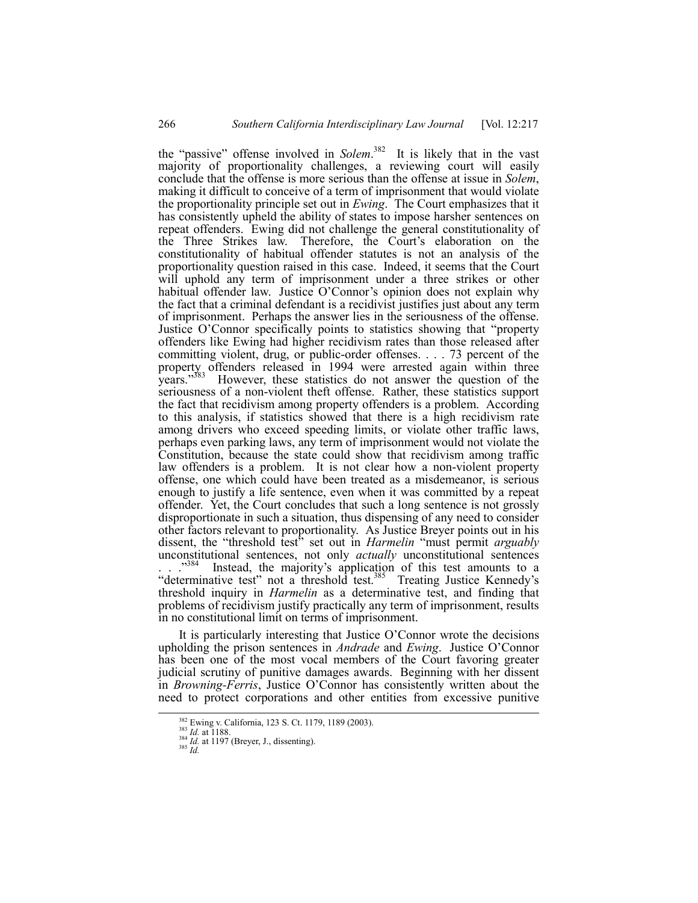the "passive" offense involved in *Solem*.[382] It is likely that in the vast majority of proportionality challenges, a reviewing court will easily conclude that the offense is more serious than the offense at issue in *Solem*, making it difficult to conceive of a term of imprisonment that would violate the proportionality principle set out in *Ewing*. The Court emphasizes that it has consistently upheld the ability of states to impose harsher sentences on repeat offenders. Ewing did not challenge the general constitutionality of the Three Strikes law. Therefore, the Court's elaboration on the constitutionality of habitual offender statutes is not an analysis of the proportionality question raised in this case. Indeed, it seems that the Court will uphold any term of imprisonment under a three strikes or other habitual offender law. Justice O'Connor's opinion does not explain why the fact that a criminal defendant is a recidivist justifies just about any term of imprisonment. Perhaps the answer lies in the seriousness of the offense. Justice O'Connor specifically points to statistics showing that "property offenders like Ewing had higher recidivism rates than those released after committing violent, drug, or public-order offenses. . . . 73 percent of the property offenders released in 1994 were arrested again within three years."[383] However, these statistics do not answer the question of the seriousness of a non-violent theft offense. Rather, these statistics support the fact that recidivism among property offenders is a problem. According to this analysis, if statistics showed that there is a high recidivism rate among drivers who exceed speeding limits, or violate other traffic laws, perhaps even parking laws, any term of imprisonment would not violate the Constitution, because the state could show that recidivism among traffic law offenders is a problem. It is not clear how a non-violent property offense, one which could have been treated as a misdemeanor, is serious enough to justify a life sentence, even when it was committed by a repeat offender. Yet, the Court concludes that such a long sentence is not grossly disproportionate in such a situation, thus dispensing of any need to consider other factors relevant to proportionality. As Justice Breyer points out in his dissent, the "threshold test" set out in *Harmelin* "must permit *arguably* unconstitutional sentences, not only *actually* unconstitutional sentences . . . ."[384] Instead, the majority's application of this test amounts to a "determinative test" not a threshold test.[385] Treating Justice Kennedy's threshold inquiry in *Harmelin* as a determinative test, and finding that problems of recidivism justify practically any term of imprisonment, results in no constitutional limit on terms of imprisonment.

It is particularly interesting that Justice O'Connor wrote the decisions upholding the prison sentences in *Andrade* and *Ewing*. Justice O'Connor has been one of the most vocal members of the Court favoring greater judicial scrutiny of punitive damages awards. Beginning with her dissent in *Browning-Ferris*, Justice O'Connor has consistently written about the need to protect corporations and other entities from excessive punitive

---

[382] Ewing v. California, 123 S. Ct. 1179, 1189 (2003).

[383] *Id.* at 1188.

[384] *Id.* at 1197 (Breyer, J., dissenting).

[385] *Id.*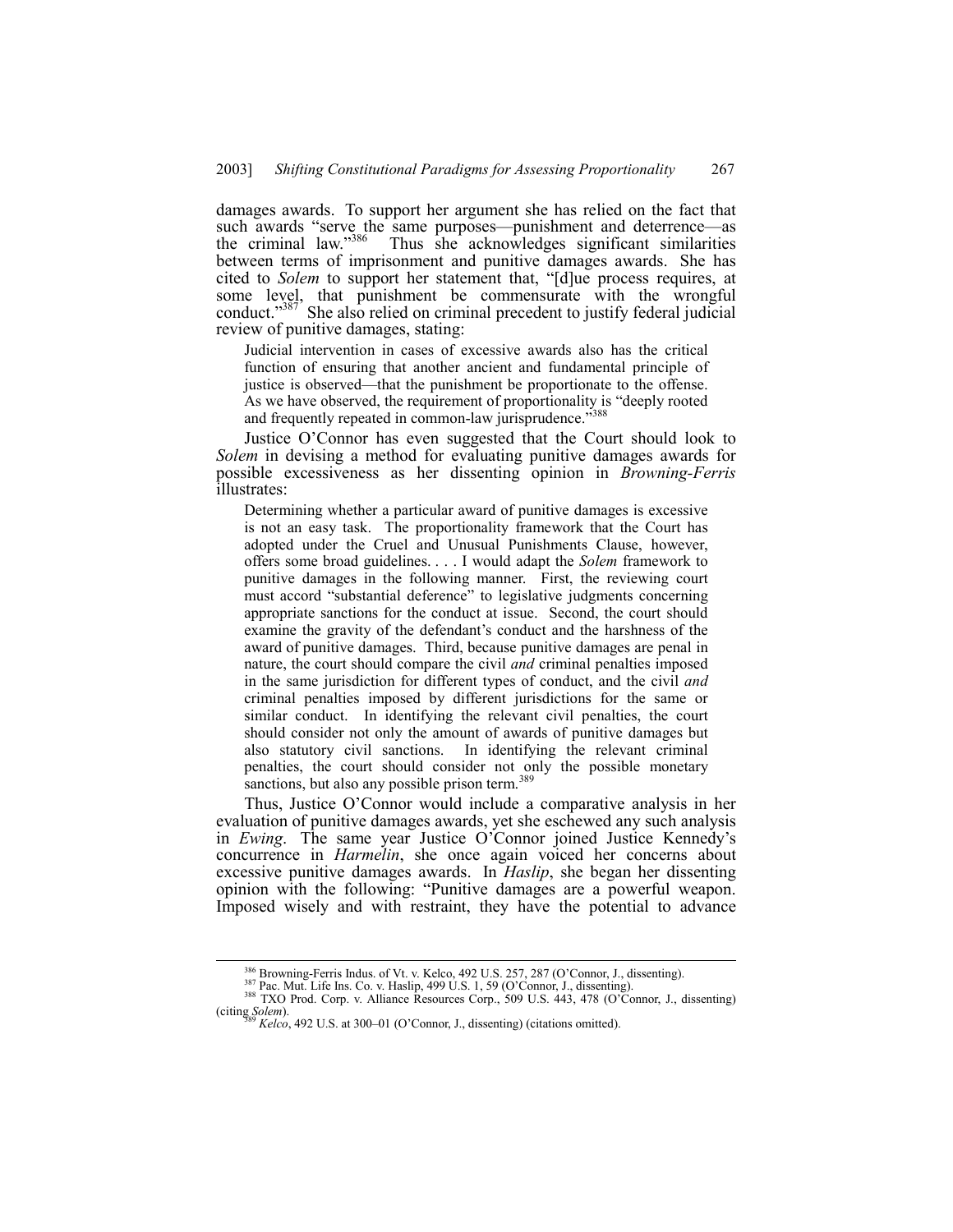damages awards. To support her argument she has relied on the fact that such awards "serve the same purposes—punishment and deterrence—as the criminal law."[386] Thus she acknowledges significant similarities between terms of imprisonment and punitive damages awards. She has cited to *Solem* to support her statement that, "[d]ue process requires, at some level, that punishment be commensurate with the wrongful conduct."[387] She also relied on criminal precedent to justify federal judicial review of punitive damages, stating:

> Judicial intervention in cases of excessive awards also has the critical function of ensuring that another ancient and fundamental principle of justice is observed—that the punishment be proportionate to the offense. As we have observed, the requirement of proportionality is "deeply rooted and frequently repeated in common-law jurisprudence."[388]

Justice O'Connor has even suggested that the Court should look to *Solem* in devising a method for evaluating punitive damages awards for possible excessiveness as her dissenting opinion in *Browning-Ferris* illustrates:

> Determining whether a particular award of punitive damages is excessive is not an easy task. The proportionality framework that the Court has adopted under the Cruel and Unusual Punishments Clause, however, offers some broad guidelines. . . . I would adapt the *Solem* framework to punitive damages in the following manner. First, the reviewing court must accord "substantial deference" to legislative judgments concerning appropriate sanctions for the conduct at issue. Second, the court should examine the gravity of the defendant's conduct and the harshness of the award of punitive damages. Third, because punitive damages are penal in nature, the court should compare the civil *and* criminal penalties imposed in the same jurisdiction for different types of conduct, and the civil *and* criminal penalties imposed by different jurisdictions for the same or similar conduct. In identifying the relevant civil penalties, the court should consider not only the amount of awards of punitive damages but also statutory civil sanctions. In identifying the relevant criminal penalties, the court should consider not only the possible monetary sanctions, but also any possible prison term.[389]

Thus, Justice O'Connor would include a comparative analysis in her evaluation of punitive damages awards, yet she eschewed any such analysis in *Ewing*. The same year Justice O'Connor joined Justice Kennedy's concurrence in *Harmelin*, she once again voiced her concerns about excessive punitive damages awards. In *Haslip*, she began her dissenting opinion with the following: "Punitive damages are a powerful weapon. Imposed wisely and with restraint, they have the potential to advance

---

[386] Browning-Ferris Indus. of Vt. v. Kelco, 492 U.S. 257, 287 (O'Connor, J., dissenting).

[387] Pac. Mut. Life Ins. Co. v. Haslip, 499 U.S. 1, 59 (O'Connor, J., dissenting).

[388] TXO Prod. Corp. v. Alliance Resources Corp., 509 U.S. 443, 478 (O'Connor, J., dissenting) (citing *Solem*).

[389] *Kelco*, 492 U.S. at 300–01 (O'Connor, J., dissenting) (citations omitted).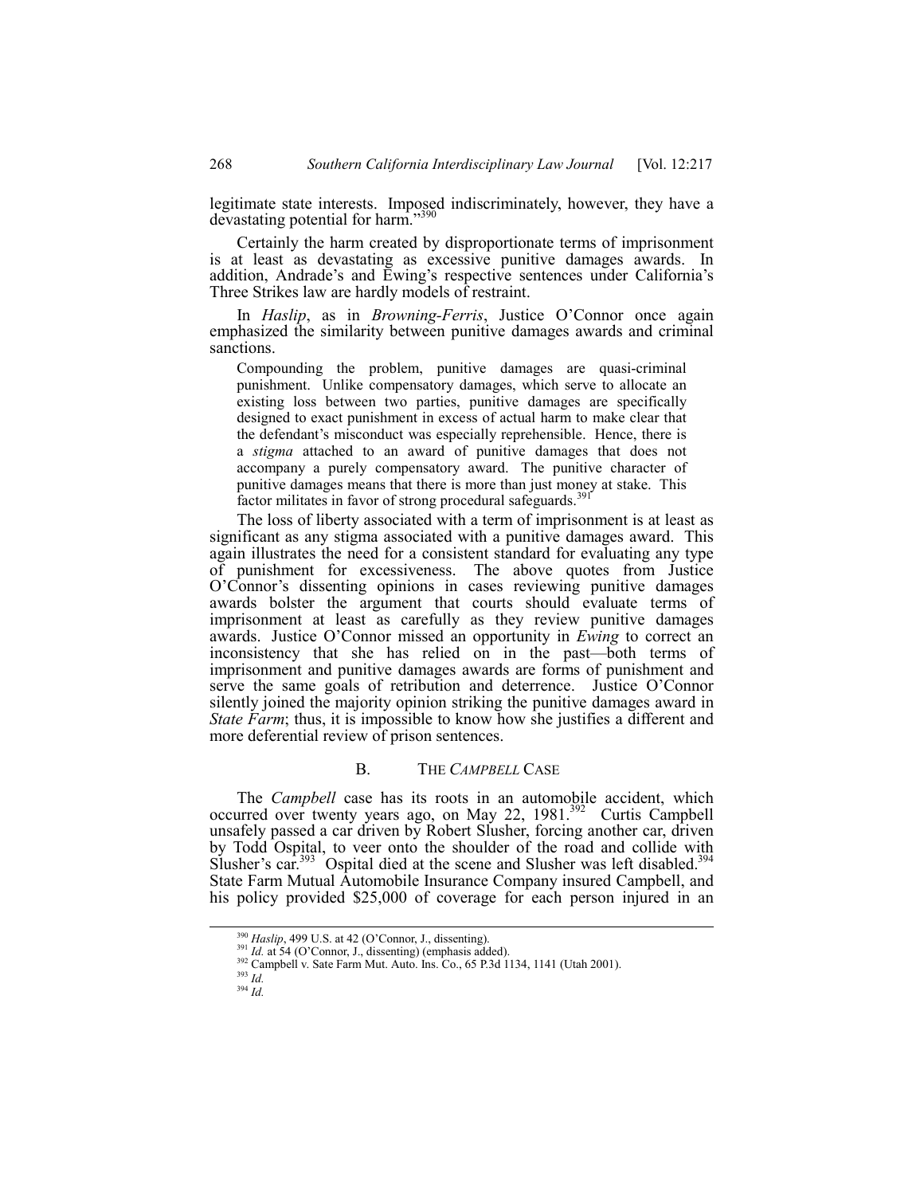legitimate state interests. Imposed indiscriminately, however, they have a devastating potential for harm."[390]

Certainly the harm created by disproportionate terms of imprisonment is at least as devastating as excessive punitive damages awards. In addition, Andrade's and Ewing's respective sentences under California's Three Strikes law are hardly models of restraint.

In *Haslip*, as in *Browning-Ferris*, Justice O'Connor once again emphasized the similarity between punitive damages awards and criminal sanctions.

> Compounding the problem, punitive damages are quasi-criminal punishment. Unlike compensatory damages, which serve to allocate an existing loss between two parties, punitive damages are specifically designed to exact punishment in excess of actual harm to make clear that the defendant's misconduct was especially reprehensible. Hence, there is a *stigma* attached to an award of punitive damages that does not accompany a purely compensatory award. The punitive character of punitive damages means that there is more than just money at stake. This factor militates in favor of strong procedural safeguards.[391]

The loss of liberty associated with a term of imprisonment is at least as significant as any stigma associated with a punitive damages award. This again illustrates the need for a consistent standard for evaluating any type of punishment for excessiveness. The above quotes from Justice O'Connor's dissenting opinions in cases reviewing punitive damages awards bolster the argument that courts should evaluate terms of imprisonment at least as carefully as they review punitive damages awards. Justice O'Connor missed an opportunity in *Ewing* to correct an inconsistency that she has relied on in the past—both terms of imprisonment and punitive damages awards are forms of punishment and serve the same goals of retribution and deterrence. Justice O'Connor silently joined the majority opinion striking the punitive damages award in *State Farm*; thus, it is impossible to know how she justifies a different and more deferential review of prison sentences.

### B. THE *CAMPBELL* CASE

The *Campbell* case has its roots in an automobile accident, which occurred over twenty years ago, on May 22, 1981.[392] Curtis Campbell unsafely passed a car driven by Robert Slusher, forcing another car, driven by Todd Ospital, to veer onto the shoulder of the road and collide with Slusher's car.[393] Ospital died at the scene and Slusher was left disabled.[394] State Farm Mutual Automobile Insurance Company insured Campbell, and his policy provided $25,000 of coverage for each person injured in an

---

[390] *Haslip*, 499 U.S. at 42 (O'Connor, J., dissenting).

[391] *Id.* at 54 (O'Connor, J., dissenting) (emphasis added).

[392] Campbell v. Sate Farm Mut. Auto. Ins. Co., 65 P.3d 1134, 1141 (Utah 2001).

[393] *Id.*

[394] *Id.*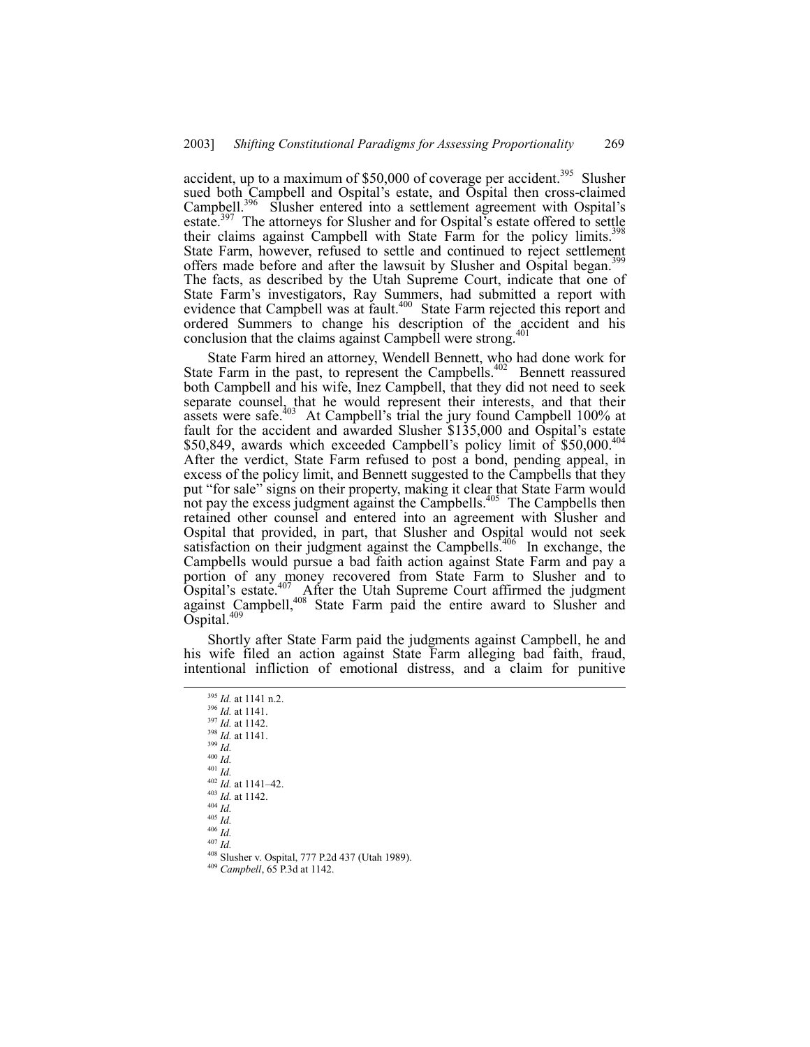accident, up to a maximum of $50,000 of coverage per accident.[395] Slusher sued both Campbell and Ospital's estate, and Ospital then cross-claimed Campbell.[396] Slusher entered into a settlement agreement with Ospital's estate.[397] The attorneys for Slusher and for Ospital's estate offered to settle their claims against Campbell with State Farm for the policy limits.[398] State Farm, however, refused to settle and continued to reject settlement offers made before and after the lawsuit by Slusher and Ospital began.[399] The facts, as described by the Utah Supreme Court, indicate that one of State Farm's investigators, Ray Summers, had submitted a report with evidence that Campbell was at fault.[400] State Farm rejected this report and ordered Summers to change his description of the accident and his conclusion that the claims against Campbell were strong.[401]

State Farm hired an attorney, Wendell Bennett, who had done work for State Farm in the past, to represent the Campbells.[402] Bennett reassured both Campbell and his wife, Inez Campbell, that they did not need to seek separate counsel, that he would represent their interests, and that their assets were safe.[403] At Campbell's trial the jury found Campbell 100% at fault for the accident and awarded Slusher $135,000 and Ospital's estate $50,849, awards which exceeded Campbell's policy limit of $50,000.[404] After the verdict, State Farm refused to post a bond, pending appeal, in excess of the policy limit, and Bennett suggested to the Campbells that they put "for sale" signs on their property, making it clear that State Farm would not pay the excess judgment against the Campbells.[405] The Campbells then retained other counsel and entered into an agreement with Slusher and Ospital that provided, in part, that Slusher and Ospital would not seek satisfaction on their judgment against the Campbells.[406] In exchange, the Campbells would pursue a bad faith action against State Farm and pay a portion of any money recovered from State Farm to Slusher and to Ospital's estate.[407] After the Utah Supreme Court affirmed the judgment against Campbell,[408] State Farm paid the entire award to Slusher and Ospital.[409]

Shortly after State Farm paid the judgments against Campbell, he and his wife filed an action against State Farm alleging bad faith, fraud, intentional infliction of emotional distress, and a claim for punitive

---

[395] *Id.* at 1141 n.2.
[396] *Id.* at 1141.
[397] *Id.* at 1142.
[398] *Id.* at 1141.
[399] *Id.*
[400] *Id.*
[401] *Id.*
[402] *Id.* at 1141–42.
[403] *Id.* at 1142.
[404] *Id.*
[405] *Id.*
[406] *Id.*
[407] *Id.*
[408] Slusher v. Ospital, 777 P.2d 437 (Utah 1989).
[409] *Campbell*, 65 P.3d at 1142.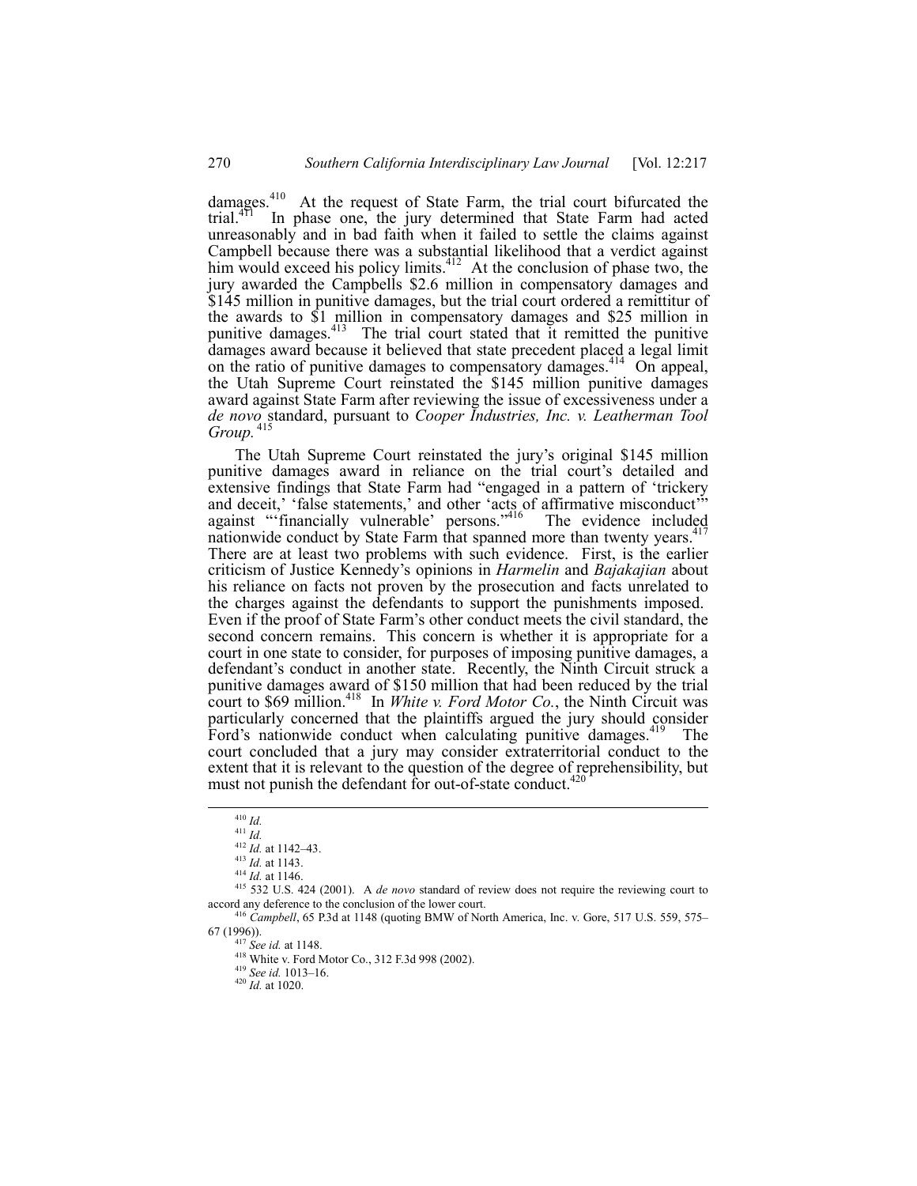damages.[410] At the request of State Farm, the trial court bifurcated the trial.[411] In phase one, the jury determined that State Farm had acted unreasonably and in bad faith when it failed to settle the claims against Campbell because there was a substantial likelihood that a verdict against him would exceed his policy limits.[412] At the conclusion of phase two, the jury awarded the Campbells $2.6 million in compensatory damages and $145 million in punitive damages, but the trial court ordered a remittitur of the awards to $1 million in compensatory damages and $25 million in punitive damages.[413] The trial court stated that it remitted the punitive damages award because it believed that state precedent placed a legal limit on the ratio of punitive damages to compensatory damages.[414] On appeal, the Utah Supreme Court reinstated the $145 million punitive damages award against State Farm after reviewing the issue of excessiveness under a *de novo* standard, pursuant to *Cooper Industries, Inc. v. Leatherman Tool Group.*[415]

The Utah Supreme Court reinstated the jury's original $145 million punitive damages award in reliance on the trial court's detailed and extensive findings that State Farm had "engaged in a pattern of 'trickery and deceit,' 'false statements,' and other 'acts of affirmative misconduct'" against "'financially vulnerable' persons."[416] The evidence included nationwide conduct by State Farm that spanned more than twenty years.[417] There are at least two problems with such evidence. First, is the earlier criticism of Justice Kennedy's opinions in *Harmelin* and *Bajakajian* about his reliance on facts not proven by the prosecution and facts unrelated to the charges against the defendants to support the punishments imposed. Even if the proof of State Farm's other conduct meets the civil standard, the second concern remains. This concern is whether it is appropriate for a court in one state to consider, for purposes of imposing punitive damages, a defendant's conduct in another state. Recently, the Ninth Circuit struck a punitive damages award of $150 million that had been reduced by the trial court to $69 million.[418] In *White v. Ford Motor Co.*, the Ninth Circuit was particularly concerned that the plaintiffs argued the jury should consider Ford's nationwide conduct when calculating punitive damages.[419] The court concluded that a jury may consider extraterritorial conduct to the extent that it is relevant to the question of the degree of reprehensibility, but must not punish the defendant for out-of-state conduct.[420]

---

[410] *Id.*

[411] *Id.*

[412] *Id.* at 1142–43.

[413] *Id.* at 1143.

[414] *Id.* at 1146.

[415] 532 U.S. 424 (2001). A *de novo* standard of review does not require the reviewing court to accord any deference to the conclusion of the lower court.

[416] *Campbell*, 65 P.3d at 1148 (quoting BMW of North America, Inc. v. Gore, 517 U.S. 559, 575–67 (1996)).

[417] *See id.* at 1148.

[418] White v. Ford Motor Co., 312 F.3d 998 (2002).

[419] *See id.* 1013–16.

[420] *Id.* at 1020.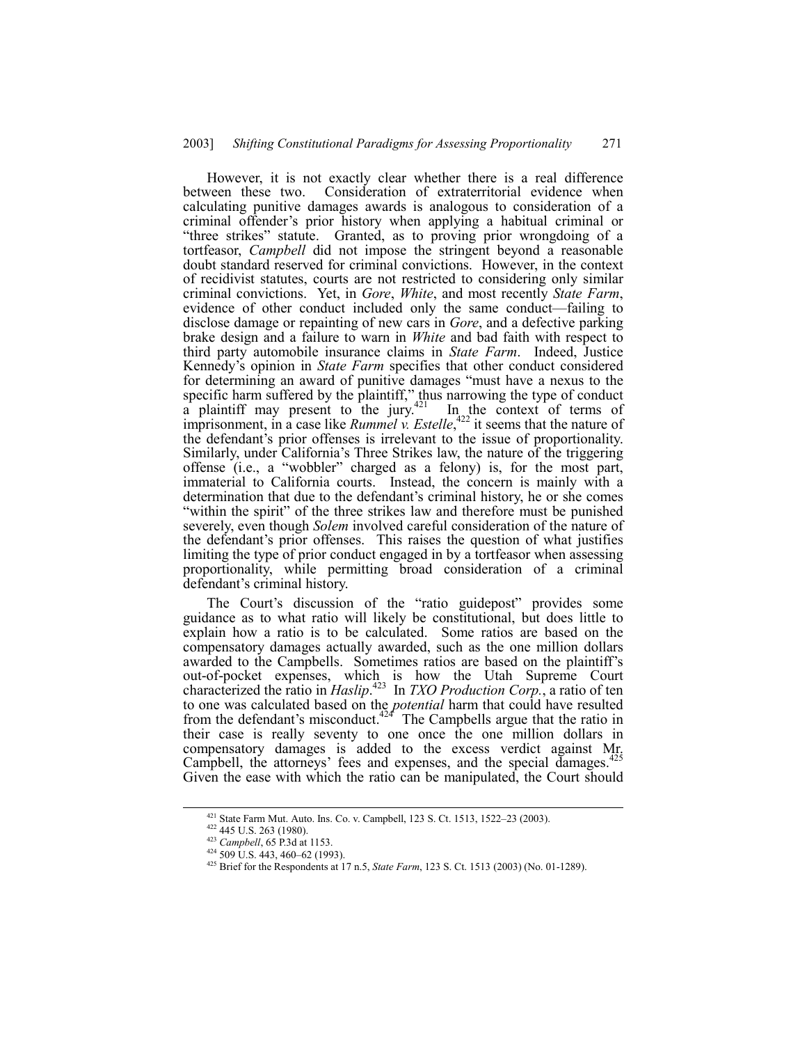However, it is not exactly clear whether there is a real difference between these two. Consideration of extraterritorial evidence when calculating punitive damages awards is analogous to consideration of a criminal offender's prior history when applying a habitual criminal or "three strikes" statute. Granted, as to proving prior wrongdoing of a tortfeasor, *Campbell* did not impose the stringent beyond a reasonable doubt standard reserved for criminal convictions. However, in the context of recidivist statutes, courts are not restricted to considering only similar criminal convictions. Yet, in *Gore*, *White*, and most recently *State Farm*, evidence of other conduct included only the same conduct—failing to disclose damage or repainting of new cars in *Gore*, and a defective parking brake design and a failure to warn in *White* and bad faith with respect to third party automobile insurance claims in *State Farm*. Indeed, Justice Kennedy's opinion in *State Farm* specifies that other conduct considered for determining an award of punitive damages "must have a nexus to the specific harm suffered by the plaintiff," thus narrowing the type of conduct a plaintiff may present to the jury.[421] In the context of terms of imprisonment, in a case like *Rummel v. Estelle*,[422] it seems that the nature of the defendant's prior offenses is irrelevant to the issue of proportionality. Similarly, under California's Three Strikes law, the nature of the triggering offense (i.e., a "wobbler" charged as a felony) is, for the most part, immaterial to California courts. Instead, the concern is mainly with a determination that due to the defendant's criminal history, he or she comes "within the spirit" of the three strikes law and therefore must be punished severely, even though *Solem* involved careful consideration of the nature of the defendant's prior offenses. This raises the question of what justifies limiting the type of prior conduct engaged in by a tortfeasor when assessing proportionality, while permitting broad consideration of a criminal defendant's criminal history.

The Court's discussion of the "ratio guidepost" provides some guidance as to what ratio will likely be constitutional, but does little to explain how a ratio is to be calculated. Some ratios are based on the compensatory damages actually awarded, such as the one million dollars awarded to the Campbells. Sometimes ratios are based on the plaintiff's out-of-pocket expenses, which is how the Utah Supreme Court characterized the ratio in *Haslip*.[423] In *TXO Production Corp.*, a ratio of ten to one was calculated based on the *potential* harm that could have resulted from the defendant's misconduct.[424] The Campbells argue that the ratio in their case is really seventy to one once the one million dollars in compensatory damages is added to the excess verdict against Mr. Campbell, the attorneys' fees and expenses, and the special damages.[425] Given the ease with which the ratio can be manipulated, the Court should

[421] State Farm Mut. Auto. Ins. Co. v. Campbell, 123 S. Ct. 1513, 1522–23 (2003).

[422] 445 U.S. 263 (1980).

[423] *Campbell*, 65 P.3d at 1153.

[424] 509 U.S. 443, 460–62 (1993).

[425] Brief for the Respondents at 17 n.5, *State Farm*, 123 S. Ct. 1513 (2003) (No. 01-1289).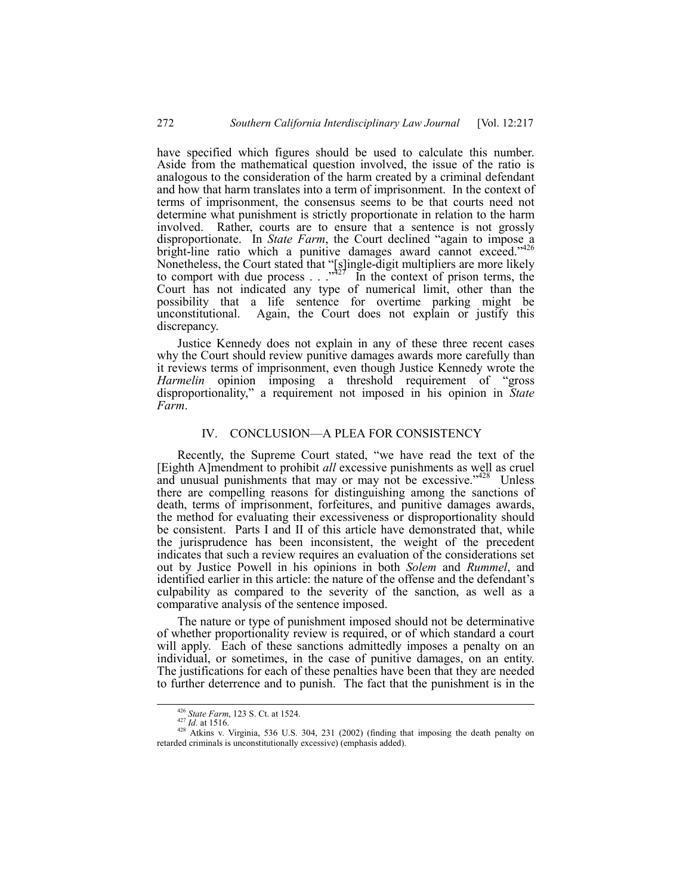have specified which figures should be used to calculate this number. Aside from the mathematical question involved, the issue of the ratio is analogous to the consideration of the harm created by a criminal defendant and how that harm translates into a term of imprisonment. In the context of terms of imprisonment, the consensus seems to be that courts need not determine what punishment is strictly proportionate in relation to the harm involved. Rather, courts are to ensure that a sentence is not grossly disproportionate. In *State Farm*, the Court declined "again to impose a bright-line ratio which a punitive damages award cannot exceed."[426] Nonetheless, the Court stated that "[s]ingle-digit multipliers are more likely to comport with due process . . ."[427] In the context of prison terms, the Court has not indicated any type of numerical limit, other than the possibility that a life sentence for overtime parking might be unconstitutional. Again, the Court does not explain or justify this discrepancy.

Justice Kennedy does not explain in any of these three recent cases why the Court should review punitive damages awards more carefully than it reviews terms of imprisonment, even though Justice Kennedy wrote the *Harmelin* opinion imposing a threshold requirement of "gross disproportionality," a requirement not imposed in his opinion in *State Farm*.

## IV. CONCLUSION—A PLEA FOR CONSISTENCY

Recently, the Supreme Court stated, "we have read the text of the [Eighth A]mendment to prohibit *all* excessive punishments as well as cruel and unusual punishments that may or may not be excessive."[428] Unless there are compelling reasons for distinguishing among the sanctions of death, terms of imprisonment, forfeitures, and punitive damages awards, the method for evaluating their excessiveness or disproportionality should be consistent. Parts I and II of this article have demonstrated that, while the jurisprudence has been inconsistent, the weight of the precedent indicates that such a review requires an evaluation of the considerations set out by Justice Powell in his opinions in both *Solem* and *Rummel*, and identified earlier in this article: the nature of the offense and the defendant's culpability as compared to the severity of the sanction, as well as a comparative analysis of the sentence imposed.

The nature or type of punishment imposed should not be determinative of whether proportionality review is required, or of which standard a court will apply. Each of these sanctions admittedly imposes a penalty on an individual, or sometimes, in the case of punitive damages, on an entity. The justifications for each of these penalties have been that they are needed to further deterrence and to punish. The fact that the punishment is in the

---

[426] *State Farm*, 123 S. Ct. at 1524.

[427] *Id.* at 1516.

[428] Atkins v. Virginia, 536 U.S. 304, 231 (2002) (finding that imposing the death penalty on retarded criminals is unconstitutionally excessive) (emphasis added).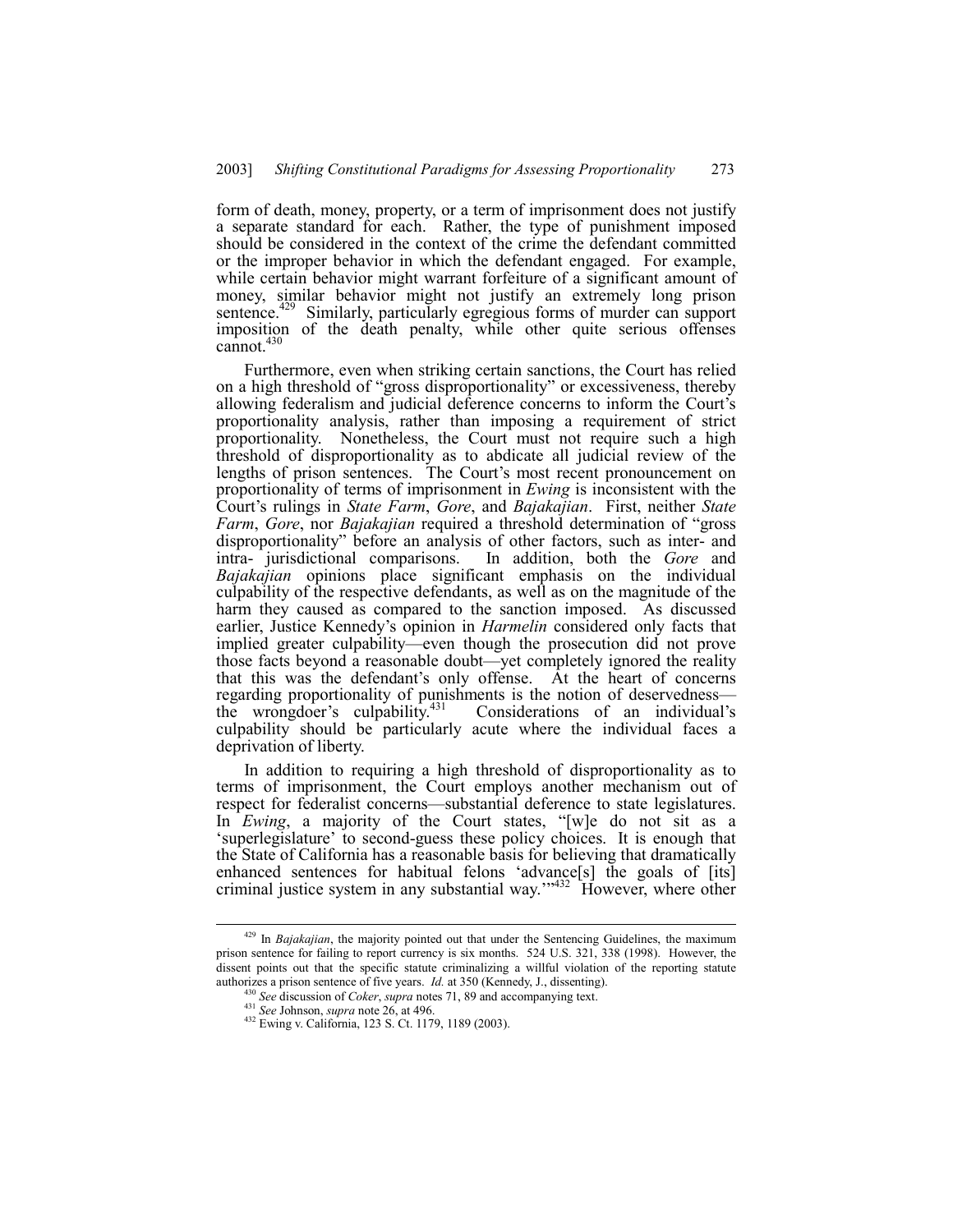form of death, money, property, or a term of imprisonment does not justify a separate standard for each. Rather, the type of punishment imposed should be considered in the context of the crime the defendant committed or the improper behavior in which the defendant engaged. For example, while certain behavior might warrant forfeiture of a significant amount of money, similar behavior might not justify an extremely long prison sentence.[429] Similarly, particularly egregious forms of murder can support imposition of the death penalty, while other quite serious offenses cannot.[430]

Furthermore, even when striking certain sanctions, the Court has relied on a high threshold of "gross disproportionality" or excessiveness, thereby allowing federalism and judicial deference concerns to inform the Court's proportionality analysis, rather than imposing a requirement of strict proportionality. Nonetheless, the Court must not require such a high threshold of disproportionality as to abdicate all judicial review of the lengths of prison sentences. The Court's most recent pronouncement on proportionality of terms of imprisonment in *Ewing* is inconsistent with the Court's rulings in *State Farm*, *Gore*, and *Bajakajian*. First, neither *State Farm*, *Gore*, nor *Bajakajian* required a threshold determination of "gross disproportionality" before an analysis of other factors, such as inter- and intra- jurisdictional comparisons. In addition, both the *Gore* and *Bajakajian* opinions place significant emphasis on the individual culpability of the respective defendants, as well as on the magnitude of the harm they caused as compared to the sanction imposed. As discussed earlier, Justice Kennedy's opinion in *Harmelin* considered only facts that implied greater culpability—even though the prosecution did not prove those facts beyond a reasonable doubt—yet completely ignored the reality that this was the defendant's only offense. At the heart of concerns regarding proportionality of punishments is the notion of deservedness—the wrongdoer's culpability.[431] Considerations of an individual's culpability should be particularly acute where the individual faces a deprivation of liberty.

In addition to requiring a high threshold of disproportionality as to terms of imprisonment, the Court employs another mechanism out of respect for federalist concerns—substantial deference to state legislatures. In *Ewing*, a majority of the Court states, "[w]e do not sit as a 'superlegislature' to second-guess these policy choices. It is enough that the State of California has a reasonable basis for believing that dramatically enhanced sentences for habitual felons 'advance[s] the goals of [its] criminal justice system in any substantial way.'"[432] However, where other

---

[429] In *Bajakajian*, the majority pointed out that under the Sentencing Guidelines, the maximum prison sentence for failing to report currency is six months. 524 U.S. 321, 338 (1998). However, the dissent points out that the specific statute criminalizing a willful violation of the reporting statute authorizes a prison sentence of five years. *Id.* at 350 (Kennedy, J., dissenting).

[430] *See* discussion of *Coker*, *supra* notes 71, 89 and accompanying text.

[431] *See* Johnson, *supra* note 26, at 496.

[432] Ewing v. California, 123 S. Ct. 1179, 1189 (2003).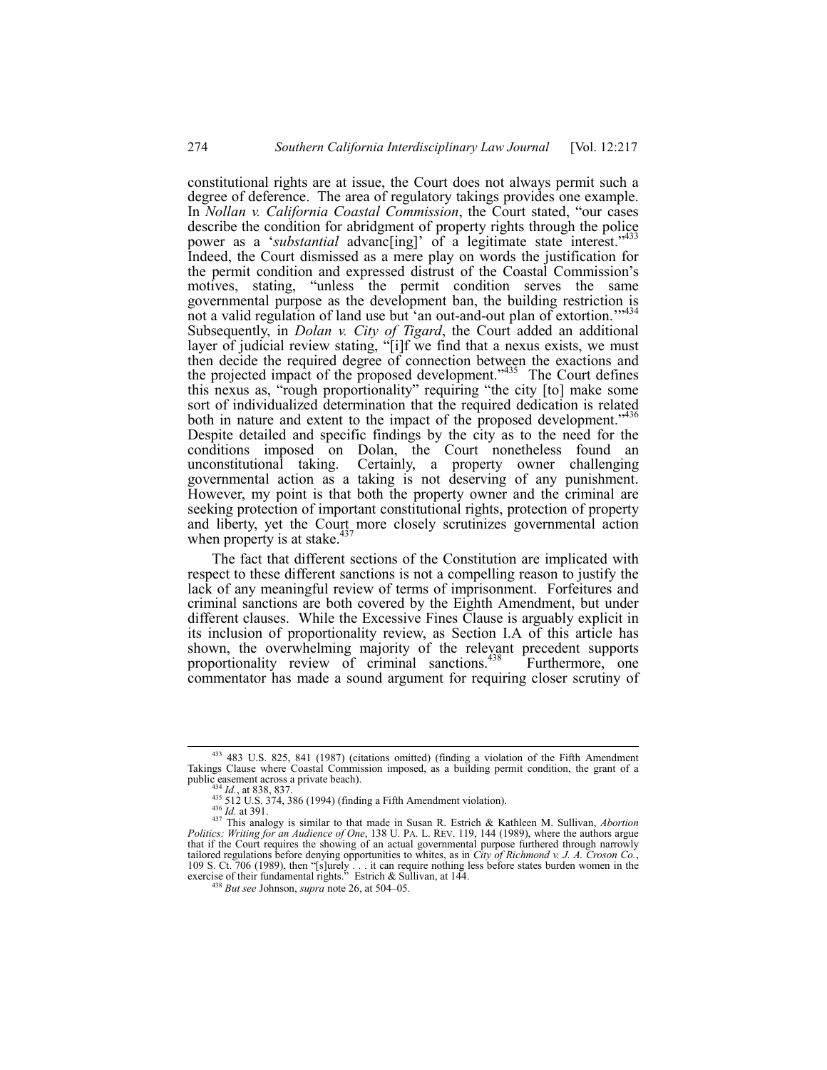constitutional rights are at issue, the Court does not always permit such a degree of deference. The area of regulatory takings provides one example. In *Nollan v. California Coastal Commission*, the Court stated, "our cases describe the condition for abridgment of property rights through the police power as a '*substantial* advanc[ing]' of a legitimate state interest."[433] Indeed, the Court dismissed as a mere play on words the justification for the permit condition and expressed distrust of the Coastal Commission's motives, stating, "unless the permit condition serves the same governmental purpose as the development ban, the building restriction is not a valid regulation of land use but 'an out-and-out plan of extortion.'"[434] Subsequently, in *Dolan v. City of Tigard*, the Court added an additional layer of judicial review stating, "[i]f we find that a nexus exists, we must then decide the required degree of connection between the exactions and the projected impact of the proposed development."[435] The Court defines this nexus as, "rough proportionality" requiring "the city [to] make some sort of individualized determination that the required dedication is related both in nature and extent to the impact of the proposed development."[436] Despite detailed and specific findings by the city as to the need for the conditions imposed on Dolan, the Court nonetheless found an unconstitutional taking. Certainly, a property owner challenging governmental action as a taking is not deserving of any punishment. However, my point is that both the property owner and the criminal are seeking protection of important constitutional rights, protection of property and liberty, yet the Court more closely scrutinizes governmental action when property is at stake.[437]

The fact that different sections of the Constitution are implicated with respect to these different sanctions is not a compelling reason to justify the lack of any meaningful review of terms of imprisonment. Forfeitures and criminal sanctions are both covered by the Eighth Amendment, but under different clauses. While the Excessive Fines Clause is arguably explicit in its inclusion of proportionality review, as Section I.A of this article has shown, the overwhelming majority of the relevant precedent supports proportionality review of criminal sanctions.[438] Furthermore, one commentator has made a sound argument for requiring closer scrutiny of

---

[433] 483 U.S. 825, 841 (1987) (citations omitted) (finding a violation of the Fifth Amendment Takings Clause where Coastal Commission imposed, as a building permit condition, the grant of a public easement across a private beach).

[434] *Id.*, at 838, 837.

[435] 512 U.S. 374, 386 (1994) (finding a Fifth Amendment violation).

[436] *Id.* at 391.

[437] This analogy is similar to that made in Susan R. Estrich & Kathleen M. Sullivan, *Abortion Politics: Writing for an Audience of One*, 138 U. PA. L. REV. 119, 144 (1989), where the authors argue that if the Court requires the showing of an actual governmental purpose furthered through narrowly tailored regulations before denying opportunities to whites, as in *City of Richmond v. J. A. Croson Co.*, 109 S. Ct. 706 (1989), then "[s]urely . . . it can require nothing less before states burden women in the exercise of their fundamental rights." Estrich & Sullivan, at 144.

[438] *But see* Johnson, *supra* note 26, at 504–05.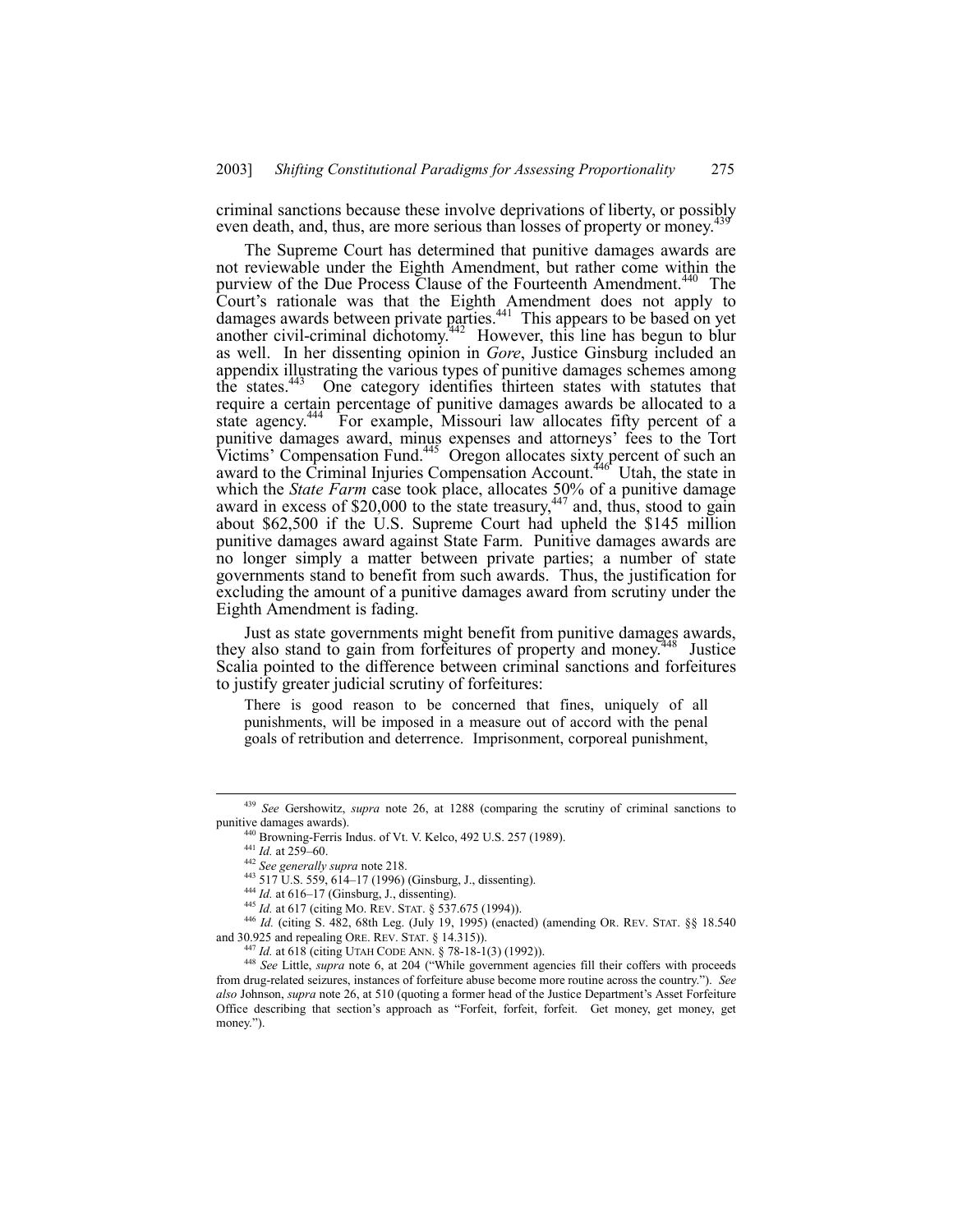criminal sanctions because these involve deprivations of liberty, or possibly even death, and, thus, are more serious than losses of property or money.[439]

The Supreme Court has determined that punitive damages awards are not reviewable under the Eighth Amendment, but rather come within the purview of the Due Process Clause of the Fourteenth Amendment.[440] The Court's rationale was that the Eighth Amendment does not apply to damages awards between private parties.[441] This appears to be based on yet another civil-criminal dichotomy.[442] However, this line has begun to blur as well. In her dissenting opinion in *Gore*, Justice Ginsburg included an appendix illustrating the various types of punitive damages schemes among the states.[443] One category identifies thirteen states with statutes that require a certain percentage of punitive damages awards be allocated to a state agency.[444] For example, Missouri law allocates fifty percent of a punitive damages award, minus expenses and attorneys' fees to the Tort Victims' Compensation Fund.[445] Oregon allocates sixty percent of such an award to the Criminal Injuries Compensation Account.[446] Utah, the state in which the *State Farm* case took place, allocates 50% of a punitive damage award in excess of $20,000 to the state treasury,[447] and, thus, stood to gain about $62,500 if the U.S. Supreme Court had upheld the $145 million punitive damages award against State Farm. Punitive damages awards are no longer simply a matter between private parties; a number of state governments stand to benefit from such awards. Thus, the justification for excluding the amount of a punitive damages award from scrutiny under the Eighth Amendment is fading.

Just as state governments might benefit from punitive damages awards, they also stand to gain from forfeitures of property and money.[448] Justice Scalia pointed to the difference between criminal sanctions and forfeitures to justify greater judicial scrutiny of forfeitures:

> There is good reason to be concerned that fines, uniquely of all punishments, will be imposed in a measure out of accord with the penal goals of retribution and deterrence. Imprisonment, corporeal punishment,

---

[439] *See* Gershowitz, *supra* note 26, at 1288 (comparing the scrutiny of criminal sanctions to punitive damages awards).

[440] Browning-Ferris Indus. of Vt. V. Kelco, 492 U.S. 257 (1989).

[441] *Id.* at 259–60.

[442] *See generally supra* note 218.

[443] 517 U.S. 559, 614–17 (1996) (Ginsburg, J., dissenting).

[444] *Id.* at 616–17 (Ginsburg, J., dissenting).

[445] *Id.* at 617 (citing MO. REV. STAT. § 537.675 (1994)).

[446] *Id.* (citing S. 482, 68th Leg. (July 19, 1995) (enacted) (amending OR. REV. STAT. §§ 18.540 and 30.925 and repealing ORE. REV. STAT. § 14.315)).

[447] *Id.* at 618 (citing UTAH CODE ANN. § 78-18-1(3) (1992)).

[448] *See* Little, *supra* note 6, at 204 ("While government agencies fill their coffers with proceeds from drug-related seizures, instances of forfeiture abuse become more routine across the country."). *See also* Johnson, *supra* note 26, at 510 (quoting a former head of the Justice Department's Asset Forfeiture Office describing that section's approach as "Forfeit, forfeit, forfeit. Get money, get money, get money.").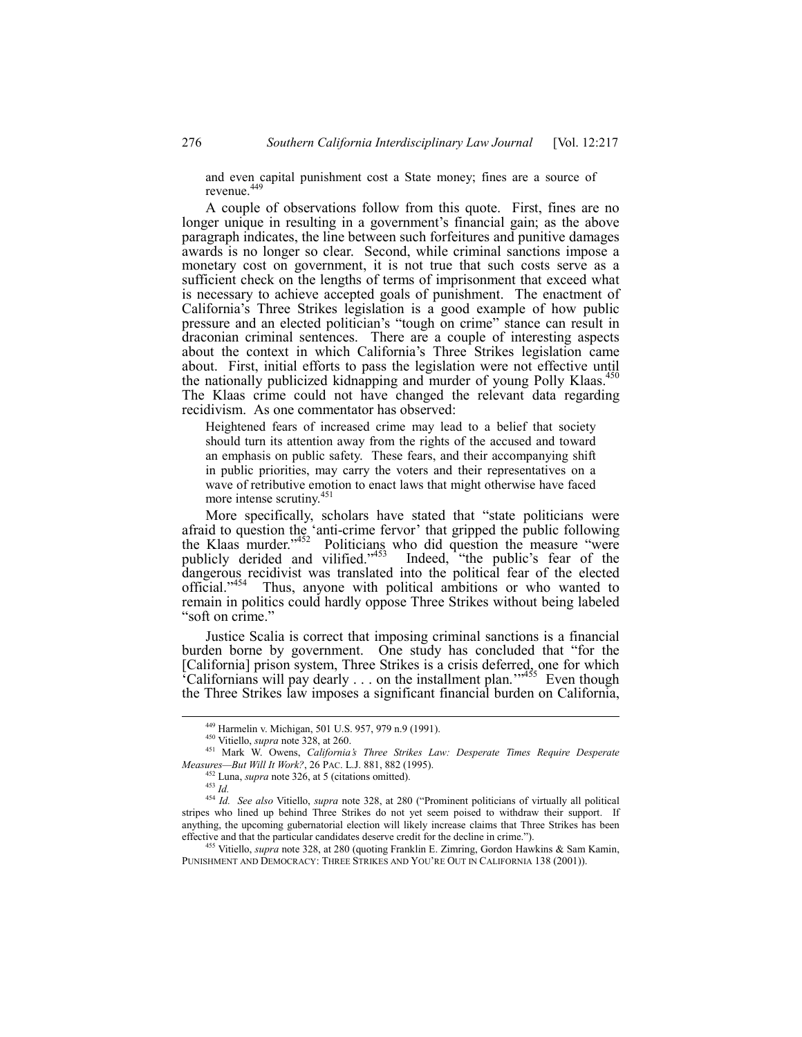> and even capital punishment cost a State money; fines are a source of revenue.[449]

A couple of observations follow from this quote. First, fines are no longer unique in resulting in a government's financial gain; as the above paragraph indicates, the line between such forfeitures and punitive damages awards is no longer so clear. Second, while criminal sanctions impose a monetary cost on government, it is not true that such costs serve as a sufficient check on the lengths of terms of imprisonment that exceed what is necessary to achieve accepted goals of punishment. The enactment of California's Three Strikes legislation is a good example of how public pressure and an elected politician's "tough on crime" stance can result in draconian criminal sentences. There are a couple of interesting aspects about the context in which California's Three Strikes legislation came about. First, initial efforts to pass the legislation were not effective until the nationally publicized kidnapping and murder of young Polly Klaas.[450] The Klaas crime could not have changed the relevant data regarding recidivism. As one commentator has observed:

> Heightened fears of increased crime may lead to a belief that society should turn its attention away from the rights of the accused and toward an emphasis on public safety. These fears, and their accompanying shift in public priorities, may carry the voters and their representatives on a wave of retributive emotion to enact laws that might otherwise have faced more intense scrutiny.[451]

More specifically, scholars have stated that "state politicians were afraid to question the 'anti-crime fervor' that gripped the public following the Klaas murder."[452] Politicians who did question the measure "were publicly derided and vilified."[453] Indeed, "the public's fear of the dangerous recidivist was translated into the political fear of the elected official."[454] Thus, anyone with political ambitions or who wanted to remain in politics could hardly oppose Three Strikes without being labeled "soft on crime."

Justice Scalia is correct that imposing criminal sanctions is a financial burden borne by government. One study has concluded that "for the [California] prison system, Three Strikes is a crisis deferred, one for which 'Californians will pay dearly . . . on the installment plan.'"[455] Even though the Three Strikes law imposes a significant financial burden on California,

---

[449] Harmelin v. Michigan, 501 U.S. 957, 979 n.9 (1991).

[450] Vitiello, *supra* note 328, at 260.

[451] Mark W. Owens, *California's Three Strikes Law: Desperate Times Require Desperate Measures—But Will It Work?*, 26 PAC. L.J. 881, 882 (1995).

[452] Luna, *supra* note 326, at 5 (citations omitted).

[453] *Id.*

[454] *Id. See also* Vitiello, *supra* note 328, at 280 ("Prominent politicians of virtually all political stripes who lined up behind Three Strikes do not yet seem poised to withdraw their support. If anything, the upcoming gubernatorial election will likely increase claims that Three Strikes has been effective and that the particular candidates deserve credit for the decline in crime.").

[455] Vitiello, *supra* note 328, at 280 (quoting Franklin E. Zimring, Gordon Hawkins & Sam Kamin, PUNISHMENT AND DEMOCRACY: THREE STRIKES AND YOU'RE OUT IN CALIFORNIA 138 (2001)).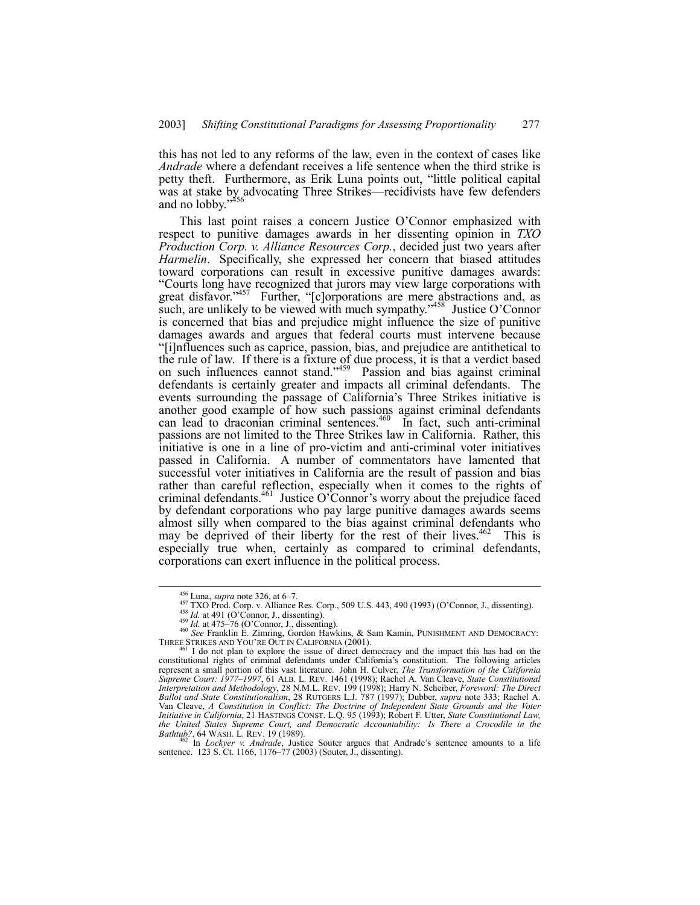this has not led to any reforms of the law, even in the context of cases like *Andrade* where a defendant receives a life sentence when the third strike is petty theft. Furthermore, as Erik Luna points out, "little political capital was at stake by advocating Three Strikes—recidivists have few defenders and no lobby."[456]

This last point raises a concern Justice O'Connor emphasized with respect to punitive damages awards in her dissenting opinion in *TXO Production Corp. v. Alliance Resources Corp.*, decided just two years after *Harmelin*. Specifically, she expressed her concern that biased attitudes toward corporations can result in excessive punitive damages awards: "Courts long have recognized that jurors may view large corporations with great disfavor."[457] Further, "[c]orporations are mere abstractions and, as such, are unlikely to be viewed with much sympathy."[458] Justice O'Connor is concerned that bias and prejudice might influence the size of punitive damages awards and argues that federal courts must intervene because "[i]nfluences such as caprice, passion, bias, and prejudice are antithetical to the rule of law. If there is a fixture of due process, it is that a verdict based on such influences cannot stand."[459] Passion and bias against criminal defendants is certainly greater and impacts all criminal defendants. The events surrounding the passage of California's Three Strikes initiative is another good example of how such passions against criminal defendants can lead to draconian criminal sentences.[460] In fact, such anti-criminal passions are not limited to the Three Strikes law in California. Rather, this initiative is one in a line of pro-victim and anti-criminal voter initiatives passed in California. A number of commentators have lamented that successful voter initiatives in California are the result of passion and bias rather than careful reflection, especially when it comes to the rights of criminal defendants.[461] Justice O'Connor's worry about the prejudice faced by defendant corporations who pay large punitive damages awards seems almost silly when compared to the bias against criminal defendants who may be deprived of their liberty for the rest of their lives.[462] This is especially true when, certainly as compared to criminal defendants, corporations can exert influence in the political process.

---

[456] Luna, *supra* note 326, at 6–7.

[457] TXO Prod. Corp. v. Alliance Res. Corp., 509 U.S. 443, 490 (1993) (O'Connor, J., dissenting).

[458] *Id.* at 491 (O'Connor, J., dissenting).

[459] *Id.* at 475–76 (O'Connor, J., dissenting).

[460] *See* Franklin E. Zimring, Gordon Hawkins, & Sam Kamin, PUNISHMENT AND DEMOCRACY: THREE STRIKES AND YOU'RE OUT IN CALIFORNIA (2001).

[461] I do not plan to explore the issue of direct democracy and the impact this has had on the constitutional rights of criminal defendants under California's constitution. The following articles represent a small portion of this vast literature. John H. Culver, *The Transformation of the California Supreme Court: 1977–1997*, 61 ALB. L. REV. 1461 (1998); Rachel A. Van Cleave, *State Constitutional Interpretation and Methodology*, 28 N.M.L. REV. 199 (1998); Harry N. Scheiber, *Foreword: The Direct Ballot and State Constitutionalism*, 28 RUTGERS L.J. 787 (1997); Dubber, *supra* note 333; Rachel A. Van Cleave, *A Constitution in Conflict: The Doctrine of Independent State Grounds and the Voter Initiative in California*, 21 HASTINGS CONST. L.Q. 95 (1993); Robert F. Utter, *State Constitutional Law, the United States Supreme Court, and Democratic Accountability: Is There a Crocodile in the Bathtub?*, 64 WASH. L. REV. 19 (1989).

[462] In *Lockyer v. Andrade*, Justice Souter argues that Andrade's sentence amounts to a life sentence. 123 S. Ct. 1166, 1176–77 (2003) (Souter, J., dissenting).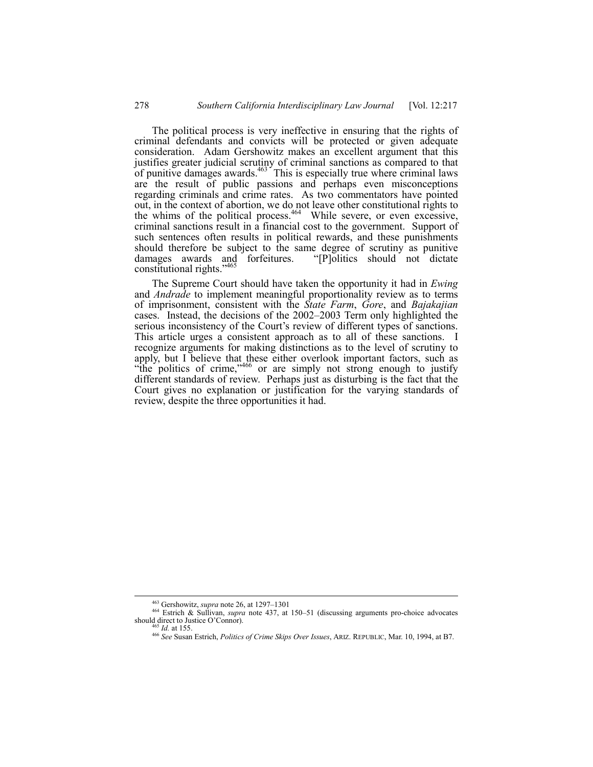The political process is very ineffective in ensuring that the rights of criminal defendants and convicts will be protected or given adequate consideration. Adam Gershowitz makes an excellent argument that this justifies greater judicial scrutiny of criminal sanctions as compared to that of punitive damages awards.[463] This is especially true where criminal laws are the result of public passions and perhaps even misconceptions regarding criminals and crime rates. As two commentators have pointed out, in the context of abortion, we do not leave other constitutional rights to the whims of the political process.[464] While severe, or even excessive, criminal sanctions result in a financial cost to the government. Support of such sentences often results in political rewards, and these punishments should therefore be subject to the same degree of scrutiny as punitive damages awards and forfeitures. "[P]olitics should not dictate constitutional rights."[465]

The Supreme Court should have taken the opportunity it had in *Ewing* and *Andrade* to implement meaningful proportionality review as to terms of imprisonment, consistent with the *State Farm*, *Gore*, and *Bajakajian* cases. Instead, the decisions of the 2002–2003 Term only highlighted the serious inconsistency of the Court's review of different types of sanctions. This article urges a consistent approach as to all of these sanctions. I recognize arguments for making distinctions as to the level of scrutiny to apply, but I believe that these either overlook important factors, such as "the politics of crime,"[466] or are simply not strong enough to justify different standards of review. Perhaps just as disturbing is the fact that the Court gives no explanation or justification for the varying standards of review, despite the three opportunities it had.

---

[463] Gershowitz, *supra* note 26, at 1297–1301

[464] Estrich & Sullivan, *supra* note 437, at 150–51 (discussing arguments pro-choice advocates should direct to Justice O'Connor).

[465] *Id.* at 155.

[466] *See* Susan Estrich, *Politics of Crime Skips Over Issues*, ARIZ. REPUBLIC, Mar. 10, 1994, at B7.